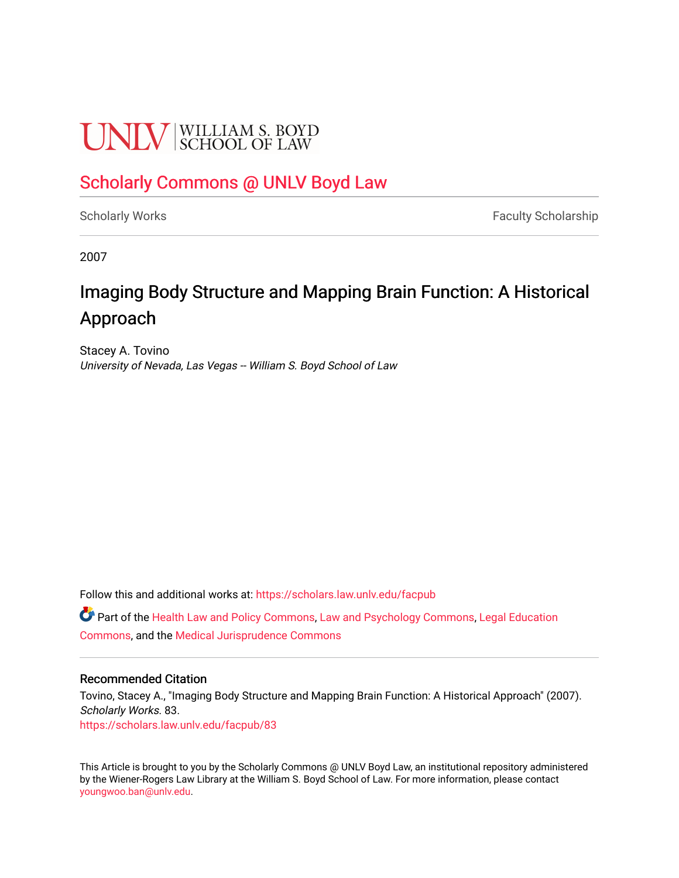UNLV | WILLIAM S. BOYD SCHOOL OF LAW

## Scholarly Commons @ UNLV Boyd Law

Scholarly Works | Faculty Scholarship

2007

# Imaging Body Structure and Mapping Brain Function: A Historical Approach

Stacey A. Tovino
*University of Nevada, Las Vegas -- William S. Boyd School of Law*

Follow this and additional works at: https://scholars.law.unlv.edu/facpub

Part of the Health Law and Policy Commons, Law and Psychology Commons, Legal Education Commons, and the Medical Jurisprudence Commons

### Recommended Citation

Tovino, Stacey A., "Imaging Body Structure and Mapping Brain Function: A Historical Approach" (2007). *Scholarly Works*. 83.
https://scholars.law.unlv.edu/facpub/83

This Article is brought to you by the Scholarly Commons @ UNLV Boyd Law, an institutional repository administered by the Wiener-Rogers Law Library at the William S. Boyd School of Law. For more information, please contact youngwoo.ban@unlv.edu.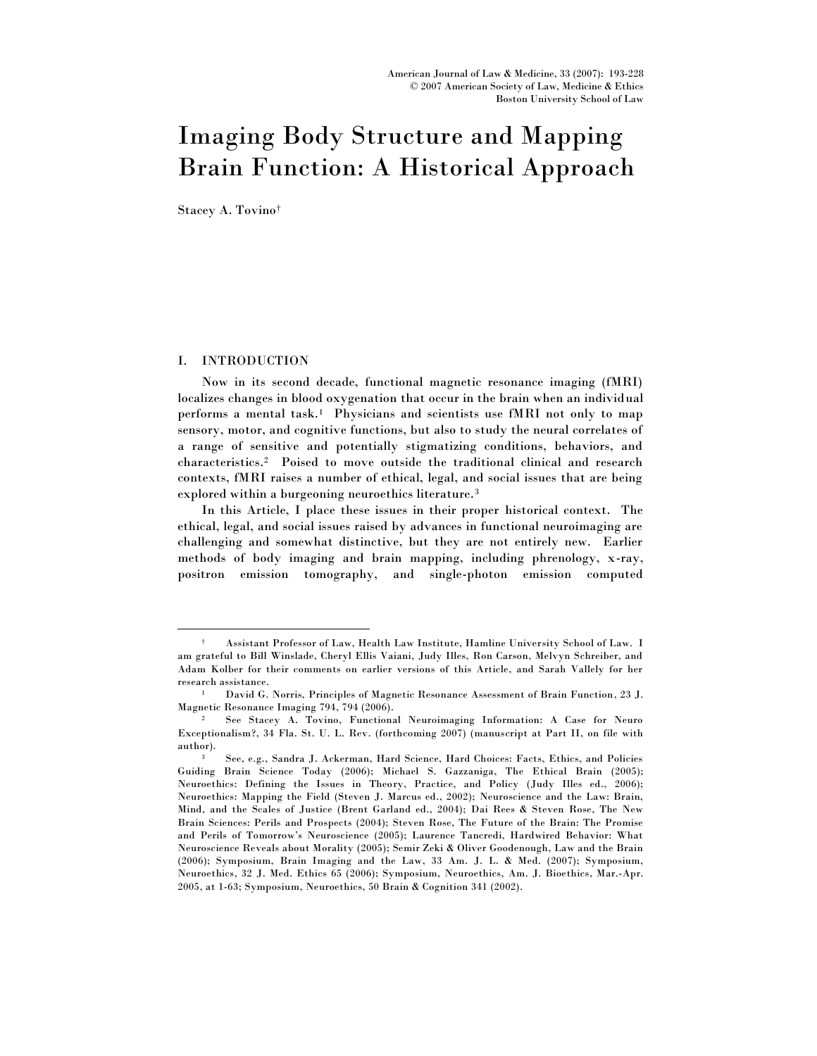# Imaging Body Structure and Mapping Brain Function: A Historical Approach

Stacey A. Tovino†

## I. INTRODUCTION

Now in its second decade, functional magnetic resonance imaging (fMRI) localizes changes in blood oxygenation that occur in the brain when an individual performs a mental task.[1] Physicians and scientists use fMRI not only to map sensory, motor, and cognitive functions, but also to study the neural correlates of a range of sensitive and potentially stigmatizing conditions, behaviors, and characteristics.[2] Poised to move outside the traditional clinical and research contexts, fMRI raises a number of ethical, legal, and social issues that are being explored within a burgeoning neuroethics literature.[3]

In this Article, I place these issues in their proper historical context. The ethical, legal, and social issues raised by advances in functional neuroimaging are challenging and somewhat distinctive, but they are not entirely new. Earlier methods of body imaging and brain mapping, including phrenology, x-ray, positron emission tomography, and single-photon emission computed

---

† Assistant Professor of Law, Health Law Institute, Hamline University School of Law. I am grateful to Bill Winslade, Cheryl Ellis Vaiani, Judy Illes, Ron Carson, Melvyn Schreiber, and Adam Kolber for their comments on earlier versions of this Article, and Sarah Vallely for her research assistance.

[1] David G. Norris, Principles of Magnetic Resonance Assessment of Brain Function, 23 J. Magnetic Resonance Imaging 794, 794 (2006).

[2] See Stacey A. Tovino, Functional Neuroimaging Information: A Case for Neuro Exceptionalism?, 34 Fla. St. U. L. Rev. (forthcoming 2007) (manuscript at Part II, on file with author).

[3] See, e.g., Sandra J. Ackerman, Hard Science, Hard Choices: Facts, Ethics, and Policies Guiding Brain Science Today (2006); Michael S. Gazzaniga, The Ethical Brain (2005); Neuroethics: Defining the Issues in Theory, Practice, and Policy (Judy Illes ed., 2006); Neuroethics: Mapping the Field (Steven J. Marcus ed., 2002); Neuroscience and the Law: Brain, Mind, and the Scales of Justice (Brent Garland ed., 2004); Dai Rees & Steven Rose, The New Brain Sciences: Perils and Prospects (2004); Steven Rose, The Future of the Brain: The Promise and Perils of Tomorrow's Neuroscience (2005); Laurence Tancredi, Hardwired Behavior: What Neuroscience Reveals about Morality (2005); Semir Zeki & Oliver Goodenough, Law and the Brain (2006); Symposium, Brain Imaging and the Law, 33 Am. J. L. & Med. (2007); Symposium, Neuroethics, 32 J. Med. Ethics 65 (2006); Symposium, Neuroethics, Am. J. Bioethics, Mar.-Apr. 2005, at 1-63; Symposium, Neuroethics, 50 Brain & Cognition 341 (2002).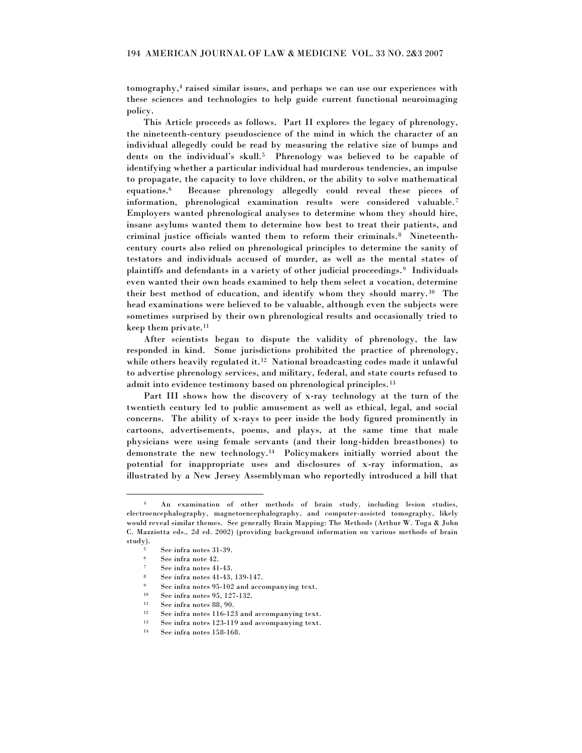tomography,[4] raised similar issues, and perhaps we can use our experiences with these sciences and technologies to help guide current functional neuroimaging policy.

This Article proceeds as follows. Part II explores the legacy of phrenology, the nineteenth-century pseudoscience of the mind in which the character of an individual allegedly could be read by measuring the relative size of bumps and dents on the individual's skull.[5] Phrenology was believed to be capable of identifying whether a particular individual had murderous tendencies, an impulse to propagate, the capacity to love children, or the ability to solve mathematical equations.[6] Because phrenology allegedly could reveal these pieces of information, phrenological examination results were considered valuable.[7] Employers wanted phrenological analyses to determine whom they should hire, insane asylums wanted them to determine how best to treat their patients, and criminal justice officials wanted them to reform their criminals.[8] Nineteenth-century courts also relied on phrenological principles to determine the sanity of testators and individuals accused of murder, as well as the mental states of plaintiffs and defendants in a variety of other judicial proceedings.[9] Individuals even wanted their own heads examined to help them select a vocation, determine their best method of education, and identify whom they should marry.[10] The head examinations were believed to be valuable, although even the subjects were sometimes surprised by their own phrenological results and occasionally tried to keep them private.[11]

After scientists began to dispute the validity of phrenology, the law responded in kind. Some jurisdictions prohibited the practice of phrenology, while others heavily regulated it.[12] National broadcasting codes made it unlawful to advertise phrenology services, and military, federal, and state courts refused to admit into evidence testimony based on phrenological principles.[13]

Part III shows how the discovery of x-ray technology at the turn of the twentieth century led to public amusement as well as ethical, legal, and social concerns. The ability of x-rays to peer inside the body figured prominently in cartoons, advertisements, poems, and plays, at the same time that male physicians were using female servants (and their long-hidden breastbones) to demonstrate the new technology.[14] Policymakers initially worried about the potential for inappropriate uses and disclosures of x-ray information, as illustrated by a New Jersey Assemblyman who reportedly introduced a bill that

---

[4] An examination of other methods of brain study, including lesion studies, electroencephalography, magnetoencephalography, and computer-assisted tomography, likely would reveal similar themes. See generally Brain Mapping: The Methods (Arthur W. Toga & John C. Mazziotta eds., 2d ed. 2002) (providing background information on various methods of brain study).

[5] See infra notes 31-39.

[6] See infra note 42.

[7] See infra notes 41-43.

[8] See infra notes 41-43, 139-147.

[9] See infra notes 95-102 and accompanying text.

[10] See infra notes 95, 127-132.

[11] See infra notes 88, 90.

[12] See infra notes 116-123 and accompanying text.

[13] See infra notes 123-119 and accompanying text.

[14] See infra notes 158-168.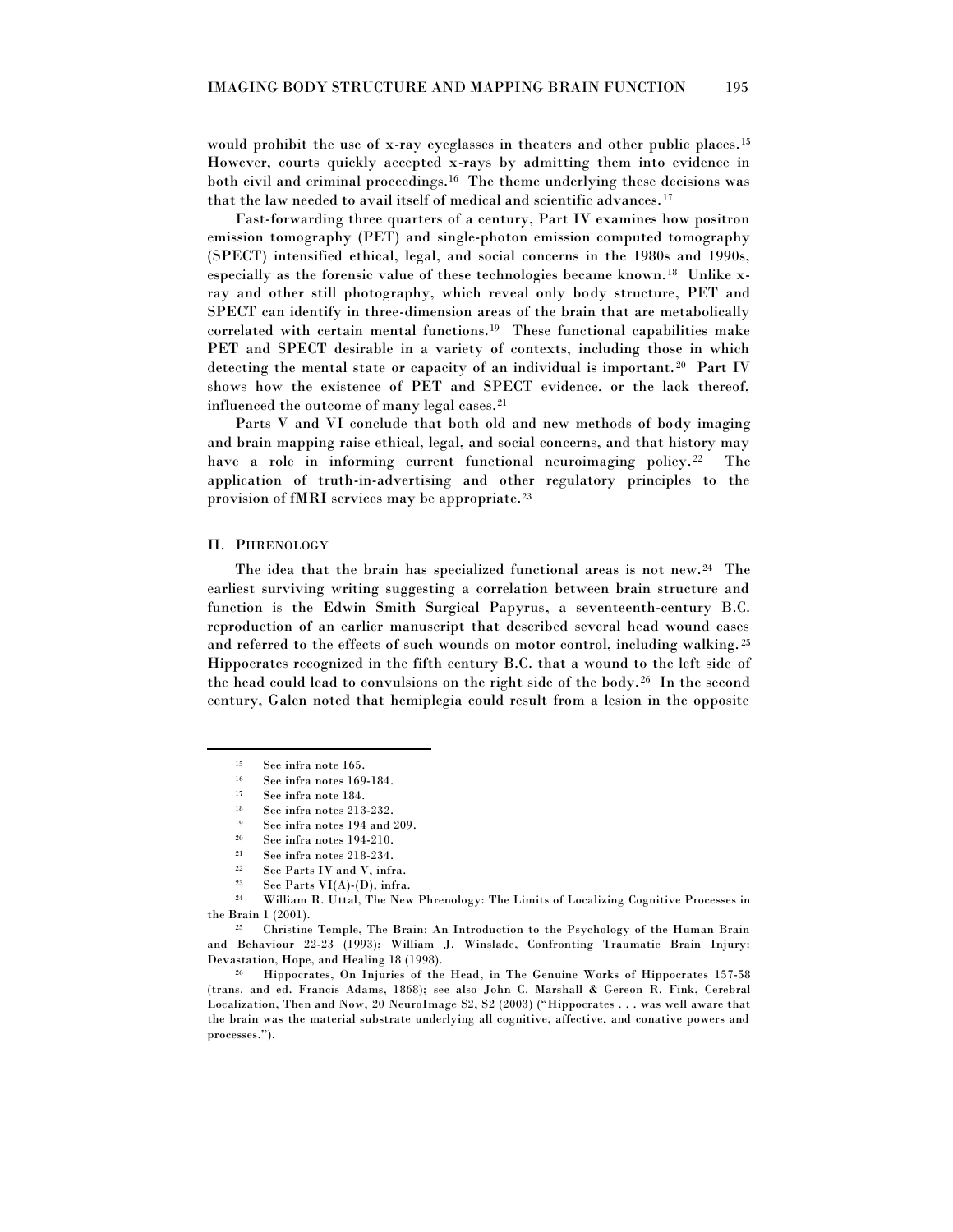would prohibit the use of x-ray eyeglasses in theaters and other public places.[15] However, courts quickly accepted x-rays by admitting them into evidence in both civil and criminal proceedings.[16] The theme underlying these decisions was that the law needed to avail itself of medical and scientific advances.[17]

Fast-forwarding three quarters of a century, Part IV examines how positron emission tomography (PET) and single-photon emission computed tomography (SPECT) intensified ethical, legal, and social concerns in the 1980s and 1990s, especially as the forensic value of these technologies became known.[18] Unlike x-ray and other still photography, which reveal only body structure, PET and SPECT can identify in three-dimension areas of the brain that are metabolically correlated with certain mental functions.[19] These functional capabilities make PET and SPECT desirable in a variety of contexts, including those in which detecting the mental state or capacity of an individual is important.[20] Part IV shows how the existence of PET and SPECT evidence, or the lack thereof, influenced the outcome of many legal cases.[21]

Parts V and VI conclude that both old and new methods of body imaging and brain mapping raise ethical, legal, and social concerns, and that history may have a role in informing current functional neuroimaging policy.[22] The application of truth-in-advertising and other regulatory principles to the provision of fMRI services may be appropriate.[23]

## II. PHRENOLOGY

The idea that the brain has specialized functional areas is not new.[24] The earliest surviving writing suggesting a correlation between brain structure and function is the Edwin Smith Surgical Papyrus, a seventeenth-century B.C. reproduction of an earlier manuscript that described several head wound cases and referred to the effects of such wounds on motor control, including walking.[25] Hippocrates recognized in the fifth century B.C. that a wound to the left side of the head could lead to convulsions on the right side of the body.[26] In the second century, Galen noted that hemiplegia could result from a lesion in the opposite

---

[15] See infra note 165.

[16] See infra notes 169-184.

[17] See infra note 184.

[18] See infra notes 213-232.

[19] See infra notes 194 and 209.

[20] See infra notes 194-210.

[21] See infra notes 218-234.

[22] See Parts IV and V, infra.

[23] See Parts VI(A)-(D), infra.

[24] William R. Uttal, The New Phrenology: The Limits of Localizing Cognitive Processes in the Brain 1 (2001).

[25] Christine Temple, The Brain: An Introduction to the Psychology of the Human Brain and Behaviour 22-23 (1993); William J. Winslade, Confronting Traumatic Brain Injury: Devastation, Hope, and Healing 18 (1998).

[26] Hippocrates, On Injuries of the Head, in The Genuine Works of Hippocrates 157-58 (trans. and ed. Francis Adams, 1868); see also John C. Marshall & Gereon R. Fink, Cerebral Localization, Then and Now, 20 NeuroImage S2, S2 (2003) ("Hippocrates . . . was well aware that the brain was the material substrate underlying all cognitive, affective, and conative powers and processes.").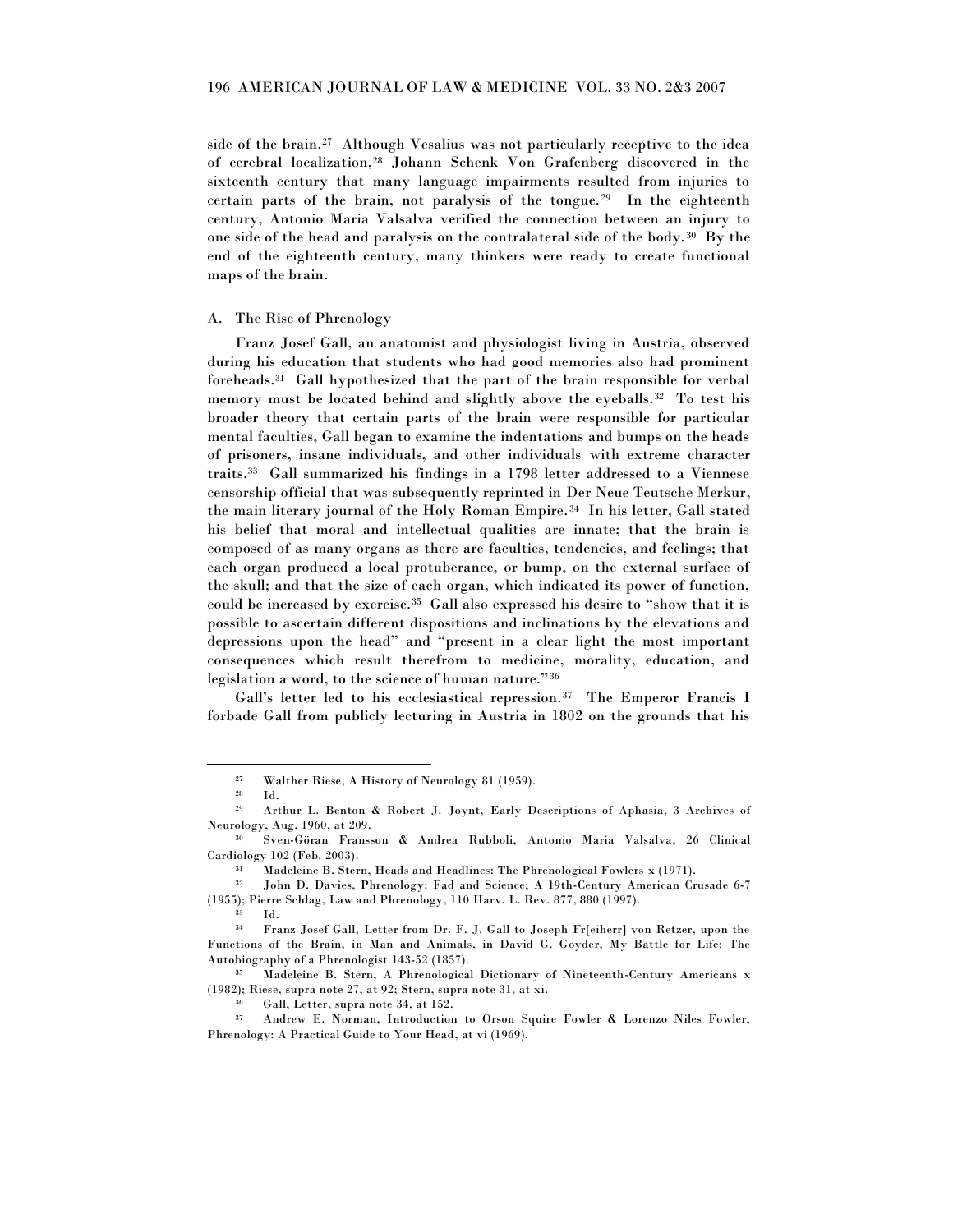side of the brain.[27] Although Vesalius was not particularly receptive to the idea of cerebral localization,[28] Johann Schenk Von Grafenberg discovered in the sixteenth century that many language impairments resulted from injuries to certain parts of the brain, not paralysis of the tongue.[29] In the eighteenth century, Antonio Maria Valsalva verified the connection between an injury to one side of the head and paralysis on the contralateral side of the body.[30] By the end of the eighteenth century, many thinkers were ready to create functional maps of the brain.

### A. The Rise of Phrenology

Franz Josef Gall, an anatomist and physiologist living in Austria, observed during his education that students who had good memories also had prominent foreheads.[31] Gall hypothesized that the part of the brain responsible for verbal memory must be located behind and slightly above the eyeballs.[32] To test his broader theory that certain parts of the brain were responsible for particular mental faculties, Gall began to examine the indentations and bumps on the heads of prisoners, insane individuals, and other individuals with extreme character traits.[33] Gall summarized his findings in a 1798 letter addressed to a Viennese censorship official that was subsequently reprinted in Der Neue Teutsche Merkur, the main literary journal of the Holy Roman Empire.[34] In his letter, Gall stated his belief that moral and intellectual qualities are innate; that the brain is composed of as many organs as there are faculties, tendencies, and feelings; that each organ produced a local protuberance, or bump, on the external surface of the skull; and that the size of each organ, which indicated its power of function, could be increased by exercise.[35] Gall also expressed his desire to "show that it is possible to ascertain different dispositions and inclinations by the elevations and depressions upon the head" and "present in a clear light the most important consequences which result therefrom to medicine, morality, education, and legislation a word, to the science of human nature."[36]

Gall's letter led to his ecclesiastical repression.[37] The Emperor Francis I forbade Gall from publicly lecturing in Austria in 1802 on the grounds that his

---

[27] Walther Riese, A History of Neurology 81 (1959).

[28] Id.

[29] Arthur L. Benton & Robert J. Joynt, Early Descriptions of Aphasia, 3 Archives of Neurology, Aug. 1960, at 209.

[30] Sven-Göran Fransson & Andrea Rubboli, Antonio Maria Valsalva, 26 Clinical Cardiology 102 (Feb. 2003).

[31] Madeleine B. Stern, Heads and Headlines: The Phrenological Fowlers x (1971).

[32] John D. Davies, Phrenology: Fad and Science; A 19th-Century American Crusade 6-7 (1955); Pierre Schlag, Law and Phrenology, 110 Harv. L. Rev. 877, 880 (1997).

[33] Id.

[34] Franz Josef Gall, Letter from Dr. F. J. Gall to Joseph Fr[eiherr] von Retzer, upon the Functions of the Brain, in Man and Animals, in David G. Goyder, My Battle for Life: The Autobiography of a Phrenologist 143-52 (1857).

[35] Madeleine B. Stern, A Phrenological Dictionary of Nineteenth-Century Americans x (1982); Riese, supra note 27, at 92; Stern, supra note 31, at xi.

[36] Gall, Letter, supra note 34, at 152.

[37] Andrew E. Norman, Introduction to Orson Squire Fowler & Lorenzo Niles Fowler, Phrenology: A Practical Guide to Your Head, at vi (1969).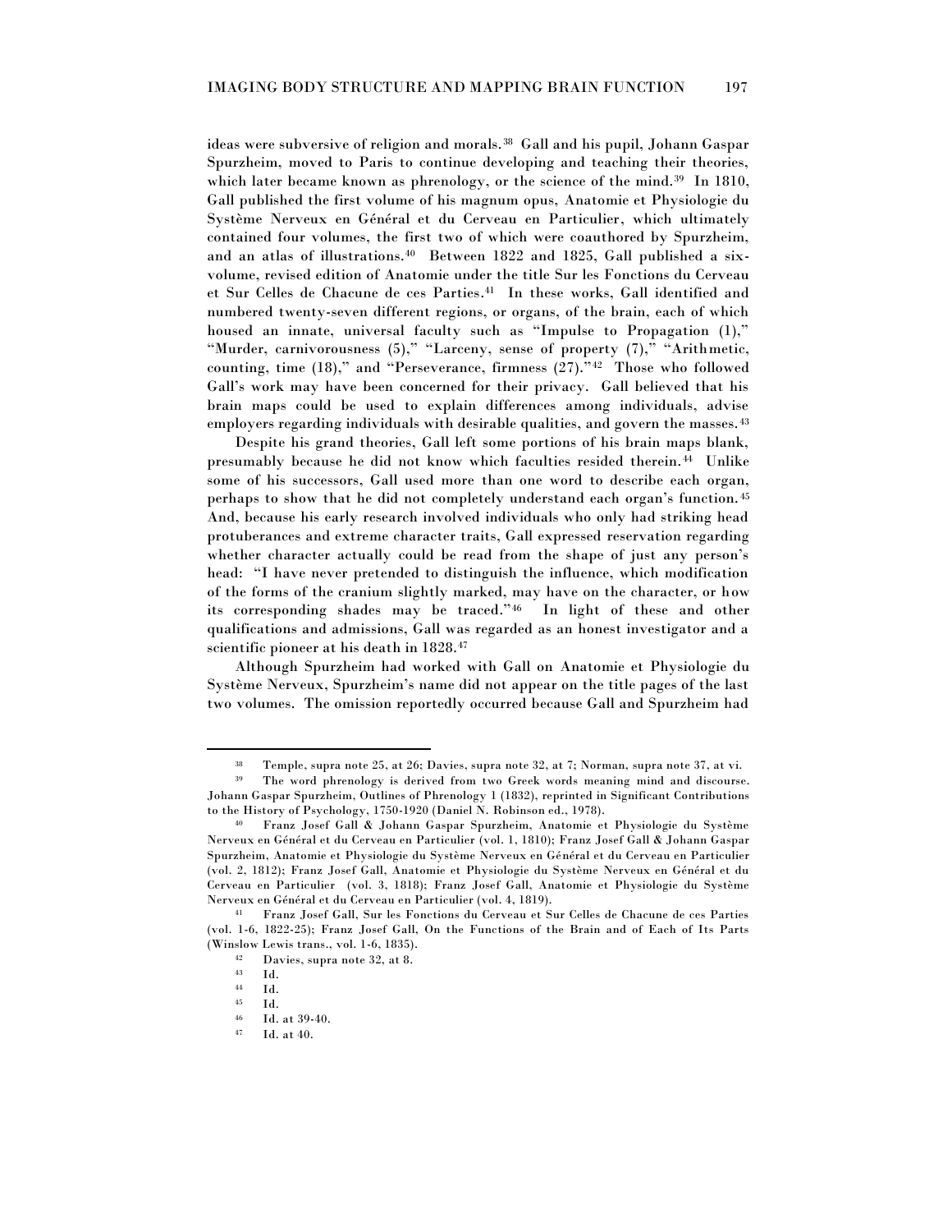ideas were subversive of religion and morals.[38] Gall and his pupil, Johann Gaspar Spurzheim, moved to Paris to continue developing and teaching their theories, which later became known as phrenology, or the science of the mind.[39] In 1810, Gall published the first volume of his magnum opus, Anatomie et Physiologie du Système Nerveux en Général et du Cerveau en Particulier, which ultimately contained four volumes, the first two of which were coauthored by Spurzheim, and an atlas of illustrations.[40] Between 1822 and 1825, Gall published a six-volume, revised edition of Anatomie under the title Sur les Fonctions du Cerveau et Sur Celles de Chacune de ces Parties.[41] In these works, Gall identified and numbered twenty-seven different regions, or organs, of the brain, each of which housed an innate, universal faculty such as "Impulse to Propagation (1)," "Murder, carnivorousness (5)," "Larceny, sense of property (7)," "Arithmetic, counting, time (18)," and "Perseverance, firmness (27)."[42] Those who followed Gall's work may have been concerned for their privacy. Gall believed that his brain maps could be used to explain differences among individuals, advise employers regarding individuals with desirable qualities, and govern the masses.[43]

Despite his grand theories, Gall left some portions of his brain maps blank, presumably because he did not know which faculties resided therein.[44] Unlike some of his successors, Gall used more than one word to describe each organ, perhaps to show that he did not completely understand each organ's function.[45] And, because his early research involved individuals who only had striking head protuberances and extreme character traits, Gall expressed reservation regarding whether character actually could be read from the shape of just any person's head: "I have never pretended to distinguish the influence, which modification of the forms of the cranium slightly marked, may have on the character, or how its corresponding shades may be traced."[46] In light of these and other qualifications and admissions, Gall was regarded as an honest investigator and a scientific pioneer at his death in 1828.[47]

Although Spurzheim had worked with Gall on Anatomie et Physiologie du Système Nerveux, Spurzheim's name did not appear on the title pages of the last two volumes. The omission reportedly occurred because Gall and Spurzheim had

---

[38] Temple, supra note 25, at 26; Davies, supra note 32, at 7; Norman, supra note 37, at vi.

[39] The word phrenology is derived from two Greek words meaning mind and discourse. Johann Gaspar Spurzheim, Outlines of Phrenology 1 (1832), reprinted in Significant Contributions to the History of Psychology, 1750-1920 (Daniel N. Robinson ed., 1978).

[40] Franz Josef Gall & Johann Gaspar Spurzheim, Anatomie et Physiologie du Système Nerveux en Général et du Cerveau en Particulier (vol. 1, 1810); Franz Josef Gall & Johann Gaspar Spurzheim, Anatomie et Physiologie du Système Nerveux en Général et du Cerveau en Particulier (vol. 2, 1812); Franz Josef Gall, Anatomie et Physiologie du Système Nerveux en Général et du Cerveau en Particulier (vol. 3, 1818); Franz Josef Gall, Anatomie et Physiologie du Système Nerveux en Général et du Cerveau en Particulier (vol. 4, 1819).

[41] Franz Josef Gall, Sur les Fonctions du Cerveau et Sur Celles de Chacune de ces Parties (vol. 1-6, 1822-25); Franz Josef Gall, On the Functions of the Brain and of Each of Its Parts (Winslow Lewis trans., vol. 1-6, 1835).

[42] Davies, supra note 32, at 8.

[43] Id.

[44] Id.

[45] Id.

[46] Id. at 39-40.

[47] Id. at 40.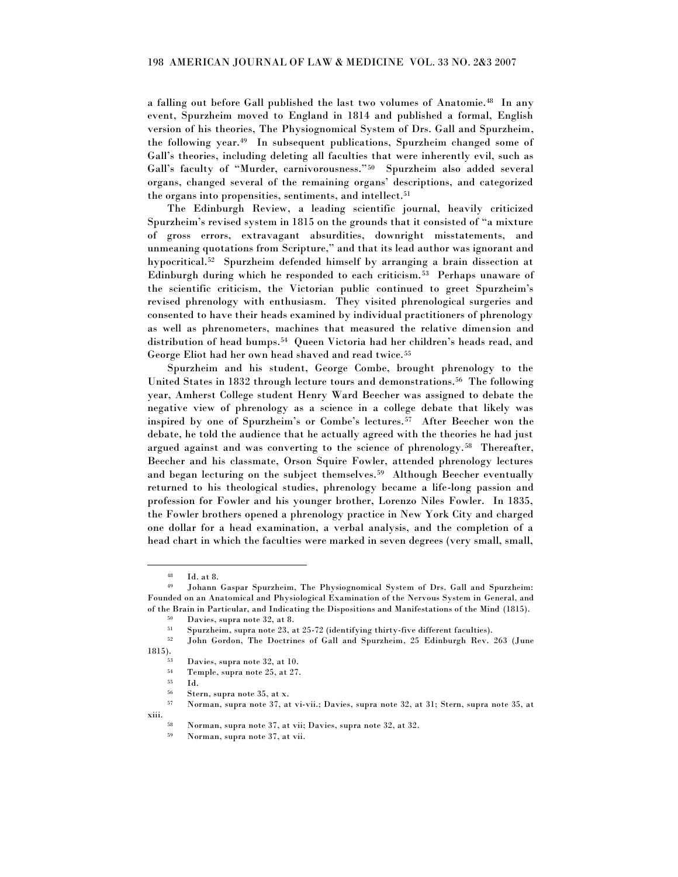a falling out before Gall published the last two volumes of Anatomie.[48] In any event, Spurzheim moved to England in 1814 and published a formal, English version of his theories, The Physiognomical System of Drs. Gall and Spurzheim, the following year.[49] In subsequent publications, Spurzheim changed some of Gall's theories, including deleting all faculties that were inherently evil, such as Gall's faculty of "Murder, carnivorousness."[50] Spurzheim also added several organs, changed several of the remaining organs' descriptions, and categorized the organs into propensities, sentiments, and intellect.[51]

The Edinburgh Review, a leading scientific journal, heavily criticized Spurzheim's revised system in 1815 on the grounds that it consisted of "a mixture of gross errors, extravagant absurdities, downright misstatements, and unmeaning quotations from Scripture," and that its lead author was ignorant and hypocritical.[52] Spurzheim defended himself by arranging a brain dissection at Edinburgh during which he responded to each criticism.[53] Perhaps unaware of the scientific criticism, the Victorian public continued to greet Spurzheim's revised phrenology with enthusiasm. They visited phrenological surgeries and consented to have their heads examined by individual practitioners of phrenology as well as phrenometers, machines that measured the relative dimension and distribution of head bumps.[54] Queen Victoria had her children's heads read, and George Eliot had her own head shaved and read twice.[55]

Spurzheim and his student, George Combe, brought phrenology to the United States in 1832 through lecture tours and demonstrations.[56] The following year, Amherst College student Henry Ward Beecher was assigned to debate the negative view of phrenology as a science in a college debate that likely was inspired by one of Spurzheim's or Combe's lectures.[57] After Beecher won the debate, he told the audience that he actually agreed with the theories he had just argued against and was converting to the science of phrenology.[58] Thereafter, Beecher and his classmate, Orson Squire Fowler, attended phrenology lectures and began lecturing on the subject themselves.[59] Although Beecher eventually returned to his theological studies, phrenology became a life-long passion and profession for Fowler and his younger brother, Lorenzo Niles Fowler. In 1835, the Fowler brothers opened a phrenology practice in New York City and charged one dollar for a head examination, a verbal analysis, and the completion of a head chart in which the faculties were marked in seven degrees (very small, small,

---

[48] Id. at 8.

[49] Johann Gaspar Spurzheim, The Physiognomical System of Drs. Gall and Spurzheim: Founded on an Anatomical and Physiological Examination of the Nervous System in General, and of the Brain in Particular, and Indicating the Dispositions and Manifestations of the Mind (1815).

[50] Davies, supra note 32, at 8.

[51] Spurzheim, supra note 23, at 25-72 (identifying thirty-five different faculties).

[52] John Gordon, The Doctrines of Gall and Spurzheim, 25 Edinburgh Rev. 263 (June 1815).

[53] Davies, supra note 32, at 10.

[54] Temple, supra note 25, at 27.

[55] Id.

[56] Stern, supra note 35, at x.

[57] Norman, supra note 37, at vi-vii.; Davies, supra note 32, at 31; Stern, supra note 35, at xiii.

[58] Norman, supra note 37, at vii; Davies, supra note 32, at 32.

[59] Norman, supra note 37, at vii.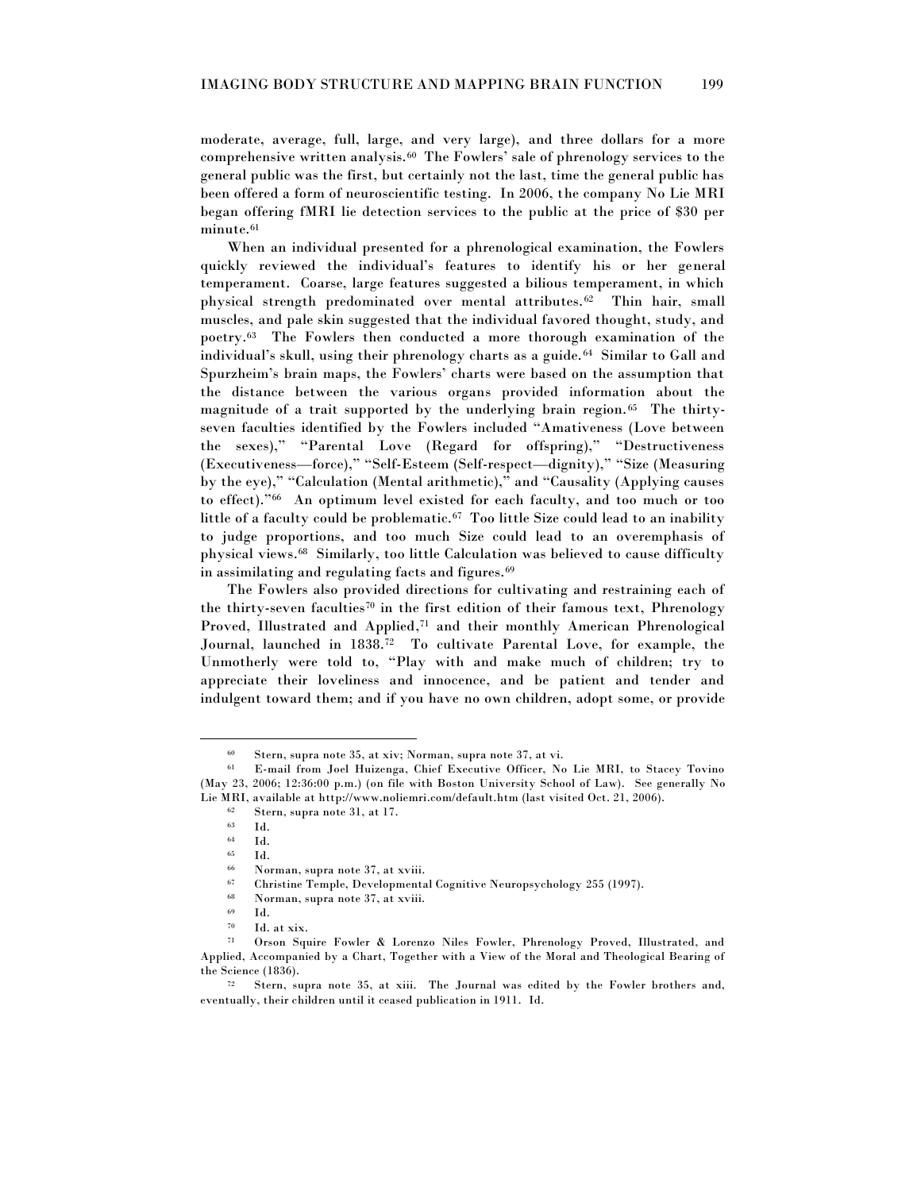moderate, average, full, large, and very large), and three dollars for a more comprehensive written analysis.[60] The Fowlers' sale of phrenology services to the general public was the first, but certainly not the last, time the general public has been offered a form of neuroscientific testing. In 2006, the company No Lie MRI began offering fMRI lie detection services to the public at the price of $30 per minute.[61]

When an individual presented for a phrenological examination, the Fowlers quickly reviewed the individual's features to identify his or her general temperament. Coarse, large features suggested a bilious temperament, in which physical strength predominated over mental attributes.[62] Thin hair, small muscles, and pale skin suggested that the individual favored thought, study, and poetry.[63] The Fowlers then conducted a more thorough examination of the individual's skull, using their phrenology charts as a guide.[64] Similar to Gall and Spurzheim's brain maps, the Fowlers' charts were based on the assumption that the distance between the various organs provided information about the magnitude of a trait supported by the underlying brain region.[65] The thirty-seven faculties identified by the Fowlers included "Amativeness (Love between the sexes)," "Parental Love (Regard for offspring)," "Destructiveness (Executiveness—force)," "Self-Esteem (Self-respect—dignity)," "Size (Measuring by the eye)," "Calculation (Mental arithmetic)," and "Causality (Applying causes to effect)."[66] An optimum level existed for each faculty, and too much or too little of a faculty could be problematic.[67] Too little Size could lead to an inability to judge proportions, and too much Size could lead to an overemphasis of physical views.[68] Similarly, too little Calculation was believed to cause difficulty in assimilating and regulating facts and figures.[69]

The Fowlers also provided directions for cultivating and restraining each of the thirty-seven faculties[70] in the first edition of their famous text, Phrenology Proved, Illustrated and Applied,[71] and their monthly American Phrenological Journal, launched in 1838.[72] To cultivate Parental Love, for example, the Unmotherly were told to, "Play with and make much of children; try to appreciate their loveliness and innocence, and be patient and tender and indulgent toward them; and if you have no own children, adopt some, or provide

---

[60] Stern, supra note 35, at xiv; Norman, supra note 37, at vi.

[61] E-mail from Joel Huizenga, Chief Executive Officer, No Lie MRI, to Stacey Tovino (May 23, 2006; 12:36:00 p.m.) (on file with Boston University School of Law). See generally No Lie MRI, available at http://www.noliemri.com/default.htm (last visited Oct. 21, 2006).

[62] Stern, supra note 31, at 17.

[63] Id.

[64] Id.

[65] Id.

[66] Norman, supra note 37, at xviii.

[67] Christine Temple, Developmental Cognitive Neuropsychology 255 (1997).

[68] Norman, supra note 37, at xviii.

[69] Id.

[70] Id. at xix.

[71] Orson Squire Fowler & Lorenzo Niles Fowler, Phrenology Proved, Illustrated, and Applied, Accompanied by a Chart, Together with a View of the Moral and Theological Bearing of the Science (1836).

[72] Stern, supra note 35, at xiii. The Journal was edited by the Fowler brothers and, eventually, their children until it ceased publication in 1911. Id.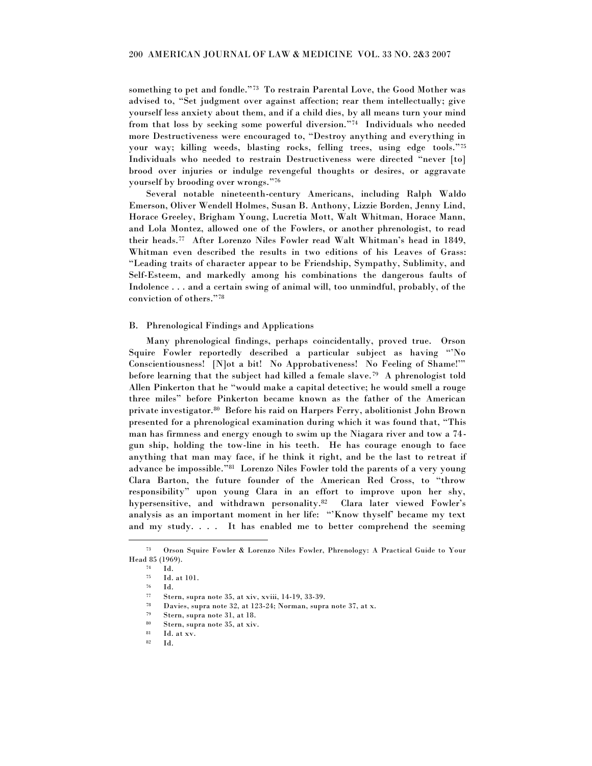something to pet and fondle."[73] To restrain Parental Love, the Good Mother was advised to, "Set judgment over against affection; rear them intellectually; give yourself less anxiety about them, and if a child dies, by all means turn your mind from that loss by seeking some powerful diversion."[74] Individuals who needed more Destructiveness were encouraged to, "Destroy anything and everything in your way; killing weeds, blasting rocks, felling trees, using edge tools."[75] Individuals who needed to restrain Destructiveness were directed "never [to] brood over injuries or indulge revengeful thoughts or desires, or aggravate yourself by brooding over wrongs."[76]

Several notable nineteenth-century Americans, including Ralph Waldo Emerson, Oliver Wendell Holmes, Susan B. Anthony, Lizzie Borden, Jenny Lind, Horace Greeley, Brigham Young, Lucretia Mott, Walt Whitman, Horace Mann, and Lola Montez, allowed one of the Fowlers, or another phrenologist, to read their heads.[77] After Lorenzo Niles Fowler read Walt Whitman's head in 1849, Whitman even described the results in two editions of his Leaves of Grass: "Leading traits of character appear to be Friendship, Sympathy, Sublimity, and Self-Esteem, and markedly among his combinations the dangerous faults of Indolence . . . and a certain swing of animal will, too unmindful, probably, of the conviction of others."[78]

### B. Phrenological Findings and Applications

Many phrenological findings, perhaps coincidentally, proved true. Orson Squire Fowler reportedly described a particular subject as having "'No Conscientiousness! [N]ot a bit! No Approbativeness! No Feeling of Shame!'" before learning that the subject had killed a female slave.[79] A phrenologist told Allen Pinkerton that he "would make a capital detective; he would smell a rouge three miles" before Pinkerton became known as the father of the American private investigator.[80] Before his raid on Harpers Ferry, abolitionist John Brown presented for a phrenological examination during which it was found that, "This man has firmness and energy enough to swim up the Niagara river and tow a 74-gun ship, holding the tow-line in his teeth. He has courage enough to face anything that man may face, if he think it right, and be the last to retreat if advance be impossible."[81] Lorenzo Niles Fowler told the parents of a very young Clara Barton, the future founder of the American Red Cross, to "throw responsibility" upon young Clara in an effort to improve upon her shy, hypersensitive, and withdrawn personality.[82] Clara later viewed Fowler's analysis as an important moment in her life: "'Know thyself' became my text and my study. . . . It has enabled me to better comprehend the seeming

---

[73] Orson Squire Fowler & Lorenzo Niles Fowler, Phrenology: A Practical Guide to Your Head 85 (1969).

[74] Id.

[75] Id. at 101.

[76] Id.

[77] Stern, supra note 35, at xiv, xviii, 14-19, 33-39.

[78] Davies, supra note 32, at 123-24; Norman, supra note 37, at x.

[79] Stern, supra note 31, at 18.

[80] Stern, supra note 35, at xiv.

[81] Id. at xv.

[82] Id.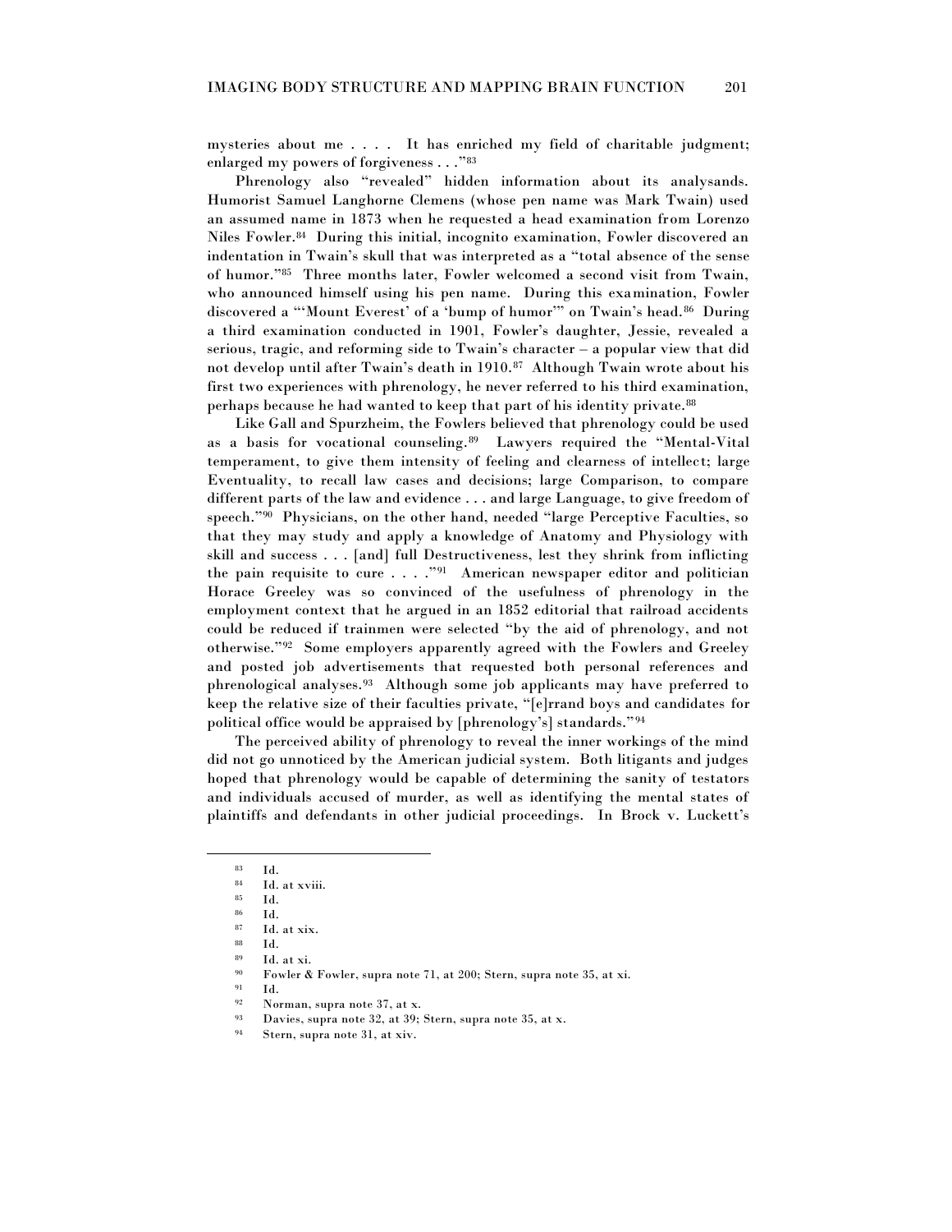mysteries about me . . . . It has enriched my field of charitable judgment; enlarged my powers of forgiveness . . ."[83]

Phrenology also "revealed" hidden information about its analysands. Humorist Samuel Langhorne Clemens (whose pen name was Mark Twain) used an assumed name in 1873 when he requested a head examination from Lorenzo Niles Fowler.[84] During this initial, incognito examination, Fowler discovered an indentation in Twain's skull that was interpreted as a "total absence of the sense of humor."[85] Three months later, Fowler welcomed a second visit from Twain, who announced himself using his pen name. During this examination, Fowler discovered a "'Mount Everest' of a 'bump of humor'" on Twain's head.[86] During a third examination conducted in 1901, Fowler's daughter, Jessie, revealed a serious, tragic, and reforming side to Twain's character – a popular view that did not develop until after Twain's death in 1910.[87] Although Twain wrote about his first two experiences with phrenology, he never referred to his third examination, perhaps because he had wanted to keep that part of his identity private.[88]

Like Gall and Spurzheim, the Fowlers believed that phrenology could be used as a basis for vocational counseling.[89] Lawyers required the "Mental-Vital temperament, to give them intensity of feeling and clearness of intellect; large Eventuality, to recall law cases and decisions; large Comparison, to compare different parts of the law and evidence . . . and large Language, to give freedom of speech."[90] Physicians, on the other hand, needed "large Perceptive Faculties, so that they may study and apply a knowledge of Anatomy and Physiology with skill and success . . . [and] full Destructiveness, lest they shrink from inflicting the pain requisite to cure . . . ."[91] American newspaper editor and politician Horace Greeley was so convinced of the usefulness of phrenology in the employment context that he argued in an 1852 editorial that railroad accidents could be reduced if trainmen were selected "by the aid of phrenology, and not otherwise."[92] Some employers apparently agreed with the Fowlers and Greeley and posted job advertisements that requested both personal references and phrenological analyses.[93] Although some job applicants may have preferred to keep the relative size of their faculties private, "[e]rrand boys and candidates for political office would be appraised by [phrenology's] standards."[94]

The perceived ability of phrenology to reveal the inner workings of the mind did not go unnoticed by the American judicial system. Both litigants and judges hoped that phrenology would be capable of determining the sanity of testators and individuals accused of murder, as well as identifying the mental states of plaintiffs and defendants in other judicial proceedings. In Brock v. Luckett's

---

[83] Id.

[84] Id. at xviii.

[85] Id.

[86] Id.

[87] Id. at xix.

[88] Id.

[89] Id. at xi.

[90] Fowler & Fowler, supra note 71, at 200; Stern, supra note 35, at xi.

[91] Id.

[92] Norman, supra note 37, at x.

[93] Davies, supra note 32, at 39; Stern, supra note 35, at x.

[94] Stern, supra note 31, at xiv.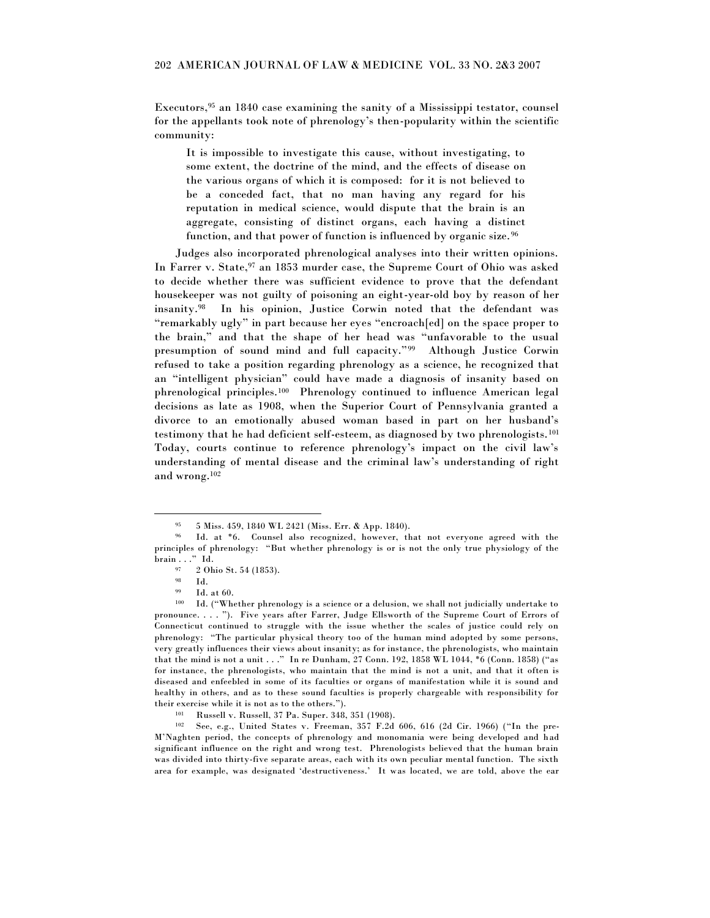Executors,[95] an 1840 case examining the sanity of a Mississippi testator, counsel for the appellants took note of phrenology's then-popularity within the scientific community:

> It is impossible to investigate this cause, without investigating, to some extent, the doctrine of the mind, and the effects of disease on the various organs of which it is composed: for it is not believed to be a conceded fact, that no man having any regard for his reputation in medical science, would dispute that the brain is an aggregate, consisting of distinct organs, each having a distinct function, and that power of function is influenced by organic size.[96]

Judges also incorporated phrenological analyses into their written opinions. In Farrer v. State,[97] an 1853 murder case, the Supreme Court of Ohio was asked to decide whether there was sufficient evidence to prove that the defendant housekeeper was not guilty of poisoning an eight-year-old boy by reason of her insanity.[98] In his opinion, Justice Corwin noted that the defendant was "remarkably ugly" in part because her eyes "encroach[ed] on the space proper to the brain," and that the shape of her head was "unfavorable to the usual presumption of sound mind and full capacity."[99] Although Justice Corwin refused to take a position regarding phrenology as a science, he recognized that an "intelligent physician" could have made a diagnosis of insanity based on phrenological principles.[100] Phrenology continued to influence American legal decisions as late as 1908, when the Superior Court of Pennsylvania granted a divorce to an emotionally abused woman based in part on her husband's testimony that he had deficient self-esteem, as diagnosed by two phrenologists.[101] Today, courts continue to reference phrenology's impact on the civil law's understanding of mental disease and the criminal law's understanding of right and wrong.[102]

---

[95] 5 Miss. 459, 1840 WL 2421 (Miss. Err. & App. 1840).

[96] Id. at *6. Counsel also recognized, however, that not everyone agreed with the principles of phrenology: "But whether phrenology is or is not the only true physiology of the brain . . ." Id.

[97] 2 Ohio St. 54 (1853).

[98] Id.

[99] Id. at 60.

[100] Id. ("Whether phrenology is a science or a delusion, we shall not judicially undertake to pronounce. . . . "). Five years after Farrer, Judge Ellsworth of the Supreme Court of Errors of Connecticut continued to struggle with the issue whether the scales of justice could rely on phrenology: "The particular physical theory too of the human mind adopted by some persons, very greatly influences their views about insanity; as for instance, the phrenologists, who maintain that the mind is not a unit . . ." In re Dunham, 27 Conn. 192, 1858 WL 1044, *6 (Conn. 1858) ("as for instance, the phrenologists, who maintain that the mind is not a unit, and that it often is diseased and enfeebled in some of its faculties or organs of manifestation while it is sound and healthy in others, and as to these sound faculties is properly chargeable with responsibility for their exercise while it is not as to the others.").

[101] Russell v. Russell, 37 Pa. Super. 348, 351 (1908).

[102] See, e.g., United States v. Freeman, 357 F.2d 606, 616 (2d Cir. 1966) ("In the pre-M'Naghten period, the concepts of phrenology and monomania were being developed and had significant influence on the right and wrong test. Phrenologists believed that the human brain was divided into thirty-five separate areas, each with its own peculiar mental function. The sixth area for example, was designated 'destructiveness.' It was located, we are told, above the ear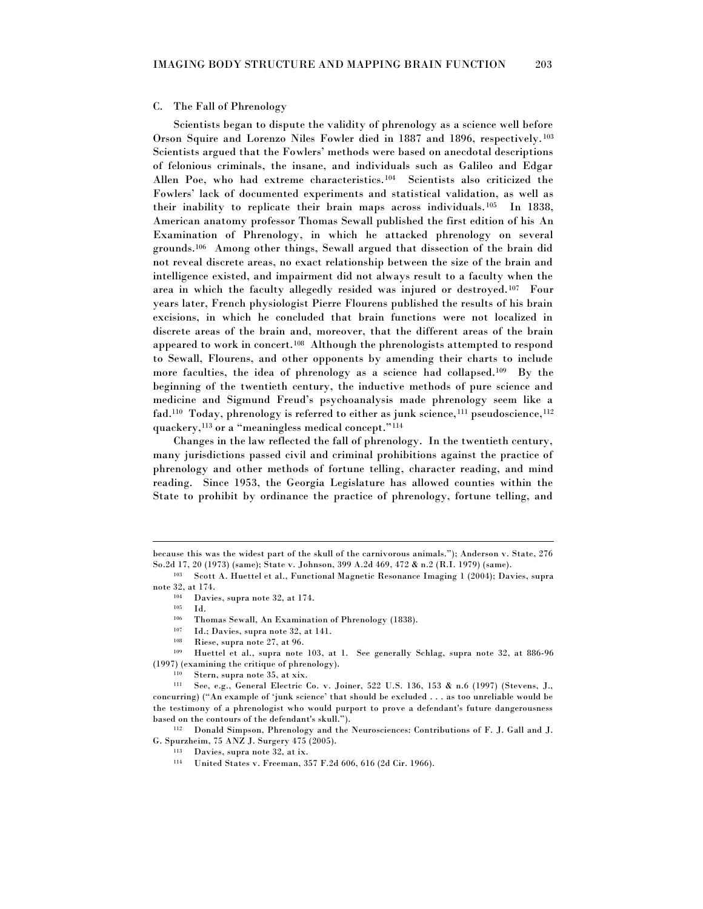### C. The Fall of Phrenology

Scientists began to dispute the validity of phrenology as a science well before Orson Squire and Lorenzo Niles Fowler died in 1887 and 1896, respectively.[103] Scientists argued that the Fowlers' methods were based on anecdotal descriptions of felonious criminals, the insane, and individuals such as Galileo and Edgar Allen Poe, who had extreme characteristics.[104] Scientists also criticized the Fowlers' lack of documented experiments and statistical validation, as well as their inability to replicate their brain maps across individuals.[105] In 1838, American anatomy professor Thomas Sewall published the first edition of his An Examination of Phrenology, in which he attacked phrenology on several grounds.[106] Among other things, Sewall argued that dissection of the brain did not reveal discrete areas, no exact relationship between the size of the brain and intelligence existed, and impairment did not always result to a faculty when the area in which the faculty allegedly resided was injured or destroyed.[107] Four years later, French physiologist Pierre Flourens published the results of his brain excisions, in which he concluded that brain functions were not localized in discrete areas of the brain and, moreover, that the different areas of the brain appeared to work in concert.[108] Although the phrenologists attempted to respond to Sewall, Flourens, and other opponents by amending their charts to include more faculties, the idea of phrenology as a science had collapsed.[109] By the beginning of the twentieth century, the inductive methods of pure science and medicine and Sigmund Freud's psychoanalysis made phrenology seem like a fad.[110] Today, phrenology is referred to either as junk science,[111] pseudoscience,[112] quackery,[113] or a "meaningless medical concept."[114]

Changes in the law reflected the fall of phrenology. In the twentieth century, many jurisdictions passed civil and criminal prohibitions against the practice of phrenology and other methods of fortune telling, character reading, and mind reading. Since 1953, the Georgia Legislature has allowed counties within the State to prohibit by ordinance the practice of phrenology, fortune telling, and

---

because this was the widest part of the skull of the carnivorous animals."); Anderson v. State, 276 So.2d 17, 20 (1973) (same); State v. Johnson, 399 A.2d 469, 472 & n.2 (R.I. 1979) (same).

[103] Scott A. Huettel et al., Functional Magnetic Resonance Imaging 1 (2004); Davies, supra note 32, at 174.

[104] Davies, supra note 32, at 174.

[105] Id.

[106] Thomas Sewall, An Examination of Phrenology (1838).

[107] Id.; Davies, supra note 32, at 141.

[108] Riese, supra note 27, at 96.

[109] Huettel et al., supra note 103, at 1. See generally Schlag, supra note 32, at 886-96 (1997) (examining the critique of phrenology).

[110] Stern, supra note 35, at xix.

[111] See, e.g., General Electric Co. v. Joiner, 522 U.S. 136, 153 & n.6 (1997) (Stevens, J., concurring) ("An example of 'junk science' that should be excluded . . . as too unreliable would be the testimony of a phrenologist who would purport to prove a defendant's future dangerousness based on the contours of the defendant's skull.").

[112] Donald Simpson, Phrenology and the Neurosciences: Contributions of F. J. Gall and J. G. Spurzheim, 75 ANZ J. Surgery 475 (2005).

[113] Davies, supra note 32, at ix.

[114] United States v. Freeman, 357 F.2d 606, 616 (2d Cir. 1966).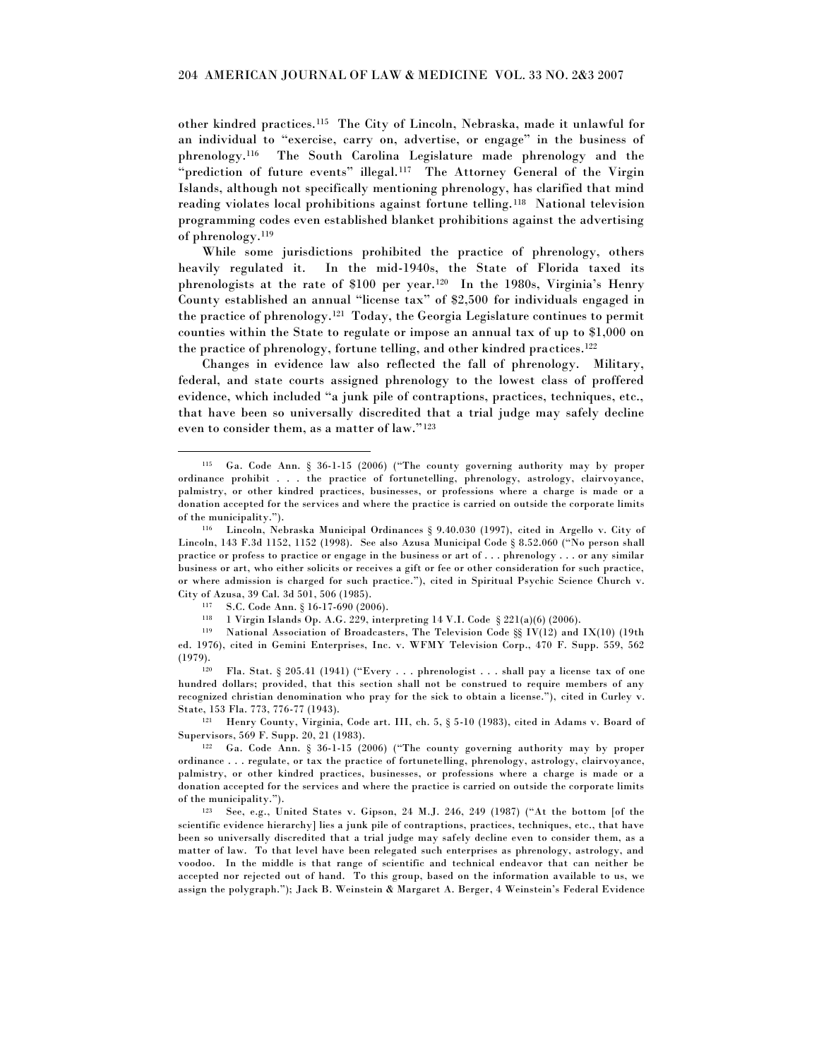other kindred practices.[115] The City of Lincoln, Nebraska, made it unlawful for an individual to "exercise, carry on, advertise, or engage" in the business of phrenology.[116] The South Carolina Legislature made phrenology and the "prediction of future events" illegal.[117] The Attorney General of the Virgin Islands, although not specifically mentioning phrenology, has clarified that mind reading violates local prohibitions against fortune telling.[118] National television programming codes even established blanket prohibitions against the advertising of phrenology.[119]

While some jurisdictions prohibited the practice of phrenology, others heavily regulated it. In the mid-1940s, the State of Florida taxed its phrenologists at the rate of $100 per year.[120] In the 1980s, Virginia's Henry County established an annual "license tax" of $2,500 for individuals engaged in the practice of phrenology.[121] Today, the Georgia Legislature continues to permit counties within the State to regulate or impose an annual tax of up to $1,000 on the practice of phrenology, fortune telling, and other kindred practices.[122]

Changes in evidence law also reflected the fall of phrenology. Military, federal, and state courts assigned phrenology to the lowest class of proffered evidence, which included "a junk pile of contraptions, practices, techniques, etc., that have been so universally discredited that a trial judge may safely decline even to consider them, as a matter of law."[123]

---

[115] Ga. Code Ann. § 36-1-15 (2006) ("The county governing authority may by proper ordinance prohibit . . . the practice of fortunetelling, phrenology, astrology, clairvoyance, palmistry, or other kindred practices, businesses, or professions where a charge is made or a donation accepted for the services and where the practice is carried on outside the corporate limits of the municipality.").

[116] Lincoln, Nebraska Municipal Ordinances § 9.40.030 (1997), cited in Argello v. City of Lincoln, 143 F.3d 1152, 1152 (1998). See also Azusa Municipal Code § 8.52.060 ("No person shall practice or profess to practice or engage in the business or art of . . . phrenology . . . or any similar business or art, who either solicits or receives a gift or fee or other consideration for such practice, or where admission is charged for such practice."), cited in Spiritual Psychic Science Church v. City of Azusa, 39 Cal. 3d 501, 506 (1985).

[117] S.C. Code Ann. § 16-17-690 (2006).

[118] 1 Virgin Islands Op. A.G. 229, interpreting 14 V.I. Code § 221(a)(6) (2006).

[119] National Association of Broadcasters, The Television Code §§ IV(12) and IX(10) (19th ed. 1976), cited in Gemini Enterprises, Inc. v. WFMY Television Corp., 470 F. Supp. 559, 562 (1979).

[120] Fla. Stat. § 205.41 (1941) ("Every . . . phrenologist . . . shall pay a license tax of one hundred dollars; provided, that this section shall not be construed to require members of any recognized christian denomination who pray for the sick to obtain a license."), cited in Curley v. State, 153 Fla. 773, 776-77 (1943).

[121] Henry County, Virginia, Code art. III, ch. 5, § 5-10 (1983), cited in Adams v. Board of Supervisors, 569 F. Supp. 20, 21 (1983).

[122] Ga. Code Ann. § 36-1-15 (2006) ("The county governing authority may by proper ordinance . . . regulate, or tax the practice of fortunetelling, phrenology, astrology, clairvoyance, palmistry, or other kindred practices, businesses, or professions where a charge is made or a donation accepted for the services and where the practice is carried on outside the corporate limits of the municipality.").

[123] See, e.g., United States v. Gipson, 24 M.J. 246, 249 (1987) ("At the bottom [of the scientific evidence hierarchy] lies a junk pile of contraptions, practices, techniques, etc., that have been so universally discredited that a trial judge may safely decline even to consider them, as a matter of law. To that level have been relegated such enterprises as phrenology, astrology, and voodoo. In the middle is that range of scientific and technical endeavor that can neither be accepted nor rejected out of hand. To this group, based on the information available to us, we assign the polygraph."); Jack B. Weinstein & Margaret A. Berger, 4 Weinstein's Federal Evidence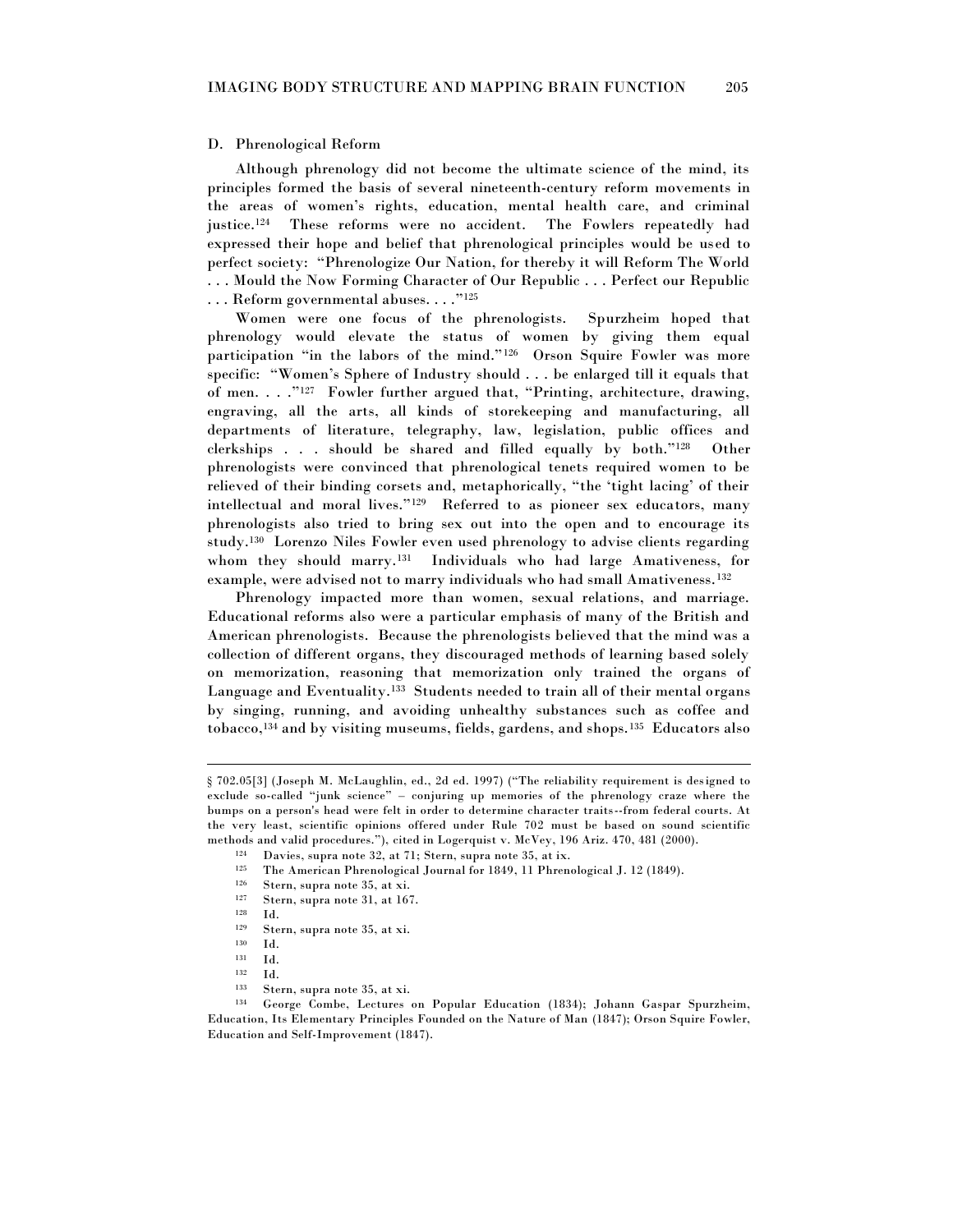### D. Phrenological Reform

Although phrenology did not become the ultimate science of the mind, its principles formed the basis of several nineteenth-century reform movements in the areas of women's rights, education, mental health care, and criminal justice.[124] These reforms were no accident. The Fowlers repeatedly had expressed their hope and belief that phrenological principles would be used to perfect society: "Phrenologize Our Nation, for thereby it will Reform The World . . . Mould the Now Forming Character of Our Republic . . . Perfect our Republic . . . Reform governmental abuses. . . ."[125]

Women were one focus of the phrenologists. Spurzheim hoped that phrenology would elevate the status of women by giving them equal participation "in the labors of the mind."[126] Orson Squire Fowler was more specific: "Women's Sphere of Industry should . . . be enlarged till it equals that of men. . . ."[127] Fowler further argued that, "Printing, architecture, drawing, engraving, all the arts, all kinds of storekeeping and manufacturing, all departments of literature, telegraphy, law, legislation, public offices and clerkships . . . should be shared and filled equally by both."[128] Other phrenologists were convinced that phrenological tenets required women to be relieved of their binding corsets and, metaphorically, "the 'tight lacing' of their intellectual and moral lives."[129] Referred to as pioneer sex educators, many phrenologists also tried to bring sex out into the open and to encourage its study.[130] Lorenzo Niles Fowler even used phrenology to advise clients regarding whom they should marry.[131] Individuals who had large Amativeness, for example, were advised not to marry individuals who had small Amativeness.[132]

Phrenology impacted more than women, sexual relations, and marriage. Educational reforms also were a particular emphasis of many of the British and American phrenologists. Because the phrenologists believed that the mind was a collection of different organs, they discouraged methods of learning based solely on memorization, reasoning that memorization only trained the organs of Language and Eventuality.[133] Students needed to train all of their mental organs by singing, running, and avoiding unhealthy substances such as coffee and tobacco,[134] and by visiting museums, fields, gardens, and shops.[135] Educators also

---

§ 702.05[3] (Joseph M. McLaughlin, ed., 2d ed. 1997) ("The reliability requirement is designed to exclude so-called "junk science" – conjuring up memories of the phrenology craze where the bumps on a person's head were felt in order to determine character traits--from federal courts. At the very least, scientific opinions offered under Rule 702 must be based on sound scientific methods and valid procedures."), cited in Logerquist v. McVey, 196 Ariz. 470, 481 (2000).

[124] Davies, supra note 32, at 71; Stern, supra note 35, at ix.

[125] The American Phrenological Journal for 1849, 11 Phrenological J. 12 (1849).

[126] Stern, supra note 35, at xi.

[127] Stern, supra note 31, at 167.

[128] Id.

[129] Stern, supra note 35, at xi.

[130] Id.

[131] Id.

[132] Id.

[133] Stern, supra note 35, at xi.

[134] George Combe, Lectures on Popular Education (1834); Johann Gaspar Spurzheim, Education, Its Elementary Principles Founded on the Nature of Man (1847); Orson Squire Fowler, Education and Self-Improvement (1847).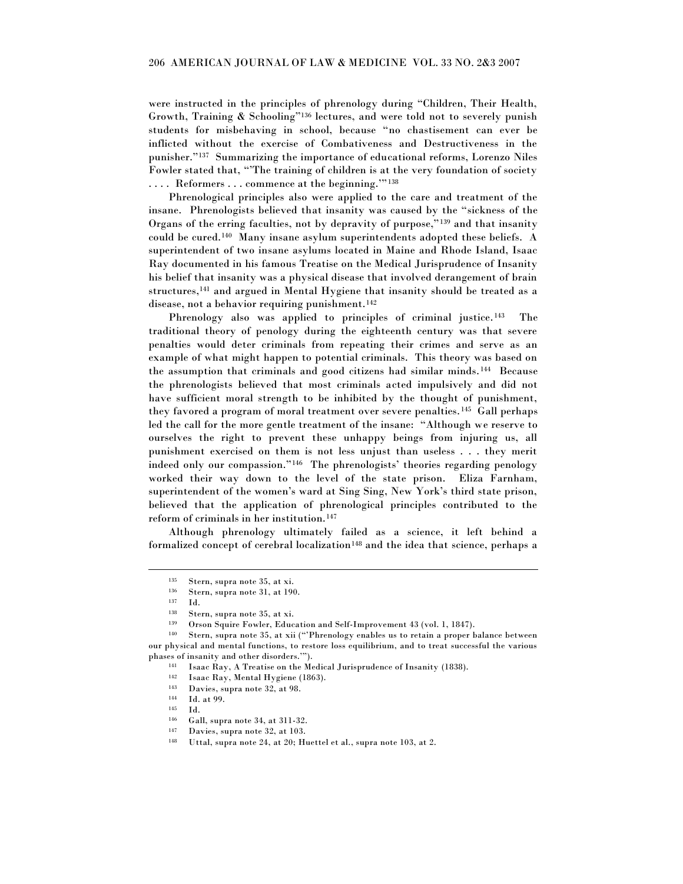were instructed in the principles of phrenology during "Children, Their Health, Growth, Training & Schooling"[136] lectures, and were told not to severely punish students for misbehaving in school, because "no chastisement can ever be inflicted without the exercise of Combativeness and Destructiveness in the punisher."[137] Summarizing the importance of educational reforms, Lorenzo Niles Fowler stated that, "'The training of children is at the very foundation of society . . . . Reformers . . . commence at the beginning.'"[138]

Phrenological principles also were applied to the care and treatment of the insane. Phrenologists believed that insanity was caused by the "sickness of the Organs of the erring faculties, not by depravity of purpose,"[139] and that insanity could be cured.[140] Many insane asylum superintendents adopted these beliefs. A superintendent of two insane asylums located in Maine and Rhode Island, Isaac Ray documented in his famous Treatise on the Medical Jurisprudence of Insanity his belief that insanity was a physical disease that involved derangement of brain structures,[141] and argued in Mental Hygiene that insanity should be treated as a disease, not a behavior requiring punishment.[142]

Phrenology also was applied to principles of criminal justice.[143] The traditional theory of penology during the eighteenth century was that severe penalties would deter criminals from repeating their crimes and serve as an example of what might happen to potential criminals. This theory was based on the assumption that criminals and good citizens had similar minds.[144] Because the phrenologists believed that most criminals acted impulsively and did not have sufficient moral strength to be inhibited by the thought of punishment, they favored a program of moral treatment over severe penalties.[145] Gall perhaps led the call for the more gentle treatment of the insane: "Although we reserve to ourselves the right to prevent these unhappy beings from injuring us, all punishment exercised on them is not less unjust than useless . . . they merit indeed only our compassion."[146] The phrenologists' theories regarding penology worked their way down to the level of the state prison. Eliza Farnham, superintendent of the women's ward at Sing Sing, New York's third state prison, believed that the application of phrenological principles contributed to the reform of criminals in her institution.[147]

Although phrenology ultimately failed as a science, it left behind a formalized concept of cerebral localization[148] and the idea that science, perhaps a

---

[135] Stern, supra note 35, at xi.

[136] Stern, supra note 31, at 190.

[137] Id.

[138] Stern, supra note 35, at xi.

[139] Orson Squire Fowler, Education and Self-Improvement 43 (vol. 1, 1847).

[140] Stern, supra note 35, at xii ("'Phrenology enables us to retain a proper balance between our physical and mental functions, to restore loss equilibrium, and to treat successful the various phases of insanity and other disorders.'").

[141] Isaac Ray, A Treatise on the Medical Jurisprudence of Insanity (1838).

[142] Isaac Ray, Mental Hygiene (1863).

[143] Davies, supra note 32, at 98.

[144] Id. at 99.

[145] Id.

[146] Gall, supra note 34, at 311-32.

[147] Davies, supra note 32, at 103.

[148] Uttal, supra note 24, at 20; Huettel et al., supra note 103, at 2.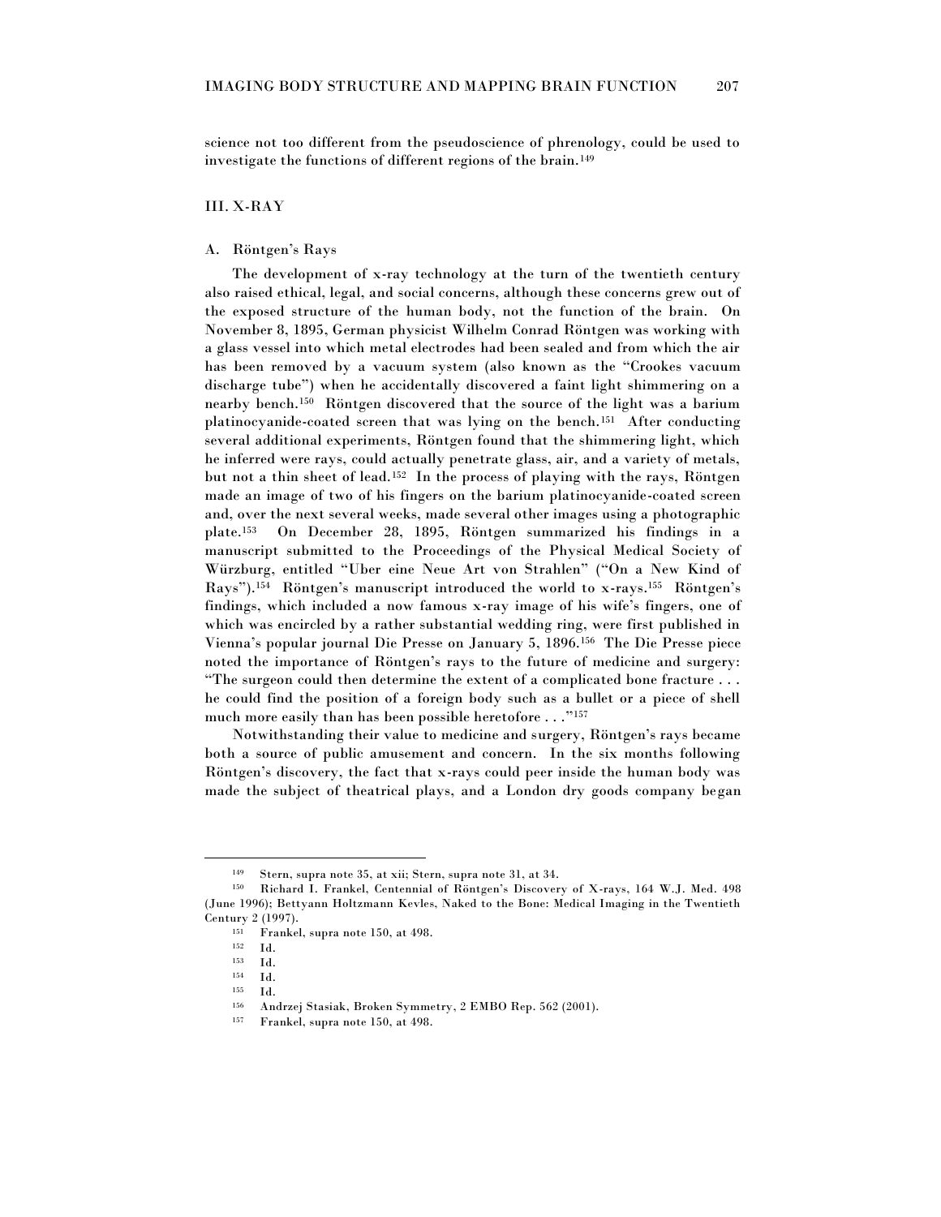science not too different from the pseudoscience of phrenology, could be used to investigate the functions of different regions of the brain.[149]

## III. X-RAY

### A. Röntgen's Rays

The development of x-ray technology at the turn of the twentieth century also raised ethical, legal, and social concerns, although these concerns grew out of the exposed structure of the human body, not the function of the brain. On November 8, 1895, German physicist Wilhelm Conrad Röntgen was working with a glass vessel into which metal electrodes had been sealed and from which the air has been removed by a vacuum system (also known as the "Crookes vacuum discharge tube") when he accidentally discovered a faint light shimmering on a nearby bench.[150] Röntgen discovered that the source of the light was a barium platinocyanide-coated screen that was lying on the bench.[151] After conducting several additional experiments, Röntgen found that the shimmering light, which he inferred were rays, could actually penetrate glass, air, and a variety of metals, but not a thin sheet of lead.[152] In the process of playing with the rays, Röntgen made an image of two of his fingers on the barium platinocyanide-coated screen and, over the next several weeks, made several other images using a photographic plate.[153] On December 28, 1895, Röntgen summarized his findings in a manuscript submitted to the Proceedings of the Physical Medical Society of Würzburg, entitled "Uber eine Neue Art von Strahlen" ("On a New Kind of Rays").[154] Röntgen's manuscript introduced the world to x-rays.[155] Röntgen's findings, which included a now famous x-ray image of his wife's fingers, one of which was encircled by a rather substantial wedding ring, were first published in Vienna's popular journal Die Presse on January 5, 1896.[156] The Die Presse piece noted the importance of Röntgen's rays to the future of medicine and surgery: "The surgeon could then determine the extent of a complicated bone fracture . . . he could find the position of a foreign body such as a bullet or a piece of shell much more easily than has been possible heretofore . . ."[157]

Notwithstanding their value to medicine and surgery, Röntgen's rays became both a source of public amusement and concern. In the six months following Röntgen's discovery, the fact that x-rays could peer inside the human body was made the subject of theatrical plays, and a London dry goods company began

---

[149] Stern, supra note 35, at xii; Stern, supra note 31, at 34.

[150] Richard I. Frankel, Centennial of Röntgen's Discovery of X-rays, 164 W.J. Med. 498 (June 1996); Bettyann Holtzmann Kevles, Naked to the Bone: Medical Imaging in the Twentieth Century 2 (1997).

[151] Frankel, supra note 150, at 498.

[152] Id.

[153] Id.

[154] Id.

[155] Id.

[156] Andrzej Stasiak, Broken Symmetry, 2 EMBO Rep. 562 (2001).

[157] Frankel, supra note 150, at 498.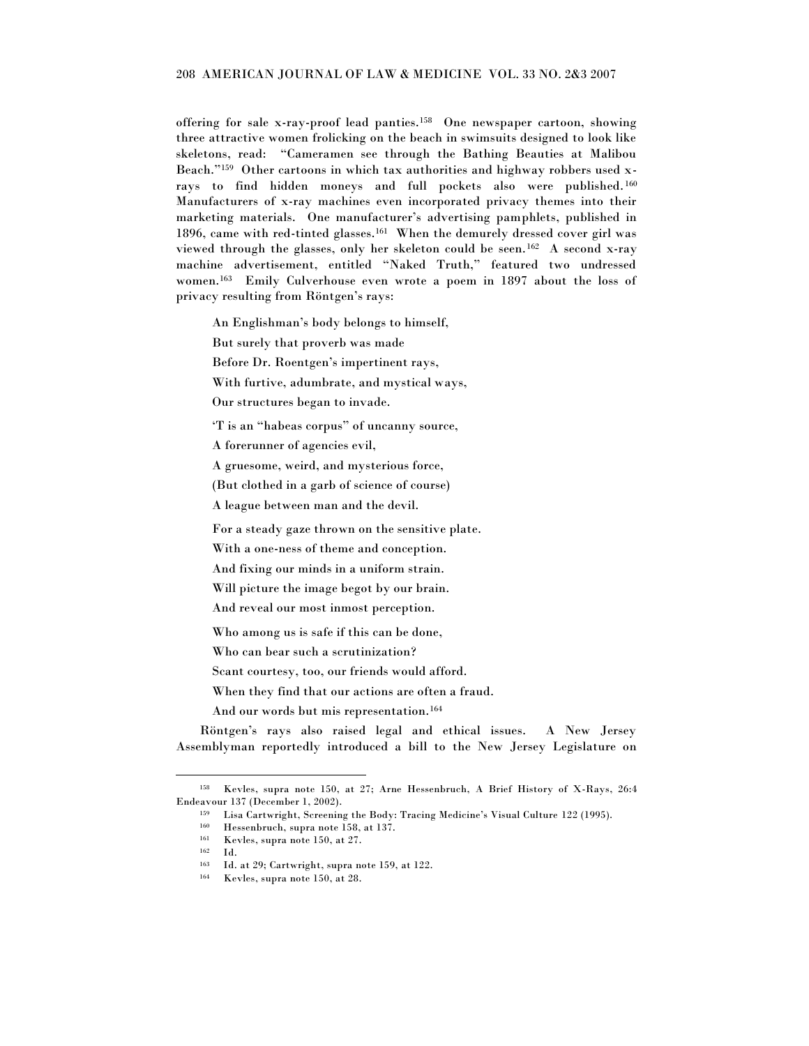offering for sale x-ray-proof lead panties.[158] One newspaper cartoon, showing three attractive women frolicking on the beach in swimsuits designed to look like skeletons, read: "Cameramen see through the Bathing Beauties at Malibou Beach."[159] Other cartoons in which tax authorities and highway robbers used x-rays to find hidden moneys and full pockets also were published.[160] Manufacturers of x-ray machines even incorporated privacy themes into their marketing materials. One manufacturer's advertising pamphlets, published in 1896, came with red-tinted glasses.[161] When the demurely dressed cover girl was viewed through the glasses, only her skeleton could be seen.[162] A second x-ray machine advertisement, entitled "Naked Truth," featured two undressed women.[163] Emily Culverhouse even wrote a poem in 1897 about the loss of privacy resulting from Röntgen's rays:

> An Englishman's body belongs to himself,
> But surely that proverb was made
> Before Dr. Roentgen's impertinent rays,
> With furtive, adumbrate, and mystical ways,
> Our structures began to invade.
>
> 'T is an "habeas corpus" of uncanny source,
> A forerunner of agencies evil,
> A gruesome, weird, and mysterious force,
> (But clothed in a garb of science of course)
> A league between man and the devil.
>
> For a steady gaze thrown on the sensitive plate.
> With a one-ness of theme and conception.
> And fixing our minds in a uniform strain.
> Will picture the image begot by our brain.
> And reveal our most inmost perception.
>
> Who among us is safe if this can be done,
> Who can bear such a scrutinization?
> Scant courtesy, too, our friends would afford.
> When they find that our actions are often a fraud.
> And our words but mis representation.[164]

Röntgen's rays also raised legal and ethical issues. A New Jersey Assemblyman reportedly introduced a bill to the New Jersey Legislature on

---

[158] Kevles, supra note 150, at 27; Arne Hessenbruch, A Brief History of X-Rays, 26:4 Endeavour 137 (December 1, 2002).

[159] Lisa Cartwright, Screening the Body: Tracing Medicine's Visual Culture 122 (1995).

[160] Hessenbruch, supra note 158, at 137.

[161] Kevles, supra note 150, at 27.

[162] Id.

[163] Id. at 29; Cartwright, supra note 159, at 122.

[164] Kevles, supra note 150, at 28.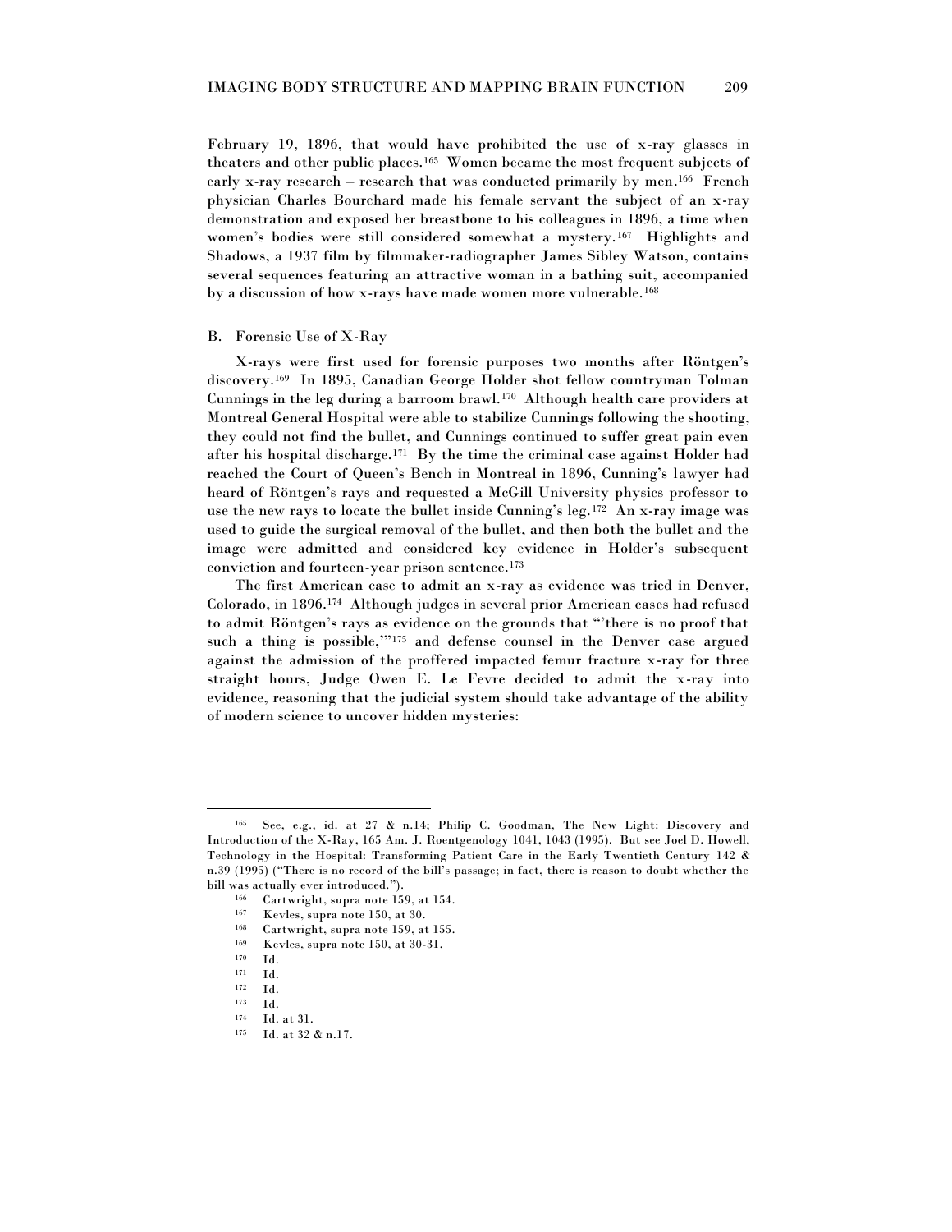February 19, 1896, that would have prohibited the use of x-ray glasses in theaters and other public places.[165] Women became the most frequent subjects of early x-ray research – research that was conducted primarily by men.[166] French physician Charles Bourchard made his female servant the subject of an x-ray demonstration and exposed her breastbone to his colleagues in 1896, a time when women's bodies were still considered somewhat a mystery.[167] Highlights and Shadows, a 1937 film by filmmaker-radiographer James Sibley Watson, contains several sequences featuring an attractive woman in a bathing suit, accompanied by a discussion of how x-rays have made women more vulnerable.[168]

B. Forensic Use of X-Ray

X-rays were first used for forensic purposes two months after Röntgen's discovery.[169] In 1895, Canadian George Holder shot fellow countryman Tolman Cunnings in the leg during a barroom brawl.[170] Although health care providers at Montreal General Hospital were able to stabilize Cunnings following the shooting, they could not find the bullet, and Cunnings continued to suffer great pain even after his hospital discharge.[171] By the time the criminal case against Holder had reached the Court of Queen's Bench in Montreal in 1896, Cunning's lawyer had heard of Röntgen's rays and requested a McGill University physics professor to use the new rays to locate the bullet inside Cunning's leg.[172] An x-ray image was used to guide the surgical removal of the bullet, and then both the bullet and the image were admitted and considered key evidence in Holder's subsequent conviction and fourteen-year prison sentence.[173]

The first American case to admit an x-ray as evidence was tried in Denver, Colorado, in 1896.[174] Although judges in several prior American cases had refused to admit Röntgen's rays as evidence on the grounds that "'there is no proof that such a thing is possible,'"[175] and defense counsel in the Denver case argued against the admission of the proffered impacted femur fracture x-ray for three straight hours, Judge Owen E. Le Fevre decided to admit the x-ray into evidence, reasoning that the judicial system should take advantage of the ability of modern science to uncover hidden mysteries:

---

[165] See, e.g., id. at 27 & n.14; Philip C. Goodman, The New Light: Discovery and Introduction of the X-Ray, 165 Am. J. Roentgenology 1041, 1043 (1995). But see Joel D. Howell, Technology in the Hospital: Transforming Patient Care in the Early Twentieth Century 142 & n.39 (1995) ("There is no record of the bill's passage; in fact, there is reason to doubt whether the bill was actually ever introduced.").

[166] Cartwright, supra note 159, at 154.

[167] Kevles, supra note 150, at 30.

[168] Cartwright, supra note 159, at 155.

[169] Kevles, supra note 150, at 30-31.

[170] Id.

[171] Id.

[172] Id.

[173] Id.

[174] Id. at 31.

[175] Id. at 32 & n.17.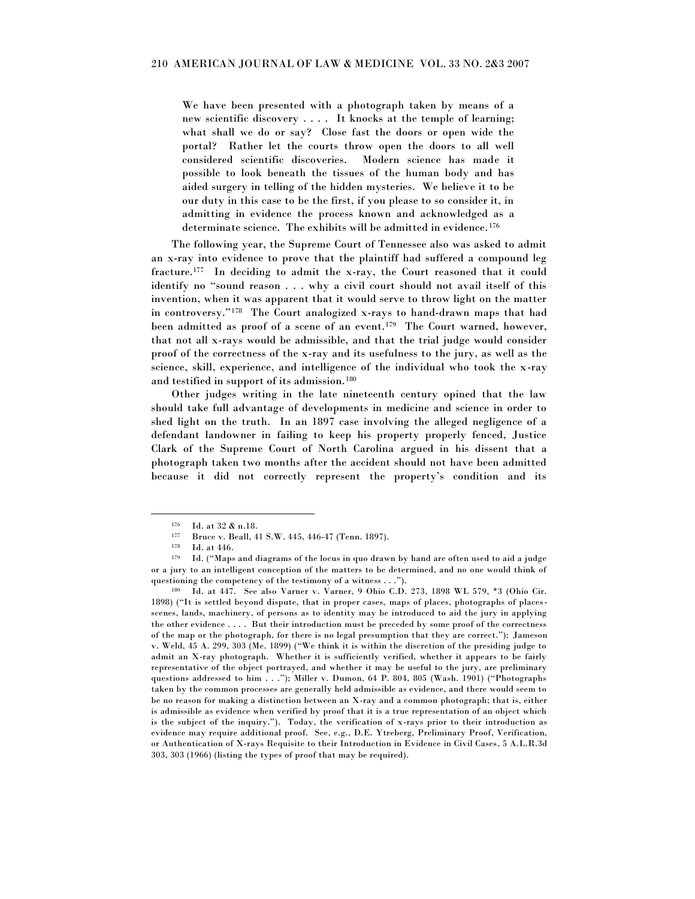> We have been presented with a photograph taken by means of a new scientific discovery . . . . It knocks at the temple of learning; what shall we do or say? Close fast the doors or open wide the portal? Rather let the courts throw open the doors to all well considered scientific discoveries. Modern science has made it possible to look beneath the tissues of the human body and has aided surgery in telling of the hidden mysteries. We believe it to be our duty in this case to be the first, if you please to so consider it, in admitting in evidence the process known and acknowledged as a determinate science. The exhibits will be admitted in evidence.[176]

The following year, the Supreme Court of Tennessee also was asked to admit an x-ray into evidence to prove that the plaintiff had suffered a compound leg fracture.[177] In deciding to admit the x-ray, the Court reasoned that it could identify no "sound reason . . . why a civil court should not avail itself of this invention, when it was apparent that it would serve to throw light on the matter in controversy."[178] The Court analogized x-rays to hand-drawn maps that had been admitted as proof of a scene of an event.[179] The Court warned, however, that not all x-rays would be admissible, and that the trial judge would consider proof of the correctness of the x-ray and its usefulness to the jury, as well as the science, skill, experience, and intelligence of the individual who took the x-ray and testified in support of its admission.[180]

Other judges writing in the late nineteenth century opined that the law should take full advantage of developments in medicine and science in order to shed light on the truth. In an 1897 case involving the alleged negligence of a defendant landowner in failing to keep his property properly fenced, Justice Clark of the Supreme Court of North Carolina argued in his dissent that a photograph taken two months after the accident should not have been admitted because it did not correctly represent the property's condition and its

---

[176] Id. at 32 & n.18.

[177] Bruce v. Beall, 41 S.W. 445, 446-47 (Tenn. 1897).

[178] Id. at 446.

[179] Id. ("Maps and diagrams of the locus in quo drawn by hand are often used to aid a judge or a jury to an intelligent conception of the matters to be determined, and no one would think of questioning the competency of the testimony of a witness . . .").

[180] Id. at 447. See also Varner v. Varner, 9 Ohio C.D. 273, 1898 WL 579, *3 (Ohio Cir. 1898) ("It is settled beyond dispute, that in proper cases, maps of places, photographs of places-scenes, lands, machinery, of persons as to identity may be introduced to aid the jury in applying the other evidence . . . . But their introduction must be preceded by some proof of the correctness of the map or the photograph, for there is no legal presumption that they are correct."); Jameson v. Weld, 45 A. 299, 303 (Me. 1899) ("We think it is within the discretion of the presiding judge to admit an X-ray photograph. Whether it is sufficiently verified, whether it appears to be fairly representative of the object portrayed, and whether it may be useful to the jury, are preliminary questions addressed to him . . ."); Miller v. Dumon, 64 P. 804, 805 (Wash. 1901) ("Photographs taken by the common processes are generally held admissible as evidence, and there would seem to be no reason for making a distinction between an X-ray and a common photograph; that is, either is admissible as evidence when verified by proof that it is a true representation of an object which is the subject of the inquiry."). Today, the verification of x-rays prior to their introduction as evidence may require additional proof. See, e.g., D.E. Ytreberg, Preliminary Proof, Verification, or Authentication of X-rays Requisite to their Introduction in Evidence in Civil Cases, 5 A.L.R.3d 303, 303 (1966) (listing the types of proof that may be required).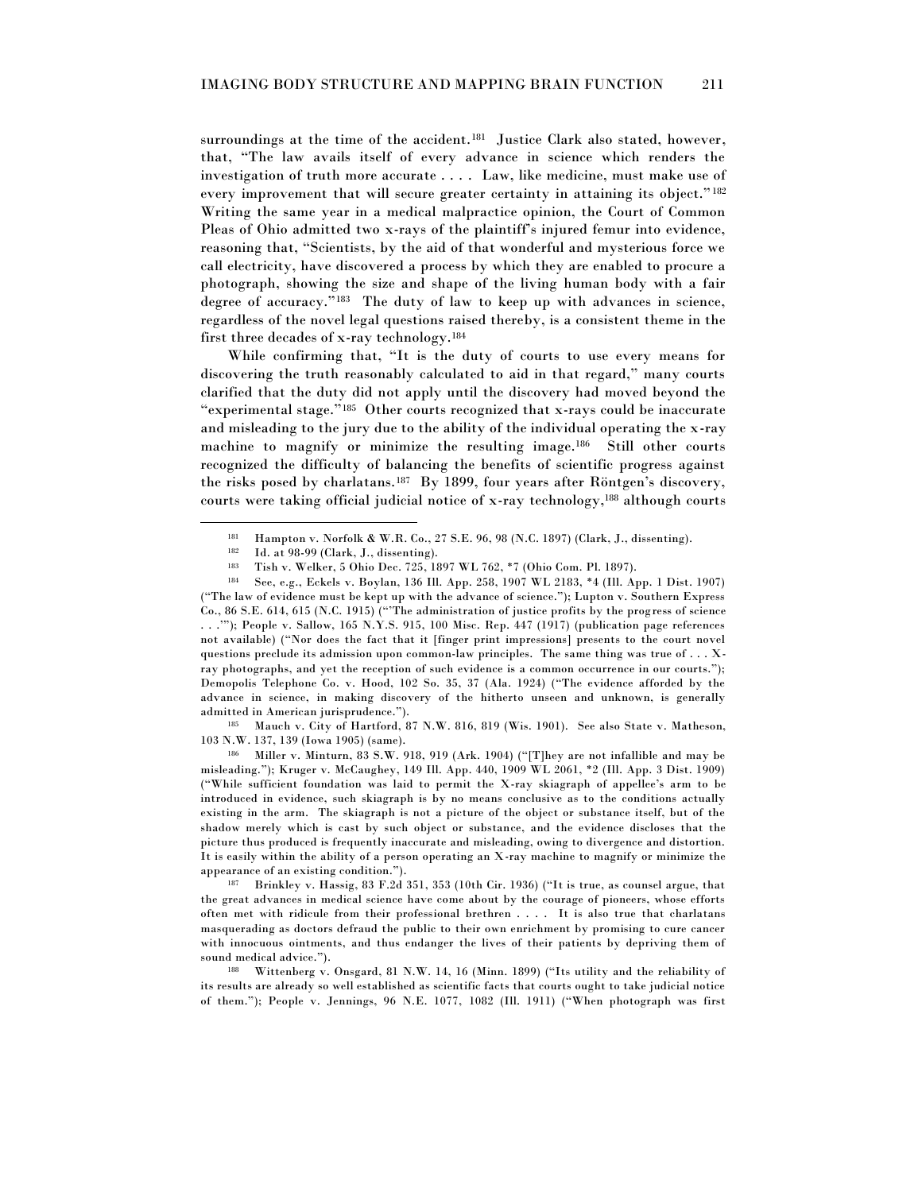surroundings at the time of the accident.[181] Justice Clark also stated, however, that, "The law avails itself of every advance in science which renders the investigation of truth more accurate . . . . Law, like medicine, must make use of every improvement that will secure greater certainty in attaining its object."[182] Writing the same year in a medical malpractice opinion, the Court of Common Pleas of Ohio admitted two x-rays of the plaintiff's injured femur into evidence, reasoning that, "Scientists, by the aid of that wonderful and mysterious force we call electricity, have discovered a process by which they are enabled to procure a photograph, showing the size and shape of the living human body with a fair degree of accuracy."[183] The duty of law to keep up with advances in science, regardless of the novel legal questions raised thereby, is a consistent theme in the first three decades of x-ray technology.[184]

While confirming that, "It is the duty of courts to use every means for discovering the truth reasonably calculated to aid in that regard," many courts clarified that the duty did not apply until the discovery had moved beyond the "experimental stage."[185] Other courts recognized that x-rays could be inaccurate and misleading to the jury due to the ability of the individual operating the x-ray machine to magnify or minimize the resulting image.[186] Still other courts recognized the difficulty of balancing the benefits of scientific progress against the risks posed by charlatans.[187] By 1899, four years after Röntgen's discovery, courts were taking official judicial notice of x-ray technology,[188] although courts

---

[181] Hampton v. Norfolk & W.R. Co., 27 S.E. 96, 98 (N.C. 1897) (Clark, J., dissenting).

[182] Id. at 98-99 (Clark, J., dissenting).

[183] Tish v. Welker, 5 Ohio Dec. 725, 1897 WL 762, *7 (Ohio Com. Pl. 1897).

[184] See, e.g., Eckels v. Boylan, 136 Ill. App. 258, 1907 WL 2183, *4 (Ill. App. 1 Dist. 1907) ("The law of evidence must be kept up with the advance of science."); Lupton v. Southern Express Co., 86 S.E. 614, 615 (N.C. 1915) ("'The administration of justice profits by the progress of science . . .'"); People v. Sallow, 165 N.Y.S. 915, 100 Misc. Rep. 447 (1917) (publication page references not available) ("Nor does the fact that it [finger print impressions] presents to the court novel questions preclude its admission upon common-law principles. The same thing was true of . . . X-ray photographs, and yet the reception of such evidence is a common occurrence in our courts."); Demopolis Telephone Co. v. Hood, 102 So. 35, 37 (Ala. 1924) ("The evidence afforded by the advance in science, in making discovery of the hitherto unseen and unknown, is generally admitted in American jurisprudence.").

[185] Mauch v. City of Hartford, 87 N.W. 816, 819 (Wis. 1901). See also State v. Matheson, 103 N.W. 137, 139 (Iowa 1905) (same).

[186] Miller v. Minturn, 83 S.W. 918, 919 (Ark. 1904) ("[T]hey are not infallible and may be misleading."); Kruger v. McCaughey, 149 Ill. App. 440, 1909 WL 2061, *2 (Ill. App. 3 Dist. 1909) ("While sufficient foundation was laid to permit the X-ray skiagraph of appellee's arm to be introduced in evidence, such skiagraph is by no means conclusive as to the conditions actually existing in the arm. The skiagraph is not a picture of the object or substance itself, but of the shadow merely which is cast by such object or substance, and the evidence discloses that the picture thus produced is frequently inaccurate and misleading, owing to divergence and distortion. It is easily within the ability of a person operating an X-ray machine to magnify or minimize the appearance of an existing condition.").

[187] Brinkley v. Hassig, 83 F.2d 351, 353 (10th Cir. 1936) ("It is true, as counsel argue, that the great advances in medical science have come about by the courage of pioneers, whose efforts often met with ridicule from their professional brethren . . . . It is also true that charlatans masquerading as doctors defraud the public to their own enrichment by promising to cure cancer with innocuous ointments, and thus endanger the lives of their patients by depriving them of sound medical advice.").

[188] Wittenberg v. Onsgard, 81 N.W. 14, 16 (Minn. 1899) ("Its utility and the reliability of its results are already so well established as scientific facts that courts ought to take judicial notice of them."); People v. Jennings, 96 N.E. 1077, 1082 (Ill. 1911) ("When photograph was first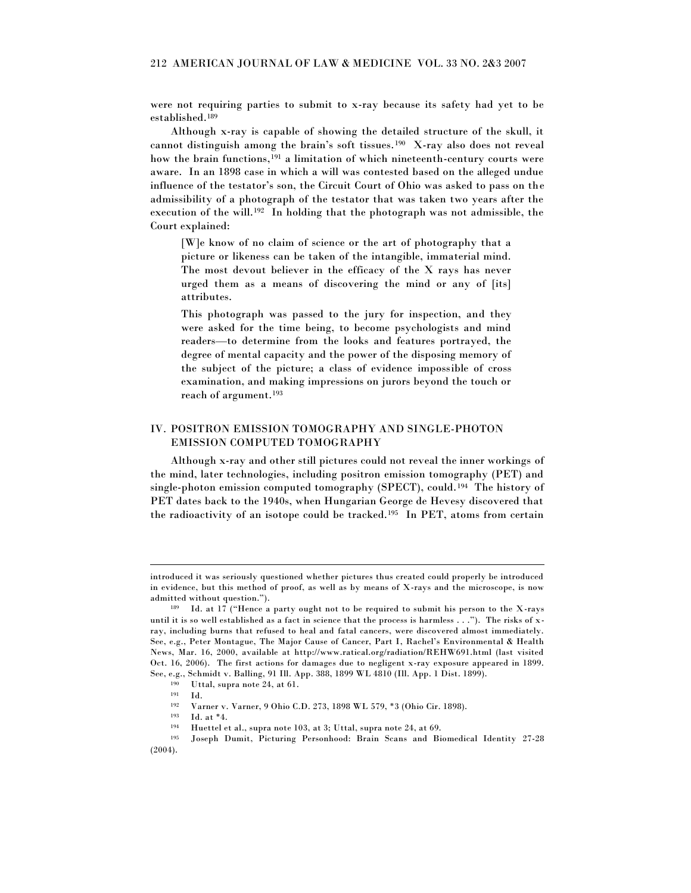were not requiring parties to submit to x-ray because its safety had yet to be established.[189]

Although x-ray is capable of showing the detailed structure of the skull, it cannot distinguish among the brain's soft tissues.[190] X-ray also does not reveal how the brain functions,[191] a limitation of which nineteenth-century courts were aware. In an 1898 case in which a will was contested based on the alleged undue influence of the testator's son, the Circuit Court of Ohio was asked to pass on the admissibility of a photograph of the testator that was taken two years after the execution of the will.[192] In holding that the photograph was not admissible, the Court explained:

> [W]e know of no claim of science or the art of photography that a picture or likeness can be taken of the intangible, immaterial mind. The most devout believer in the efficacy of the X rays has never urged them as a means of discovering the mind or any of [its] attributes.
>
> This photograph was passed to the jury for inspection, and they were asked for the time being, to become psychologists and mind readers—to determine from the looks and features portrayed, the degree of mental capacity and the power of the disposing memory of the subject of the picture; a class of evidence impossible of cross examination, and making impressions on jurors beyond the touch or reach of argument.[193]

## IV. POSITRON EMISSION TOMOGRAPHY AND SINGLE-PHOTON EMISSION COMPUTED TOMOGRAPHY

Although x-ray and other still pictures could not reveal the inner workings of the mind, later technologies, including positron emission tomography (PET) and single-photon emission computed tomography (SPECT), could.[194] The history of PET dates back to the 1940s, when Hungarian George de Hevesy discovered that the radioactivity of an isotope could be tracked.[195] In PET, atoms from certain

---

introduced it was seriously questioned whether pictures thus created could properly be introduced in evidence, but this method of proof, as well as by means of X-rays and the microscope, is now admitted without question.").

[189] Id. at 17 ("Hence a party ought not to be required to submit his person to the X-rays until it is so well established as a fact in science that the process is harmless . . ."). The risks of x-ray, including burns that refused to heal and fatal cancers, were discovered almost immediately. See, e.g., Peter Montague, The Major Cause of Cancer, Part I, Rachel's Environmental & Health News, Mar. 16, 2000, available at http://www.ratical.org/radiation/REHW691.html (last visited Oct. 16, 2006). The first actions for damages due to negligent x-ray exposure appeared in 1899. See, e.g., Schmidt v. Balling, 91 Ill. App. 388, 1899 WL 4810 (Ill. App. 1 Dist. 1899).

[190] Uttal, supra note 24, at 61.

[191] Id.

[192] Varner v. Varner, 9 Ohio C.D. 273, 1898 WL 579, *3 (Ohio Cir. 1898).

[193] Id. at *4.

[194] Huettel et al., supra note 103, at 3; Uttal, supra note 24, at 69.

[195] Joseph Dumit, Picturing Personhood: Brain Scans and Biomedical Identity 27-28 (2004).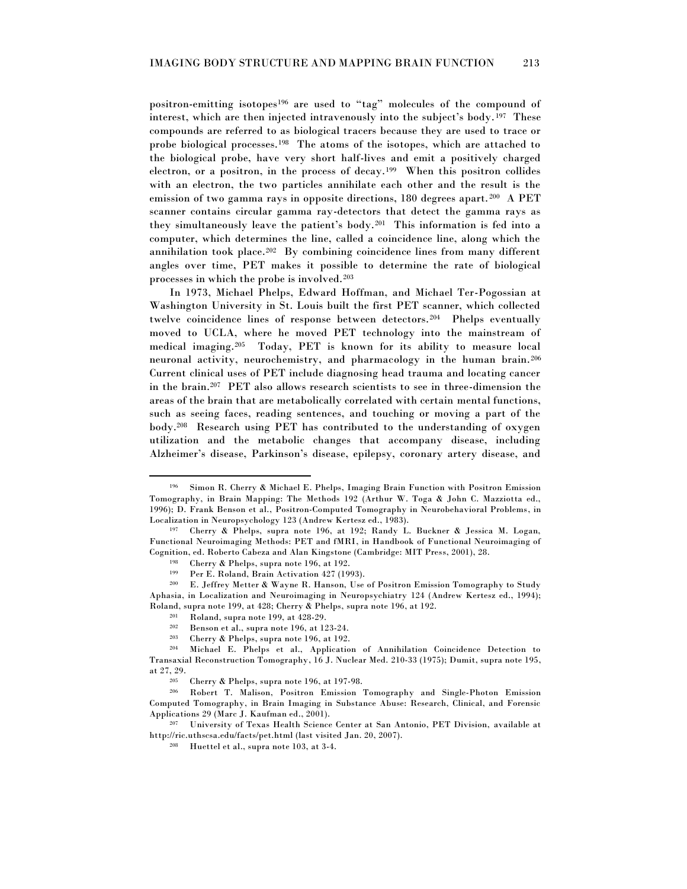positron-emitting isotopes[196] are used to "tag" molecules of the compound of interest, which are then injected intravenously into the subject's body.[197] These compounds are referred to as biological tracers because they are used to trace or probe biological processes.[198] The atoms of the isotopes, which are attached to the biological probe, have very short half-lives and emit a positively charged electron, or a positron, in the process of decay.[199] When this positron collides with an electron, the two particles annihilate each other and the result is the emission of two gamma rays in opposite directions, 180 degrees apart.[200] A PET scanner contains circular gamma ray-detectors that detect the gamma rays as they simultaneously leave the patient's body.[201] This information is fed into a computer, which determines the line, called a coincidence line, along which the annihilation took place.[202] By combining coincidence lines from many different angles over time, PET makes it possible to determine the rate of biological processes in which the probe is involved.[203]

In 1973, Michael Phelps, Edward Hoffman, and Michael Ter-Pogossian at Washington University in St. Louis built the first PET scanner, which collected twelve coincidence lines of response between detectors.[204] Phelps eventually moved to UCLA, where he moved PET technology into the mainstream of medical imaging.[205] Today, PET is known for its ability to measure local neuronal activity, neurochemistry, and pharmacology in the human brain.[206] Current clinical uses of PET include diagnosing head trauma and locating cancer in the brain.[207] PET also allows research scientists to see in three-dimension the areas of the brain that are metabolically correlated with certain mental functions, such as seeing faces, reading sentences, and touching or moving a part of the body.[208] Research using PET has contributed to the understanding of oxygen utilization and the metabolic changes that accompany disease, including Alzheimer's disease, Parkinson's disease, epilepsy, coronary artery disease, and

---

[196] Simon R. Cherry & Michael E. Phelps, Imaging Brain Function with Positron Emission Tomography, in Brain Mapping: The Methods 192 (Arthur W. Toga & John C. Mazziotta ed., 1996); D. Frank Benson et al., Positron-Computed Tomography in Neurobehavioral Problems, in Localization in Neuropsychology 123 (Andrew Kertesz ed., 1983).

[197] Cherry & Phelps, supra note 196, at 192; Randy L. Buckner & Jessica M. Logan, Functional Neuroimaging Methods: PET and fMRI, in Handbook of Functional Neuroimaging of Cognition, ed. Roberto Cabeza and Alan Kingstone (Cambridge: MIT Press, 2001), 28.

[198] Cherry & Phelps, supra note 196, at 192.

[199] Per E. Roland, Brain Activation 427 (1993).

[200] E. Jeffrey Metter & Wayne R. Hanson, Use of Positron Emission Tomography to Study Aphasia, in Localization and Neuroimaging in Neuropsychiatry 124 (Andrew Kertesz ed., 1994); Roland, supra note 199, at 428; Cherry & Phelps, supra note 196, at 192.

[201] Roland, supra note 199, at 428-29.

[202] Benson et al., supra note 196, at 123-24.

[203] Cherry & Phelps, supra note 196, at 192.

[204] Michael E. Phelps et al., Application of Annihilation Coincidence Detection to Transaxial Reconstruction Tomography, 16 J. Nuclear Med. 210-33 (1975); Dumit, supra note 195, at 27, 29.

[205] Cherry & Phelps, supra note 196, at 197-98.

[206] Robert T. Malison, Positron Emission Tomography and Single-Photon Emission Computed Tomography, in Brain Imaging in Substance Abuse: Research, Clinical, and Forensic Applications 29 (Marc J. Kaufman ed., 2001).

[207] University of Texas Health Science Center at San Antonio, PET Division, available at http://ric.uthscsa.edu/facts/pet.html (last visited Jan. 20, 2007).

[208] Huettel et al., supra note 103, at 3-4.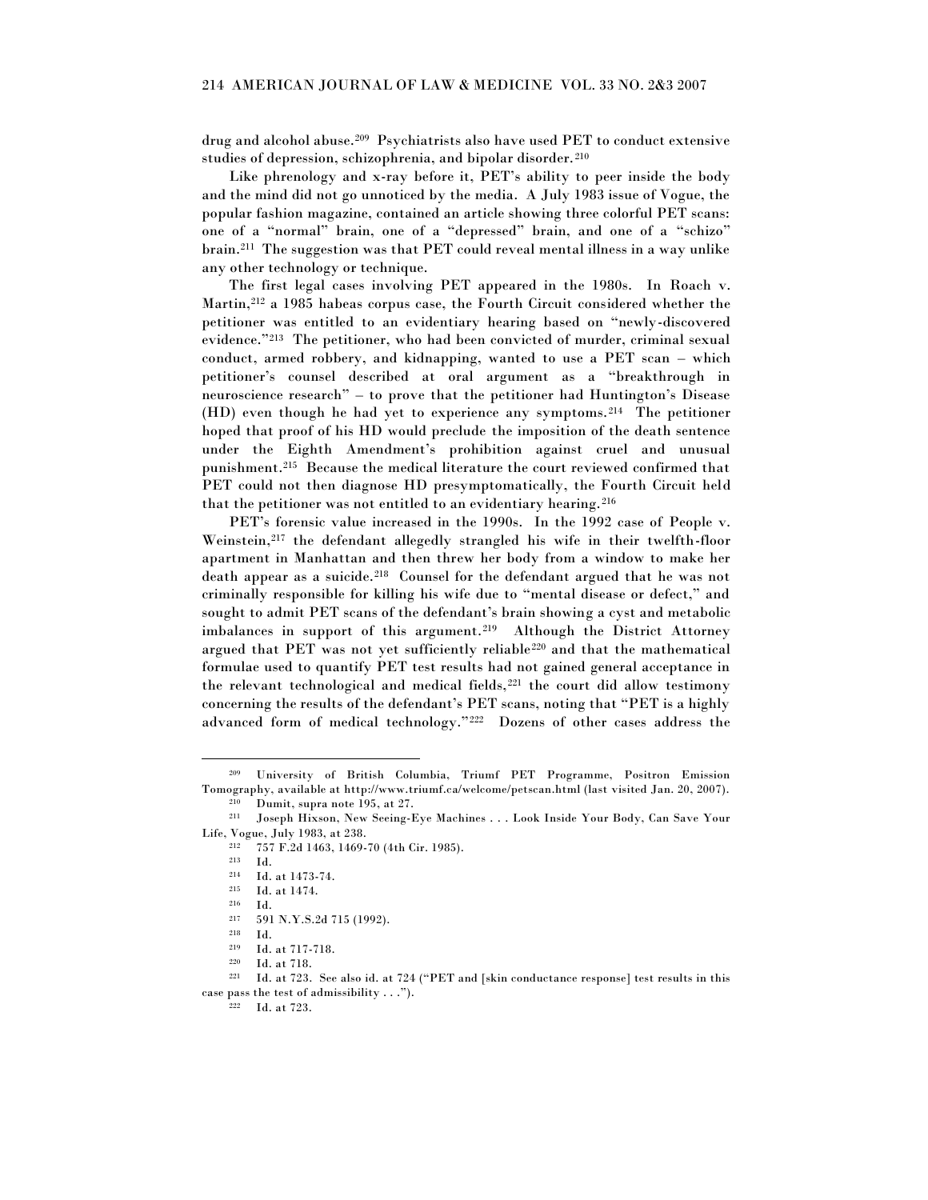drug and alcohol abuse.[209] Psychiatrists also have used PET to conduct extensive studies of depression, schizophrenia, and bipolar disorder.[210]

Like phrenology and x-ray before it, PET's ability to peer inside the body and the mind did not go unnoticed by the media. A July 1983 issue of Vogue, the popular fashion magazine, contained an article showing three colorful PET scans: one of a "normal" brain, one of a "depressed" brain, and one of a "schizo" brain.[211] The suggestion was that PET could reveal mental illness in a way unlike any other technology or technique.

The first legal cases involving PET appeared in the 1980s. In Roach v. Martin,[212] a 1985 habeas corpus case, the Fourth Circuit considered whether the petitioner was entitled to an evidentiary hearing based on "newly-discovered evidence."[213] The petitioner, who had been convicted of murder, criminal sexual conduct, armed robbery, and kidnapping, wanted to use a PET scan – which petitioner's counsel described at oral argument as a "breakthrough in neuroscience research" – to prove that the petitioner had Huntington's Disease (HD) even though he had yet to experience any symptoms.[214] The petitioner hoped that proof of his HD would preclude the imposition of the death sentence under the Eighth Amendment's prohibition against cruel and unusual punishment.[215] Because the medical literature the court reviewed confirmed that PET could not then diagnose HD presymptomatically, the Fourth Circuit held that the petitioner was not entitled to an evidentiary hearing.[216]

PET's forensic value increased in the 1990s. In the 1992 case of People v. Weinstein,[217] the defendant allegedly strangled his wife in their twelfth-floor apartment in Manhattan and then threw her body from a window to make her death appear as a suicide.[218] Counsel for the defendant argued that he was not criminally responsible for killing his wife due to "mental disease or defect," and sought to admit PET scans of the defendant's brain showing a cyst and metabolic imbalances in support of this argument.[219] Although the District Attorney argued that PET was not yet sufficiently reliable[220] and that the mathematical formulae used to quantify PET test results had not gained general acceptance in the relevant technological and medical fields,[221] the court did allow testimony concerning the results of the defendant's PET scans, noting that "PET is a highly advanced form of medical technology."[222] Dozens of other cases address the

---

[209] University of British Columbia, Triumf PET Programme, Positron Emission Tomography, available at http://www.triumf.ca/welcome/petscan.html (last visited Jan. 20, 2007).

[210] Dumit, supra note 195, at 27.

[211] Joseph Hixson, New Seeing-Eye Machines . . . Look Inside Your Body, Can Save Your Life, Vogue, July 1983, at 238.

[212] 757 F.2d 1463, 1469-70 (4th Cir. 1985).

[213] Id.

[214] Id. at 1473-74.

[215] Id. at 1474.

[216] Id.

[217] 591 N.Y.S.2d 715 (1992).

[218] Id.

[219] Id. at 717-718.

[220] Id. at 718.

[221] Id. at 723. See also id. at 724 ("PET and [skin conductance response] test results in this case pass the test of admissibility . . .").

[222] Id. at 723.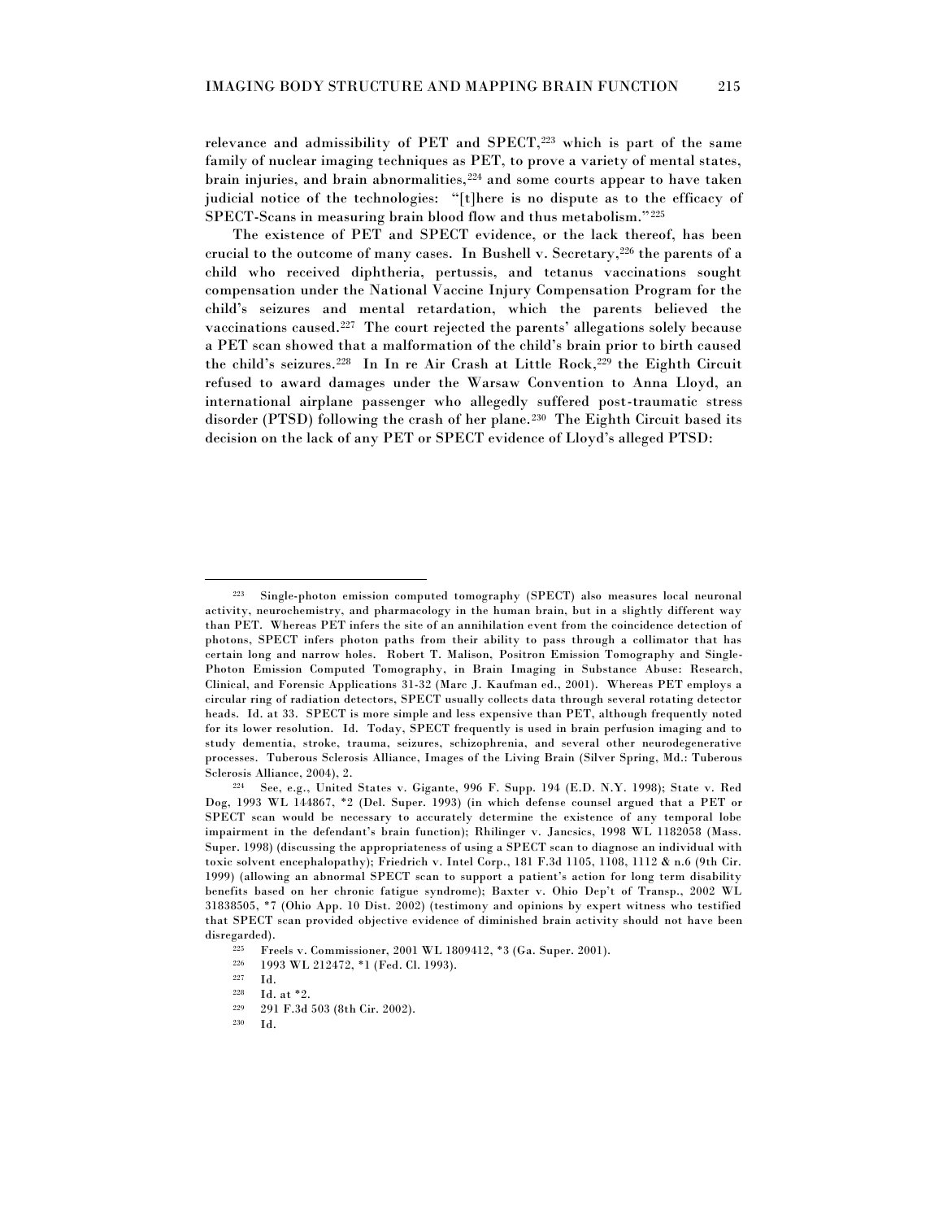relevance and admissibility of PET and SPECT,[223] which is part of the same family of nuclear imaging techniques as PET, to prove a variety of mental states, brain injuries, and brain abnormalities,[224] and some courts appear to have taken judicial notice of the technologies: "[t]here is no dispute as to the efficacy of SPECT-Scans in measuring brain blood flow and thus metabolism."[225]

The existence of PET and SPECT evidence, or the lack thereof, has been crucial to the outcome of many cases. In Bushell v. Secretary,[226] the parents of a child who received diphtheria, pertussis, and tetanus vaccinations sought compensation under the National Vaccine Injury Compensation Program for the child's seizures and mental retardation, which the parents believed the vaccinations caused.[227] The court rejected the parents' allegations solely because a PET scan showed that a malformation of the child's brain prior to birth caused the child's seizures.[228] In In re Air Crash at Little Rock,[229] the Eighth Circuit refused to award damages under the Warsaw Convention to Anna Lloyd, an international airplane passenger who allegedly suffered post-traumatic stress disorder (PTSD) following the crash of her plane.[230] The Eighth Circuit based its decision on the lack of any PET or SPECT evidence of Lloyd's alleged PTSD:

---

[223] Single-photon emission computed tomography (SPECT) also measures local neuronal activity, neurochemistry, and pharmacology in the human brain, but in a slightly different way than PET. Whereas PET infers the site of an annihilation event from the coincidence detection of photons, SPECT infers photon paths from their ability to pass through a collimator that has certain long and narrow holes. Robert T. Malison, Positron Emission Tomography and Single-Photon Emission Computed Tomography, in Brain Imaging in Substance Abuse: Research, Clinical, and Forensic Applications 31-32 (Marc J. Kaufman ed., 2001). Whereas PET employs a circular ring of radiation detectors, SPECT usually collects data through several rotating detector heads. Id. at 33. SPECT is more simple and less expensive than PET, although frequently noted for its lower resolution. Id. Today, SPECT frequently is used in brain perfusion imaging and to study dementia, stroke, trauma, seizures, schizophrenia, and several other neurodegenerative processes. Tuberous Sclerosis Alliance, Images of the Living Brain (Silver Spring, Md.: Tuberous Sclerosis Alliance, 2004), 2.

[224] See, e.g., United States v. Gigante, 996 F. Supp. 194 (E.D. N.Y. 1998); State v. Red Dog, 1993 WL 144867, *2 (Del. Super. 1993) (in which defense counsel argued that a PET or SPECT scan would be necessary to accurately determine the existence of any temporal lobe impairment in the defendant's brain function); Rhilinger v. Jancsics, 1998 WL 1182058 (Mass. Super. 1998) (discussing the appropriateness of using a SPECT scan to diagnose an individual with toxic solvent encephalopathy); Friedrich v. Intel Corp., 181 F.3d 1105, 1108, 1112 & n.6 (9th Cir. 1999) (allowing an abnormal SPECT scan to support a patient's action for long term disability benefits based on her chronic fatigue syndrome); Baxter v. Ohio Dep't of Transp., 2002 WL 31838505, *7 (Ohio App. 10 Dist. 2002) (testimony and opinions by expert witness who testified that SPECT scan provided objective evidence of diminished brain activity should not have been disregarded).

[225] Freels v. Commissioner, 2001 WL 1809412, *3 (Ga. Super. 2001).

[226] 1993 WL 212472, *1 (Fed. Cl. 1993).

[227] Id.

[228] Id. at *2.

[229] 291 F.3d 503 (8th Cir. 2002).

[230] Id.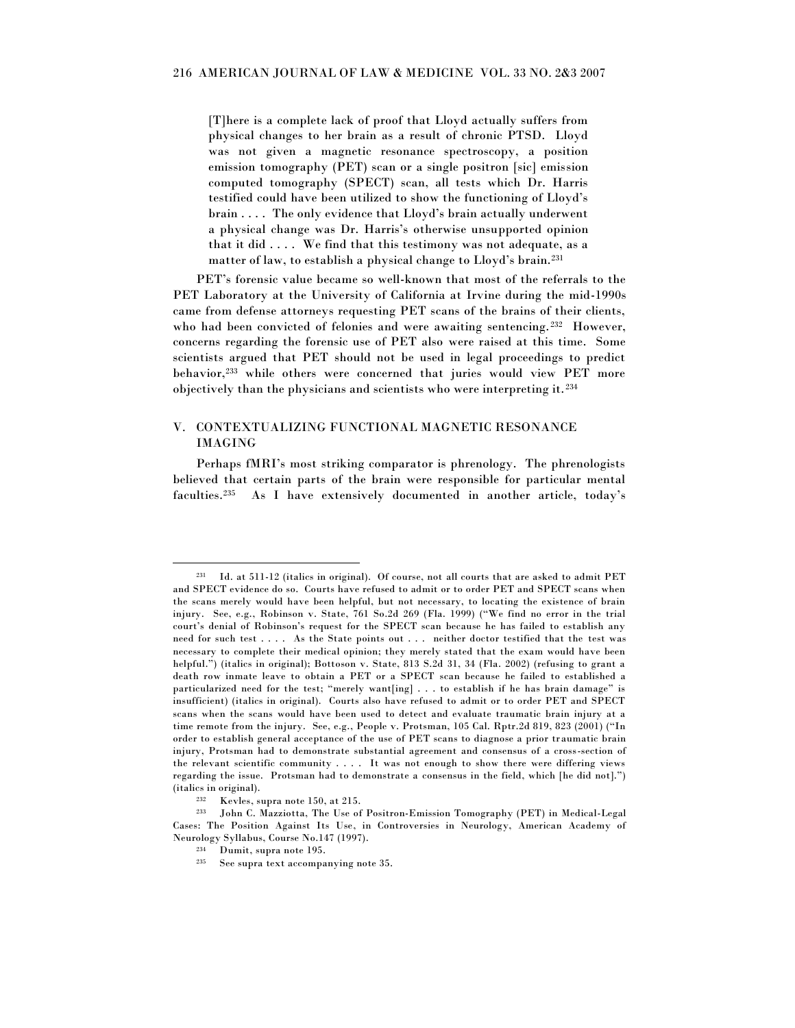> [T]here is a complete lack of proof that Lloyd actually suffers from physical changes to her brain as a result of chronic PTSD. Lloyd was not given a magnetic resonance spectroscopy, a position emission tomography (PET) scan or a single positron [sic] emission computed tomography (SPECT) scan, all tests which Dr. Harris testified could have been utilized to show the functioning of Lloyd's brain . . . . The only evidence that Lloyd's brain actually underwent a physical change was Dr. Harris's otherwise unsupported opinion that it did . . . . We find that this testimony was not adequate, as a matter of law, to establish a physical change to Lloyd's brain.[231]

PET's forensic value became so well-known that most of the referrals to the PET Laboratory at the University of California at Irvine during the mid-1990s came from defense attorneys requesting PET scans of the brains of their clients, who had been convicted of felonies and were awaiting sentencing.[232] However, concerns regarding the forensic use of PET also were raised at this time. Some scientists argued that PET should not be used in legal proceedings to predict behavior,[233] while others were concerned that juries would view PET more objectively than the physicians and scientists who were interpreting it.[234]

## V. CONTEXTUALIZING FUNCTIONAL MAGNETIC RESONANCE IMAGING

Perhaps fMRI's most striking comparator is phrenology. The phrenologists believed that certain parts of the brain were responsible for particular mental faculties.[235] As I have extensively documented in another article, today's

---

[231] Id. at 511-12 (italics in original). Of course, not all courts that are asked to admit PET and SPECT evidence do so. Courts have refused to admit or to order PET and SPECT scans when the scans merely would have been helpful, but not necessary, to locating the existence of brain injury. See, e.g., Robinson v. State, 761 So.2d 269 (Fla. 1999) ("We find no error in the trial court's denial of Robinson's request for the SPECT scan because he has failed to establish any need for such test . . . . As the State points out . . . neither doctor testified that the test was necessary to complete their medical opinion; they merely stated that the exam would have been helpful.") (italics in original); Bottoson v. State, 813 S.2d 31, 34 (Fla. 2002) (refusing to grant a death row inmate leave to obtain a PET or a SPECT scan because he failed to established a particularized need for the test; "merely want[ing] . . . to establish if he has brain damage" is insufficient) (italics in original). Courts also have refused to admit or to order PET and SPECT scans when the scans would have been used to detect and evaluate traumatic brain injury at a time remote from the injury. See, e.g., People v. Protsman, 105 Cal. Rptr.2d 819, 823 (2001) ("In order to establish general acceptance of the use of PET scans to diagnose a prior traumatic brain injury, Protsman had to demonstrate substantial agreement and consensus of a cross-section of the relevant scientific community . . . . It was not enough to show there were differing views regarding the issue. Protsman had to demonstrate a consensus in the field, which [he did not].") (italics in original).

[232] Kevles, supra note 150, at 215.

[233] John C. Mazziotta, The Use of Positron-Emission Tomography (PET) in Medical-Legal Cases: The Position Against Its Use, in Controversies in Neurology, American Academy of Neurology Syllabus, Course No.147 (1997).

[234] Dumit, supra note 195.

[235] See supra text accompanying note 35.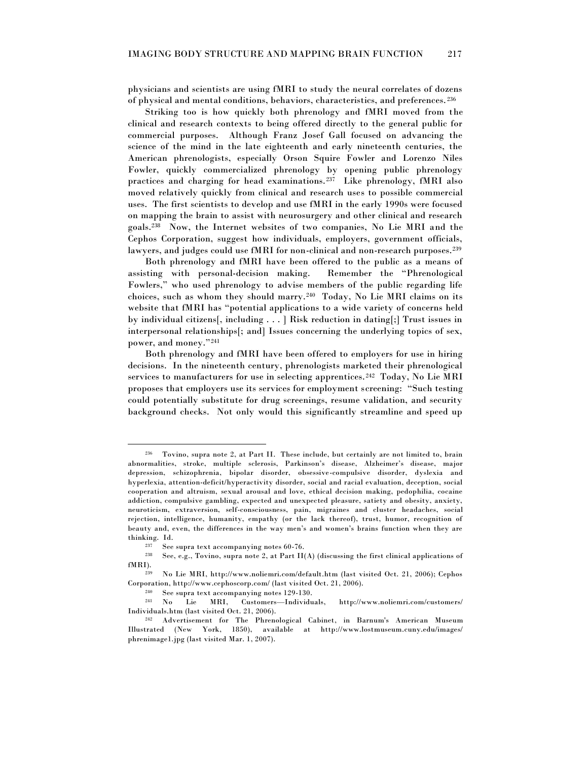physicians and scientists are using fMRI to study the neural correlates of dozens of physical and mental conditions, behaviors, characteristics, and preferences.[236]

Striking too is how quickly both phrenology and fMRI moved from the clinical and research contexts to being offered directly to the general public for commercial purposes. Although Franz Josef Gall focused on advancing the science of the mind in the late eighteenth and early nineteenth centuries, the American phrenologists, especially Orson Squire Fowler and Lorenzo Niles Fowler, quickly commercialized phrenology by opening public phrenology practices and charging for head examinations.[237] Like phrenology, fMRI also moved relatively quickly from clinical and research uses to possible commercial uses. The first scientists to develop and use fMRI in the early 1990s were focused on mapping the brain to assist with neurosurgery and other clinical and research goals.[238] Now, the Internet websites of two companies, No Lie MRI and the Cephos Corporation, suggest how individuals, employers, government officials, lawyers, and judges could use fMRI for non-clinical and non-research purposes.[239]

Both phrenology and fMRI have been offered to the public as a means of assisting with personal-decision making. Remember the "Phrenological Fowlers," who used phrenology to advise members of the public regarding life choices, such as whom they should marry.[240] Today, No Lie MRI claims on its website that fMRI has "potential applications to a wide variety of concerns held by individual citizens[, including . . . ] Risk reduction in dating[;] Trust issues in interpersonal relationships[; and] Issues concerning the underlying topics of sex, power, and money."[241]

Both phrenology and fMRI have been offered to employers for use in hiring decisions. In the nineteenth century, phrenologists marketed their phrenological services to manufacturers for use in selecting apprentices.[242] Today, No Lie MRI proposes that employers use its services for employment screening: "Such testing could potentially substitute for drug screenings, resume validation, and security background checks. Not only would this significantly streamline and speed up

---

[236] Tovino, supra note 2, at Part II. These include, but certainly are not limited to, brain abnormalities, stroke, multiple sclerosis, Parkinson's disease, Alzheimer's disease, major depression, schizophrenia, bipolar disorder, obsessive-compulsive disorder, dyslexia and hyperlexia, attention-deficit/hyperactivity disorder, social and racial evaluation, deception, social cooperation and altruism, sexual arousal and love, ethical decision making, pedophilia, cocaine addiction, compulsive gambling, expected and unexpected pleasure, satiety and obesity, anxiety, neuroticism, extraversion, self-consciousness, pain, migraines and cluster headaches, social rejection, intelligence, humanity, empathy (or the lack thereof), trust, humor, recognition of beauty and, even, the differences in the way men's and women's brains function when they are thinking. Id.

[237] See supra text accompanying notes 60-76.

[238] See, e.g., Tovino, supra note 2, at Part II(A) (discussing the first clinical applications of fMRI).

[239] No Lie MRI, http://www.noliemri.com/default.htm (last visited Oct. 21, 2006); Cephos Corporation, http://www.cephoscorp.com/ (last visited Oct. 21, 2006).

[240] See supra text accompanying notes 129-130.

[241] No Lie MRI, Customers—Individuals, http://www.noliemri.com/customers/Individuals.htm (last visited Oct. 21, 2006).

[242] Advertisement for The Phrenological Cabinet, in Barnum's American Museum Illustrated (New York, 1850), available at http://www.lostmuseum.cuny.edu/images/phrenimage1.jpg (last visited Mar. 1, 2007).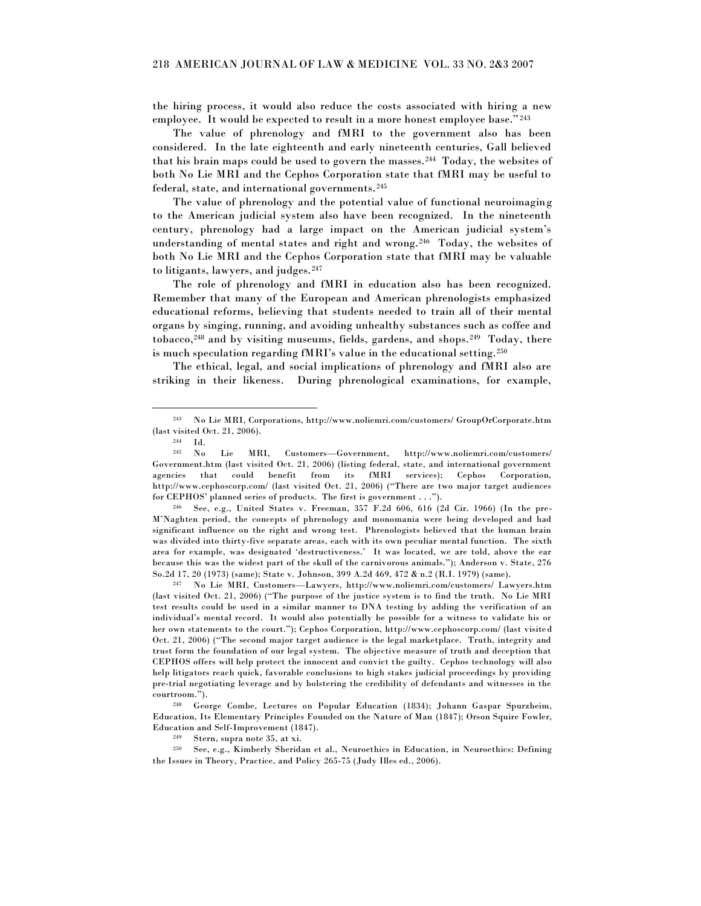the hiring process, it would also reduce the costs associated with hiring a new employee. It would be expected to result in a more honest employee base."[243]

The value of phrenology and fMRI to the government also has been considered. In the late eighteenth and early nineteenth centuries, Gall believed that his brain maps could be used to govern the masses.[244] Today, the websites of both No Lie MRI and the Cephos Corporation state that fMRI may be useful to federal, state, and international governments.[245]

The value of phrenology and the potential value of functional neuroimaging to the American judicial system also have been recognized. In the nineteenth century, phrenology had a large impact on the American judicial system's understanding of mental states and right and wrong.[246] Today, the websites of both No Lie MRI and the Cephos Corporation state that fMRI may be valuable to litigants, lawyers, and judges.[247]

The role of phrenology and fMRI in education also has been recognized. Remember that many of the European and American phrenologists emphasized educational reforms, believing that students needed to train all of their mental organs by singing, running, and avoiding unhealthy substances such as coffee and tobacco,[248] and by visiting museums, fields, gardens, and shops.[249] Today, there is much speculation regarding fMRI's value in the educational setting.[250]

The ethical, legal, and social implications of phrenology and fMRI also are striking in their likeness. During phrenological examinations, for example,

---

[243] No Lie MRI, Corporations, http://www.noliemri.com/customers/ GroupOrCorporate.htm (last visited Oct. 21, 2006).

[244] Id.

[245] No Lie MRI, Customers—Government, http://www.noliemri.com/customers/ Government.htm (last visited Oct. 21, 2006) (listing federal, state, and international government agencies that could benefit from its fMRI services); Cephos Corporation, http://www.cephoscorp.com/ (last visited Oct. 21, 2006) ("There are two major target audiences for CEPHOS' planned series of products. The first is government . . .").

[246] See, e.g., United States v. Freeman, 357 F.2d 606, 616 (2d Cir. 1966) (In the pre-M'Naghten period, the concepts of phrenology and monomania were being developed and had significant influence on the right and wrong test. Phrenologists believed that the human brain was divided into thirty-five separate areas, each with its own peculiar mental function. The sixth area for example, was designated 'destructiveness.' It was located, we are told, above the ear because this was the widest part of the skull of the carnivorous animals."); Anderson v. State, 276 So.2d 17, 20 (1973) (same); State v. Johnson, 399 A.2d 469, 472 & n.2 (R.I. 1979) (same).

[247] No Lie MRI, Customers—Lawyers, http://www.noliemri.com/customers/ Lawyers.htm (last visited Oct. 21, 2006) ("The purpose of the justice system is to find the truth. No Lie MRI test results could be used in a similar manner to DNA testing by adding the verification of an individual's mental record. It would also potentially be possible for a witness to validate his or her own statements to the court."); Cephos Corporation, http://www.cephoscorp.com/ (last visited Oct. 21, 2006) ("The second major target audience is the legal marketplace. Truth, integrity and trust form the foundation of our legal system. The objective measure of truth and deception that CEPHOS offers will help protect the innocent and convict the guilty. Cephos technology will also help litigators reach quick, favorable conclusions to high stakes judicial proceedings by providing pre-trial negotiating leverage and by bolstering the credibility of defendants and witnesses in the courtroom.").

[248] George Combe, Lectures on Popular Education (1834); Johann Gaspar Spurzheim, Education, Its Elementary Principles Founded on the Nature of Man (1847); Orson Squire Fowler, Education and Self-Improvement (1847).

[249] Stern, supra note 35, at xi.

[250] See, e.g., Kimberly Sheridan et al., Neuroethics in Education, in Neuroethics: Defining the Issues in Theory, Practice, and Policy 265-75 (Judy Illes ed., 2006).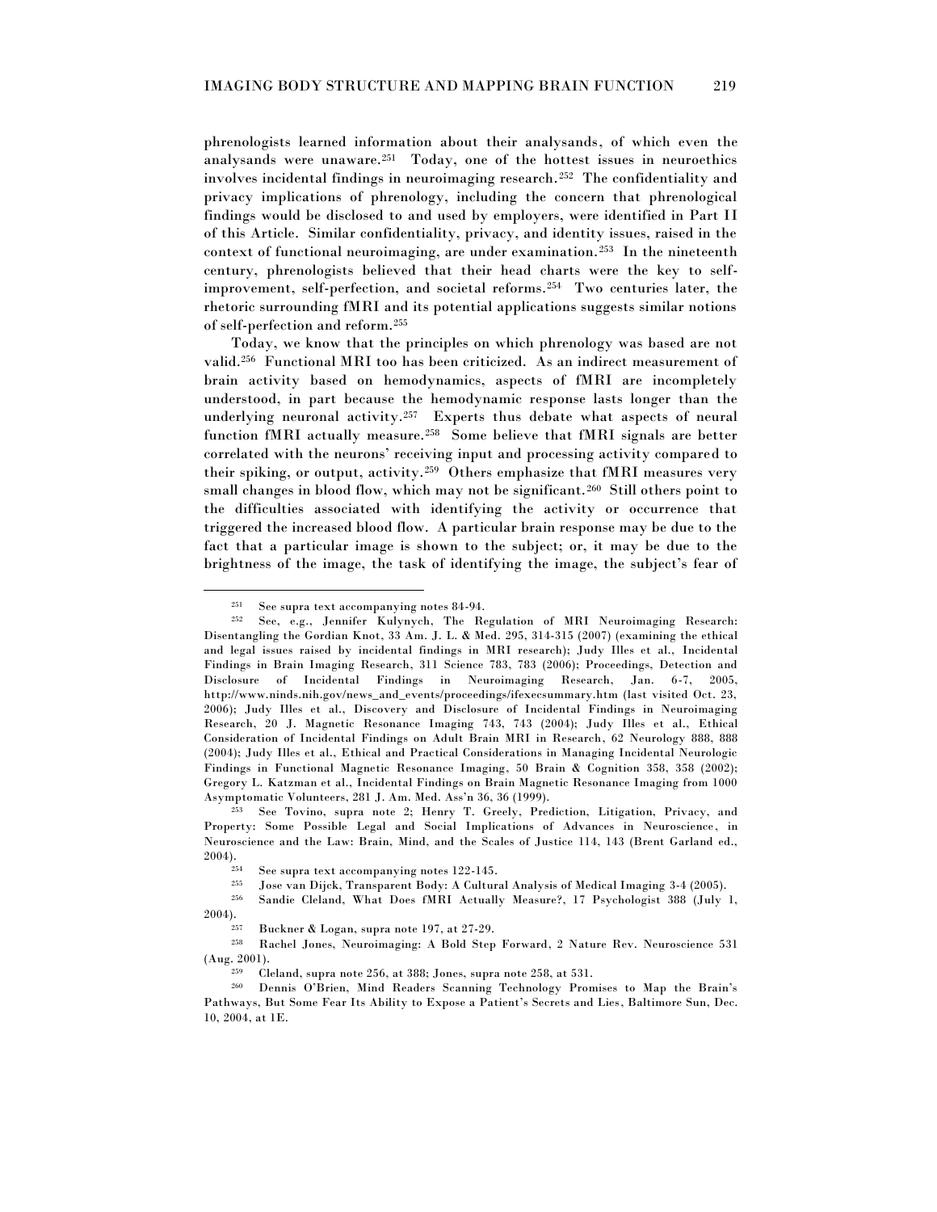phrenologists learned information about their analysands, of which even the analysands were unaware.[251] Today, one of the hottest issues in neuroethics involves incidental findings in neuroimaging research.[252] The confidentiality and privacy implications of phrenology, including the concern that phrenological findings would be disclosed to and used by employers, were identified in Part II of this Article. Similar confidentiality, privacy, and identity issues, raised in the context of functional neuroimaging, are under examination.[253] In the nineteenth century, phrenologists believed that their head charts were the key to self-improvement, self-perfection, and societal reforms.[254] Two centuries later, the rhetoric surrounding fMRI and its potential applications suggests similar notions of self-perfection and reform.[255]

Today, we know that the principles on which phrenology was based are not valid.[256] Functional MRI too has been criticized. As an indirect measurement of brain activity based on hemodynamics, aspects of fMRI are incompletely understood, in part because the hemodynamic response lasts longer than the underlying neuronal activity.[257] Experts thus debate what aspects of neural function fMRI actually measure.[258] Some believe that fMRI signals are better correlated with the neurons' receiving input and processing activity compared to their spiking, or output, activity.[259] Others emphasize that fMRI measures very small changes in blood flow, which may not be significant.[260] Still others point to the difficulties associated with identifying the activity or occurrence that triggered the increased blood flow. A particular brain response may be due to the fact that a particular image is shown to the subject; or, it may be due to the brightness of the image, the task of identifying the image, the subject's fear of

---

[251] See supra text accompanying notes 84-94.

[252] See, e.g., Jennifer Kulynych, The Regulation of MRI Neuroimaging Research: Disentangling the Gordian Knot, 33 Am. J. L. & Med. 295, 314-315 (2007) (examining the ethical and legal issues raised by incidental findings in MRI research); Judy Illes et al., Incidental Findings in Brain Imaging Research, 311 Science 783, 783 (2006); Proceedings, Detection and Disclosure of Incidental Findings in Neuroimaging Research, Jan. 6-7, 2005, http://www.ninds.nih.gov/news_and_events/proceedings/ifexecsummary.htm (last visited Oct. 23, 2006); Judy Illes et al., Discovery and Disclosure of Incidental Findings in Neuroimaging Research, 20 J. Magnetic Resonance Imaging 743, 743 (2004); Judy Illes et al., Ethical Consideration of Incidental Findings on Adult Brain MRI in Research, 62 Neurology 888, 888 (2004); Judy Illes et al., Ethical and Practical Considerations in Managing Incidental Neurologic Findings in Functional Magnetic Resonance Imaging, 50 Brain & Cognition 358, 358 (2002); Gregory L. Katzman et al., Incidental Findings on Brain Magnetic Resonance Imaging from 1000 Asymptomatic Volunteers, 281 J. Am. Med. Ass'n 36, 36 (1999).

[253] See Tovino, supra note 2; Henry T. Greely, Prediction, Litigation, Privacy, and Property: Some Possible Legal and Social Implications of Advances in Neuroscience, in Neuroscience and the Law: Brain, Mind, and the Scales of Justice 114, 143 (Brent Garland ed., 2004).

[254] See supra text accompanying notes 122-145.

[255] Jose van Dijck, Transparent Body: A Cultural Analysis of Medical Imaging 3-4 (2005).

[256] Sandie Cleland, What Does fMRI Actually Measure?, 17 Psychologist 388 (July 1, 2004).

[257] Buckner & Logan, supra note 197, at 27-29.

[258] Rachel Jones, Neuroimaging: A Bold Step Forward, 2 Nature Rev. Neuroscience 531 (Aug. 2001).

[259] Cleland, supra note 256, at 388; Jones, supra note 258, at 531.

[260] Dennis O'Brien, Mind Readers Scanning Technology Promises to Map the Brain's Pathways, But Some Fear Its Ability to Expose a Patient's Secrets and Lies, Baltimore Sun, Dec. 10, 2004, at 1E.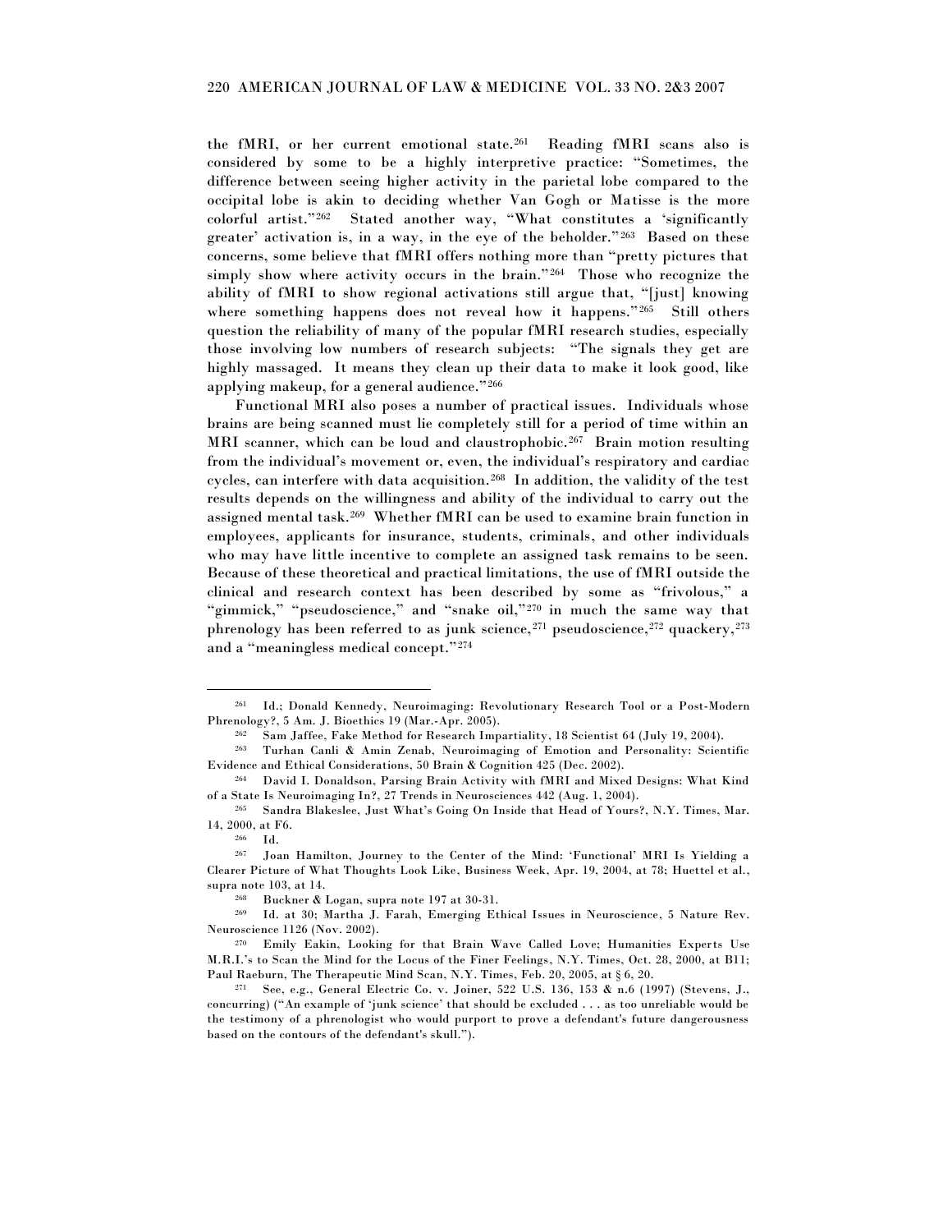the fMRI, or her current emotional state.[261] Reading fMRI scans also is considered by some to be a highly interpretive practice: "Sometimes, the difference between seeing higher activity in the parietal lobe compared to the occipital lobe is akin to deciding whether Van Gogh or Matisse is the more colorful artist."[262] Stated another way, "What constitutes a 'significantly greater' activation is, in a way, in the eye of the beholder."[263] Based on these concerns, some believe that fMRI offers nothing more than "pretty pictures that simply show where activity occurs in the brain."[264] Those who recognize the ability of fMRI to show regional activations still argue that, "[just] knowing where something happens does not reveal how it happens."[265] Still others question the reliability of many of the popular fMRI research studies, especially those involving low numbers of research subjects: "The signals they get are highly massaged. It means they clean up their data to make it look good, like applying makeup, for a general audience."[266]

Functional MRI also poses a number of practical issues. Individuals whose brains are being scanned must lie completely still for a period of time within an MRI scanner, which can be loud and claustrophobic.[267] Brain motion resulting from the individual's movement or, even, the individual's respiratory and cardiac cycles, can interfere with data acquisition.[268] In addition, the validity of the test results depends on the willingness and ability of the individual to carry out the assigned mental task.[269] Whether fMRI can be used to examine brain function in employees, applicants for insurance, students, criminals, and other individuals who may have little incentive to complete an assigned task remains to be seen. Because of these theoretical and practical limitations, the use of fMRI outside the clinical and research context has been described by some as "frivolous," a "gimmick," "pseudoscience," and "snake oil,"[270] in much the same way that phrenology has been referred to as junk science,[271] pseudoscience,[272] quackery,[273] and a "meaningless medical concept."[274]

---

[261] Id.; Donald Kennedy, Neuroimaging: Revolutionary Research Tool or a Post-Modern Phrenology?, 5 Am. J. Bioethics 19 (Mar.-Apr. 2005).

[262] Sam Jaffee, Fake Method for Research Impartiality, 18 Scientist 64 (July 19, 2004).

[263] Turhan Canli & Amin Zenab, Neuroimaging of Emotion and Personality: Scientific Evidence and Ethical Considerations, 50 Brain & Cognition 425 (Dec. 2002).

[264] David I. Donaldson, Parsing Brain Activity with fMRI and Mixed Designs: What Kind of a State Is Neuroimaging In?, 27 Trends in Neurosciences 442 (Aug. 1, 2004).

[265] Sandra Blakeslee, Just What's Going On Inside that Head of Yours?, N.Y. Times, Mar. 14, 2000, at F6.

[266] Id.

[267] Joan Hamilton, Journey to the Center of the Mind: 'Functional' MRI Is Yielding a Clearer Picture of What Thoughts Look Like, Business Week, Apr. 19, 2004, at 78; Huettel et al., supra note 103, at 14.

[268] Buckner & Logan, supra note 197 at 30-31.

[269] Id. at 30; Martha J. Farah, Emerging Ethical Issues in Neuroscience, 5 Nature Rev. Neuroscience 1126 (Nov. 2002).

[270] Emily Eakin, Looking for that Brain Wave Called Love; Humanities Experts Use M.R.I.'s to Scan the Mind for the Locus of the Finer Feelings, N.Y. Times, Oct. 28, 2000, at B11; Paul Raeburn, The Therapeutic Mind Scan, N.Y. Times, Feb. 20, 2005, at § 6, 20.

[271] See, e.g., General Electric Co. v. Joiner, 522 U.S. 136, 153 & n.6 (1997) (Stevens, J., concurring) ("An example of 'junk science' that should be excluded . . . as too unreliable would be the testimony of a phrenologist who would purport to prove a defendant's future dangerousness based on the contours of the defendant's skull.").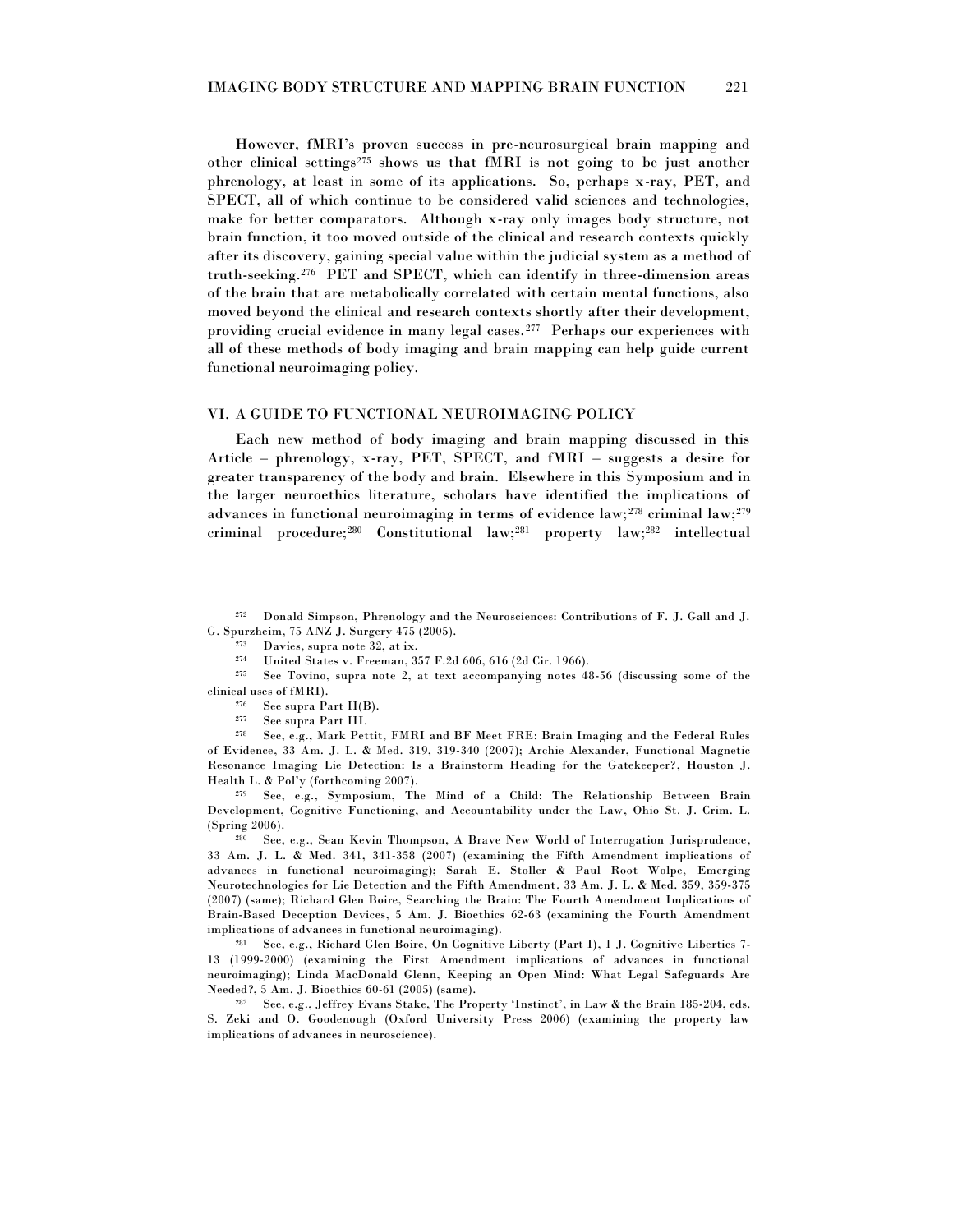However, fMRI's proven success in pre-neurosurgical brain mapping and other clinical settings[275] shows us that fMRI is not going to be just another phrenology, at least in some of its applications. So, perhaps x-ray, PET, and SPECT, all of which continue to be considered valid sciences and technologies, make for better comparators. Although x-ray only images body structure, not brain function, it too moved outside of the clinical and research contexts quickly after its discovery, gaining special value within the judicial system as a method of truth-seeking.[276] PET and SPECT, which can identify in three-dimension areas of the brain that are metabolically correlated with certain mental functions, also moved beyond the clinical and research contexts shortly after their development, providing crucial evidence in many legal cases.[277] Perhaps our experiences with all of these methods of body imaging and brain mapping can help guide current functional neuroimaging policy.

## VI. A GUIDE TO FUNCTIONAL NEUROIMAGING POLICY

Each new method of body imaging and brain mapping discussed in this Article – phrenology, x-ray, PET, SPECT, and fMRI – suggests a desire for greater transparency of the body and brain. Elsewhere in this Symposium and in the larger neuroethics literature, scholars have identified the implications of advances in functional neuroimaging in terms of evidence law;[278] criminal law;[279] criminal procedure;[280] Constitutional law;[281] property law;[282] intellectual

---

[272] Donald Simpson, Phrenology and the Neurosciences: Contributions of F. J. Gall and J. G. Spurzheim, 75 ANZ J. Surgery 475 (2005).

[273] Davies, supra note 32, at ix.

[274] United States v. Freeman, 357 F.2d 606, 616 (2d Cir. 1966).

[275] See Tovino, supra note 2, at text accompanying notes 48-56 (discussing some of the clinical uses of fMRI).

[276] See supra Part II(B).

[277] See supra Part III.

[278] See, e.g., Mark Pettit, FMRI and BF Meet FRE: Brain Imaging and the Federal Rules of Evidence, 33 Am. J. L. & Med. 319, 319-340 (2007); Archie Alexander, Functional Magnetic Resonance Imaging Lie Detection: Is a Brainstorm Heading for the Gatekeeper?, Houston J. Health L. & Pol'y (forthcoming 2007).

[279] See, e.g., Symposium, The Mind of a Child: The Relationship Between Brain Development, Cognitive Functioning, and Accountability under the Law, Ohio St. J. Crim. L. (Spring 2006).

[280] See, e.g., Sean Kevin Thompson, A Brave New World of Interrogation Jurisprudence, 33 Am. J. L. & Med. 341, 341-358 (2007) (examining the Fifth Amendment implications of advances in functional neuroimaging); Sarah E. Stoller & Paul Root Wolpe, Emerging Neurotechnologies for Lie Detection and the Fifth Amendment, 33 Am. J. L. & Med. 359, 359-375 (2007) (same); Richard Glen Boire, Searching the Brain: The Fourth Amendment Implications of Brain-Based Deception Devices, 5 Am. J. Bioethics 62-63 (examining the Fourth Amendment implications of advances in functional neuroimaging).

[281] See, e.g., Richard Glen Boire, On Cognitive Liberty (Part I), 1 J. Cognitive Liberties 7-13 (1999-2000) (examining the First Amendment implications of advances in functional neuroimaging); Linda MacDonald Glenn, Keeping an Open Mind: What Legal Safeguards Are Needed?, 5 Am. J. Bioethics 60-61 (2005) (same).

[282] See, e.g., Jeffrey Evans Stake, The Property 'Instinct', in Law & the Brain 185-204, eds. S. Zeki and O. Goodenough (Oxford University Press 2006) (examining the property law implications of advances in neuroscience).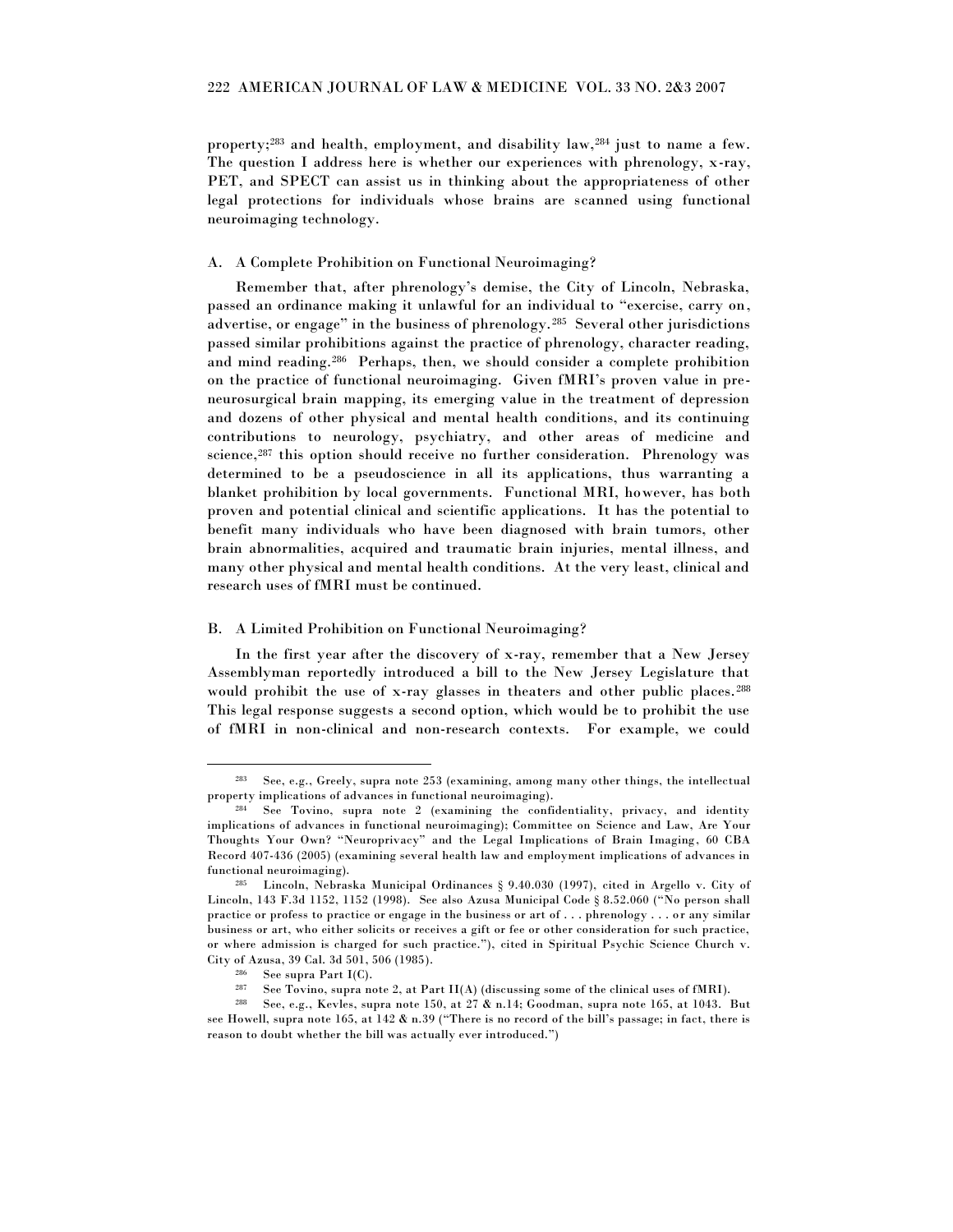property;[283] and health, employment, and disability law,[284] just to name a few. The question I address here is whether our experiences with phrenology, x-ray, PET, and SPECT can assist us in thinking about the appropriateness of other legal protections for individuals whose brains are scanned using functional neuroimaging technology.

### A. A Complete Prohibition on Functional Neuroimaging?

Remember that, after phrenology's demise, the City of Lincoln, Nebraska, passed an ordinance making it unlawful for an individual to "exercise, carry on, advertise, or engage" in the business of phrenology.[285] Several other jurisdictions passed similar prohibitions against the practice of phrenology, character reading, and mind reading.[286] Perhaps, then, we should consider a complete prohibition on the practice of functional neuroimaging. Given fMRI's proven value in pre-neurosurgical brain mapping, its emerging value in the treatment of depression and dozens of other physical and mental health conditions, and its continuing contributions to neurology, psychiatry, and other areas of medicine and science,[287] this option should receive no further consideration. Phrenology was determined to be a pseudoscience in all its applications, thus warranting a blanket prohibition by local governments. Functional MRI, however, has both proven and potential clinical and scientific applications. It has the potential to benefit many individuals who have been diagnosed with brain tumors, other brain abnormalities, acquired and traumatic brain injuries, mental illness, and many other physical and mental health conditions. At the very least, clinical and research uses of fMRI must be continued.

### B. A Limited Prohibition on Functional Neuroimaging?

In the first year after the discovery of x-ray, remember that a New Jersey Assemblyman reportedly introduced a bill to the New Jersey Legislature that would prohibit the use of x-ray glasses in theaters and other public places.[288] This legal response suggests a second option, which would be to prohibit the use of fMRI in non-clinical and non-research contexts. For example, we could

---

[283] See, e.g., Greely, supra note 253 (examining, among many other things, the intellectual property implications of advances in functional neuroimaging).

[284] See Tovino, supra note 2 (examining the confidentiality, privacy, and identity implications of advances in functional neuroimaging); Committee on Science and Law, Are Your Thoughts Your Own? "Neuroprivacy" and the Legal Implications of Brain Imaging, 60 CBA Record 407-436 (2005) (examining several health law and employment implications of advances in functional neuroimaging).

[285] Lincoln, Nebraska Municipal Ordinances § 9.40.030 (1997), cited in Argello v. City of Lincoln, 143 F.3d 1152, 1152 (1998). See also Azusa Municipal Code § 8.52.060 ("No person shall practice or profess to practice or engage in the business or art of . . . phrenology . . . or any similar business or art, who either solicits or receives a gift or fee or other consideration for such practice, or where admission is charged for such practice."), cited in Spiritual Psychic Science Church v. City of Azusa, 39 Cal. 3d 501, 506 (1985).

[286] See supra Part I(C).

[287] See Tovino, supra note 2, at Part II(A) (discussing some of the clinical uses of fMRI).

[288] See, e.g., Kevles, supra note 150, at 27 & n.14; Goodman, supra note 165, at 1043. But see Howell, supra note 165, at 142 & n.39 ("There is no record of the bill's passage; in fact, there is reason to doubt whether the bill was actually ever introduced.")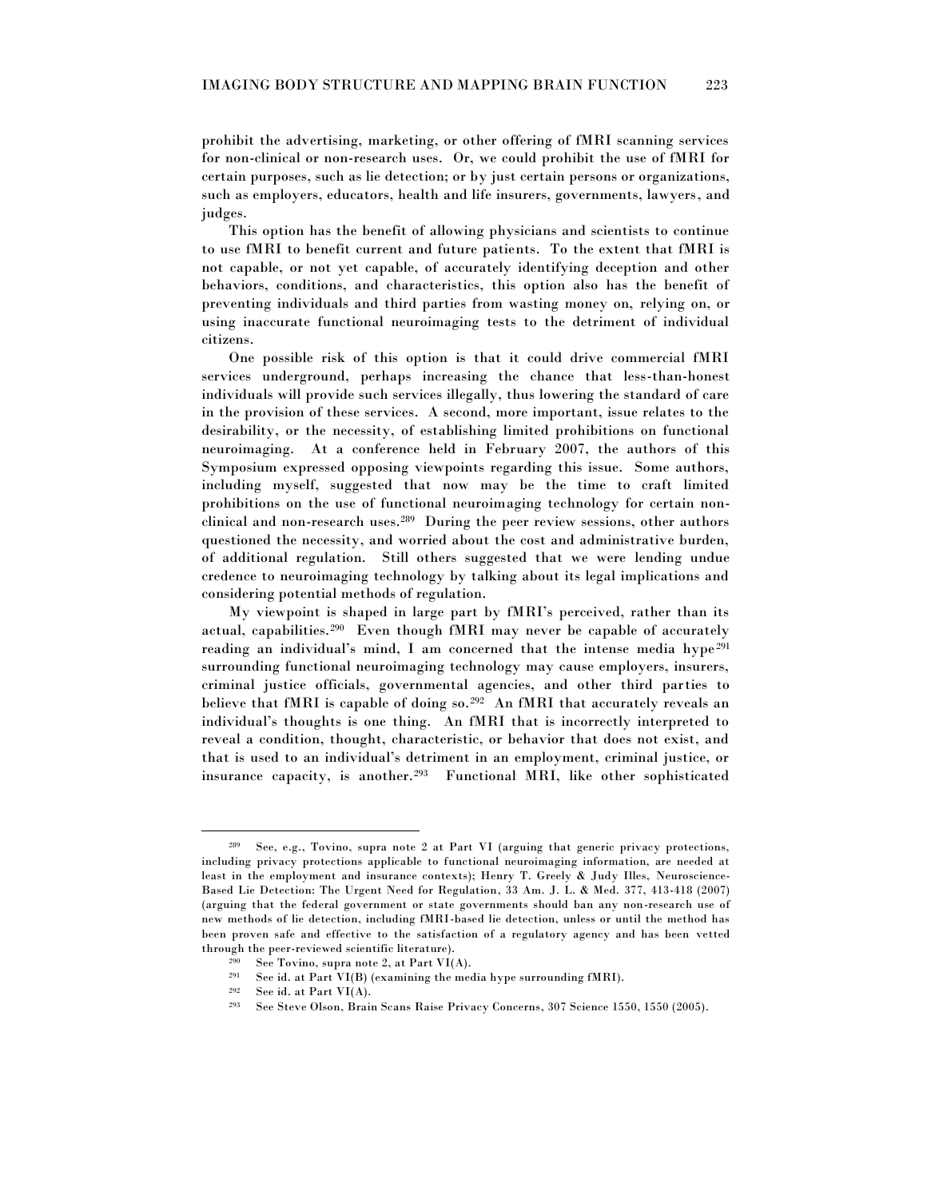prohibit the advertising, marketing, or other offering of fMRI scanning services for non-clinical or non-research uses. Or, we could prohibit the use of fMRI for certain purposes, such as lie detection; or by just certain persons or organizations, such as employers, educators, health and life insurers, governments, lawyers, and judges.

This option has the benefit of allowing physicians and scientists to continue to use fMRI to benefit current and future patients. To the extent that fMRI is not capable, or not yet capable, of accurately identifying deception and other behaviors, conditions, and characteristics, this option also has the benefit of preventing individuals and third parties from wasting money on, relying on, or using inaccurate functional neuroimaging tests to the detriment of individual citizens.

One possible risk of this option is that it could drive commercial fMRI services underground, perhaps increasing the chance that less-than-honest individuals will provide such services illegally, thus lowering the standard of care in the provision of these services. A second, more important, issue relates to the desirability, or the necessity, of establishing limited prohibitions on functional neuroimaging. At a conference held in February 2007, the authors of this Symposium expressed opposing viewpoints regarding this issue. Some authors, including myself, suggested that now may be the time to craft limited prohibitions on the use of functional neuroimaging technology for certain non-clinical and non-research uses.[289] During the peer review sessions, other authors questioned the necessity, and worried about the cost and administrative burden, of additional regulation. Still others suggested that we were lending undue credence to neuroimaging technology by talking about its legal implications and considering potential methods of regulation.

My viewpoint is shaped in large part by fMRI's perceived, rather than its actual, capabilities.[290] Even though fMRI may never be capable of accurately reading an individual's mind, I am concerned that the intense media hype[291] surrounding functional neuroimaging technology may cause employers, insurers, criminal justice officials, governmental agencies, and other third parties to believe that fMRI is capable of doing so.[292] An fMRI that accurately reveals an individual's thoughts is one thing. An fMRI that is incorrectly interpreted to reveal a condition, thought, characteristic, or behavior that does not exist, and that is used to an individual's detriment in an employment, criminal justice, or insurance capacity, is another.[293] Functional MRI, like other sophisticated

---

[289] See, e.g., Tovino, supra note 2 at Part VI (arguing that generic privacy protections, including privacy protections applicable to functional neuroimaging information, are needed at least in the employment and insurance contexts); Henry T. Greely & Judy Illes, Neuroscience-Based Lie Detection: The Urgent Need for Regulation, 33 Am. J. L. & Med. 377, 413-418 (2007) (arguing that the federal government or state governments should ban any non-research use of new methods of lie detection, including fMRI-based lie detection, unless or until the method has been proven safe and effective to the satisfaction of a regulatory agency and has been vetted through the peer-reviewed scientific literature).

[290] See Tovino, supra note 2, at Part VI(A).

[291] See id. at Part VI(B) (examining the media hype surrounding fMRI).

[292] See id. at Part VI(A).

[293] See Steve Olson, Brain Scans Raise Privacy Concerns, 307 Science 1550, 1550 (2005).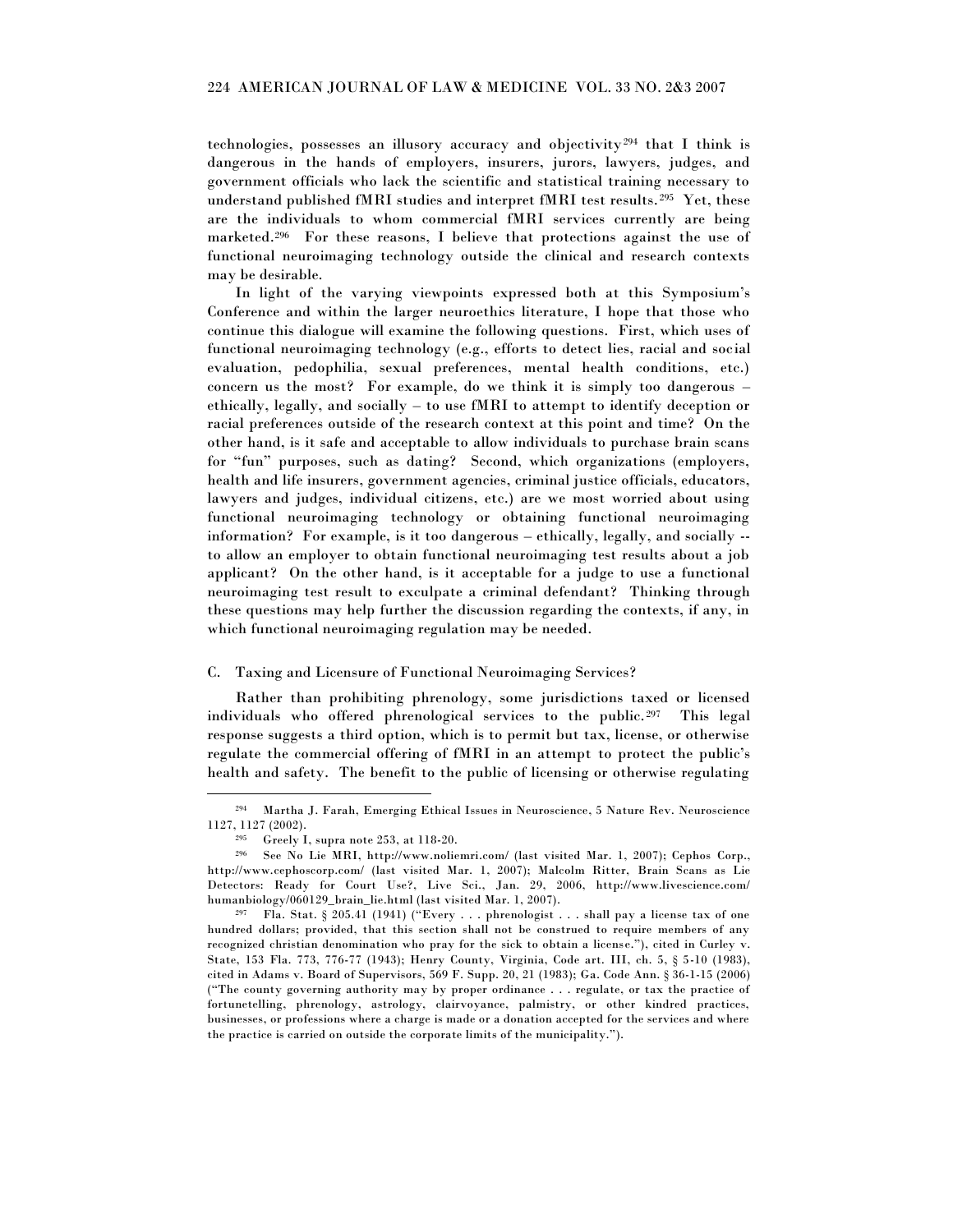technologies, possesses an illusory accuracy and objectivity[294] that I think is dangerous in the hands of employers, insurers, jurors, lawyers, judges, and government officials who lack the scientific and statistical training necessary to understand published fMRI studies and interpret fMRI test results.[295] Yet, these are the individuals to whom commercial fMRI services currently are being marketed.[296] For these reasons, I believe that protections against the use of functional neuroimaging technology outside the clinical and research contexts may be desirable.

In light of the varying viewpoints expressed both at this Symposium's Conference and within the larger neuroethics literature, I hope that those who continue this dialogue will examine the following questions. First, which uses of functional neuroimaging technology (e.g., efforts to detect lies, racial and social evaluation, pedophilia, sexual preferences, mental health conditions, etc.) concern us the most? For example, do we think it is simply too dangerous – ethically, legally, and socially – to use fMRI to attempt to identify deception or racial preferences outside of the research context at this point and time? On the other hand, is it safe and acceptable to allow individuals to purchase brain scans for "fun" purposes, such as dating? Second, which organizations (employers, health and life insurers, government agencies, criminal justice officials, educators, lawyers and judges, individual citizens, etc.) are we most worried about using functional neuroimaging technology or obtaining functional neuroimaging information? For example, is it too dangerous – ethically, legally, and socially -- to allow an employer to obtain functional neuroimaging test results about a job applicant? On the other hand, is it acceptable for a judge to use a functional neuroimaging test result to exculpate a criminal defendant? Thinking through these questions may help further the discussion regarding the contexts, if any, in which functional neuroimaging regulation may be needed.

### C. Taxing and Licensure of Functional Neuroimaging Services?

Rather than prohibiting phrenology, some jurisdictions taxed or licensed individuals who offered phrenological services to the public.[297] This legal response suggests a third option, which is to permit but tax, license, or otherwise regulate the commercial offering of fMRI in an attempt to protect the public's health and safety. The benefit to the public of licensing or otherwise regulating

---

[294] Martha J. Farah, Emerging Ethical Issues in Neuroscience, 5 Nature Rev. Neuroscience 1127, 1127 (2002).

[295] Greely I, supra note 253, at 118-20.

[296] See No Lie MRI, http://www.noliemri.com/ (last visited Mar. 1, 2007); Cephos Corp., http://www.cephoscorp.com/ (last visited Mar. 1, 2007); Malcolm Ritter, Brain Scans as Lie Detectors: Ready for Court Use?, Live Sci., Jan. 29, 2006, http://www.livescience.com/humanbiology/060129_brain_lie.html (last visited Mar. 1, 2007).

[297] Fla. Stat. § 205.41 (1941) ("Every . . . phrenologist . . . shall pay a license tax of one hundred dollars; provided, that this section shall not be construed to require members of any recognized christian denomination who pray for the sick to obtain a license."), cited in Curley v. State, 153 Fla. 773, 776-77 (1943); Henry County, Virginia, Code art. III, ch. 5, § 5-10 (1983), cited in Adams v. Board of Supervisors, 569 F. Supp. 20, 21 (1983); Ga. Code Ann. § 36-1-15 (2006) ("The county governing authority may by proper ordinance . . . regulate, or tax the practice of fortunetelling, phrenology, astrology, clairvoyance, palmistry, or other kindred practices, businesses, or professions where a charge is made or a donation accepted for the services and where the practice is carried on outside the corporate limits of the municipality.").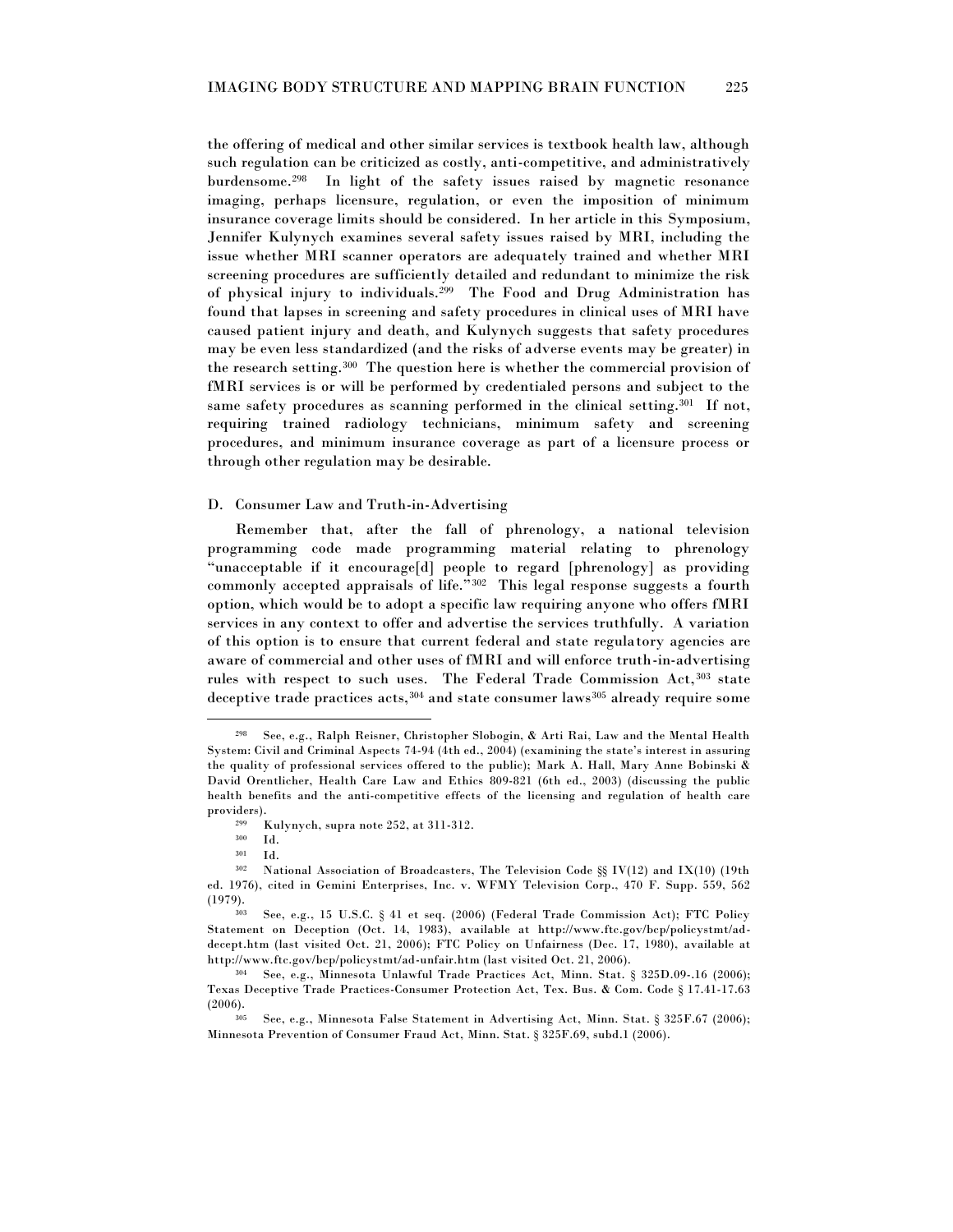the offering of medical and other similar services is textbook health law, although such regulation can be criticized as costly, anti-competitive, and administratively burdensome.[298] In light of the safety issues raised by magnetic resonance imaging, perhaps licensure, regulation, or even the imposition of minimum insurance coverage limits should be considered. In her article in this Symposium, Jennifer Kulynych examines several safety issues raised by MRI, including the issue whether MRI scanner operators are adequately trained and whether MRI screening procedures are sufficiently detailed and redundant to minimize the risk of physical injury to individuals.[299] The Food and Drug Administration has found that lapses in screening and safety procedures in clinical uses of MRI have caused patient injury and death, and Kulynych suggests that safety procedures may be even less standardized (and the risks of adverse events may be greater) in the research setting.[300] The question here is whether the commercial provision of fMRI services is or will be performed by credentialed persons and subject to the same safety procedures as scanning performed in the clinical setting.[301] If not, requiring trained radiology technicians, minimum safety and screening procedures, and minimum insurance coverage as part of a licensure process or through other regulation may be desirable.

D. Consumer Law and Truth-in-Advertising

Remember that, after the fall of phrenology, a national television programming code made programming material relating to phrenology "unacceptable if it encourage[d] people to regard [phrenology] as providing commonly accepted appraisals of life."[302] This legal response suggests a fourth option, which would be to adopt a specific law requiring anyone who offers fMRI services in any context to offer and advertise the services truthfully. A variation of this option is to ensure that current federal and state regulatory agencies are aware of commercial and other uses of fMRI and will enforce truth-in-advertising rules with respect to such uses. The Federal Trade Commission Act,[303] state deceptive trade practices acts,[304] and state consumer laws[305] already require some

---

[298] See, e.g., Ralph Reisner, Christopher Slobogin, & Arti Rai, Law and the Mental Health System: Civil and Criminal Aspects 74-94 (4th ed., 2004) (examining the state's interest in assuring the quality of professional services offered to the public); Mark A. Hall, Mary Anne Bobinski & David Orentlicher, Health Care Law and Ethics 809-821 (6th ed., 2003) (discussing the public health benefits and the anti-competitive effects of the licensing and regulation of health care providers).

[299] Kulynych, supra note 252, at 311-312.

[300] Id.

[301] Id.

[302] National Association of Broadcasters, The Television Code §§ IV(12) and IX(10) (19th ed. 1976), cited in Gemini Enterprises, Inc. v. WFMY Television Corp., 470 F. Supp. 559, 562 (1979).

[303] See, e.g., 15 U.S.C. § 41 et seq. (2006) (Federal Trade Commission Act); FTC Policy Statement on Deception (Oct. 14, 1983), available at http://www.ftc.gov/bcp/policystmt/ad-decept.htm (last visited Oct. 21, 2006); FTC Policy on Unfairness (Dec. 17, 1980), available at http://www.ftc.gov/bcp/policystmt/ad-unfair.htm (last visited Oct. 21, 2006).

[304] See, e.g., Minnesota Unlawful Trade Practices Act, Minn. Stat. § 325D.09-.16 (2006); Texas Deceptive Trade Practices-Consumer Protection Act, Tex. Bus. & Com. Code § 17.41-17.63 (2006).

[305] See, e.g., Minnesota False Statement in Advertising Act, Minn. Stat. § 325F.67 (2006); Minnesota Prevention of Consumer Fraud Act, Minn. Stat. § 325F.69, subd.1 (2006).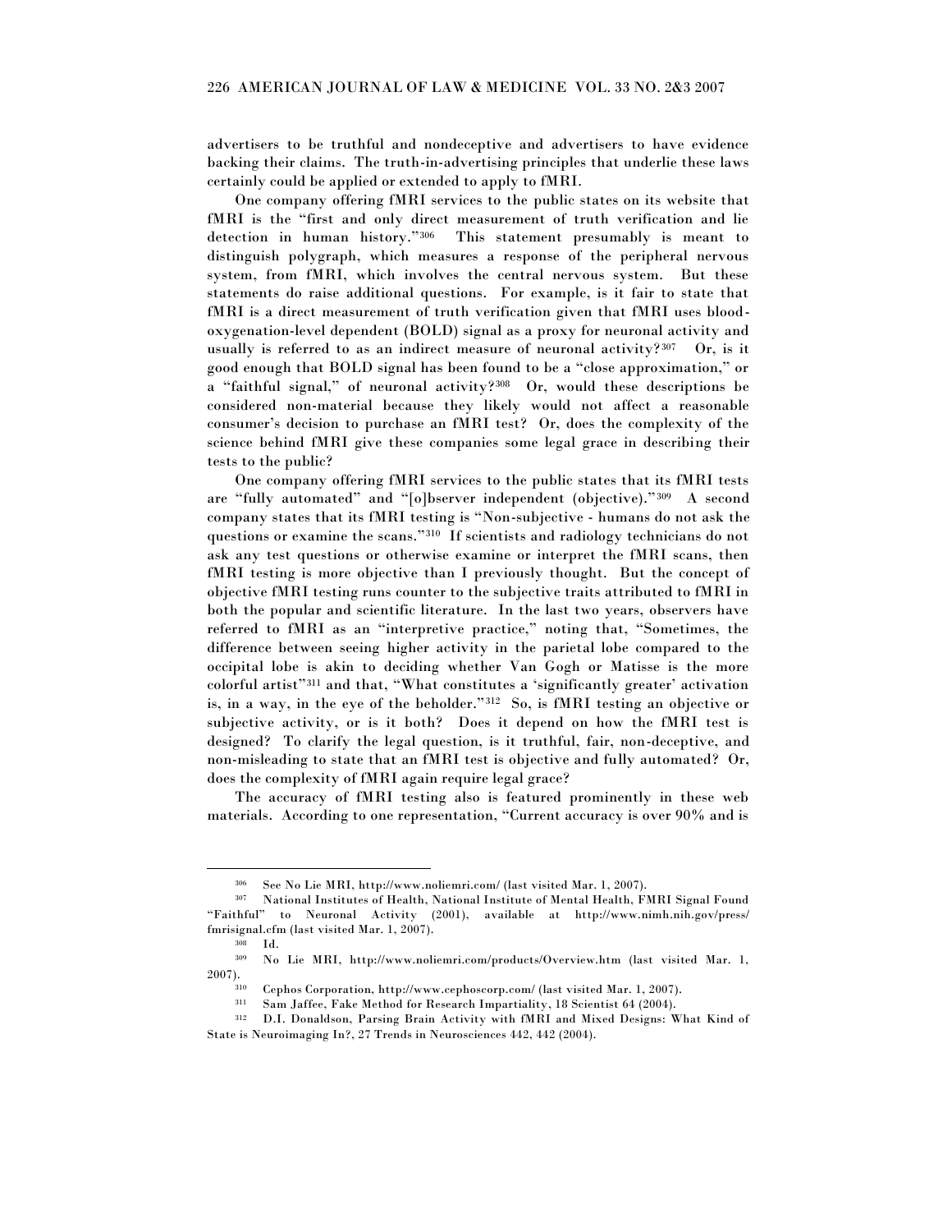advertisers to be truthful and nondeceptive and advertisers to have evidence backing their claims. The truth-in-advertising principles that underlie these laws certainly could be applied or extended to apply to fMRI.

One company offering fMRI services to the public states on its website that fMRI is the "first and only direct measurement of truth verification and lie detection in human history."[306] This statement presumably is meant to distinguish polygraph, which measures a response of the peripheral nervous system, from fMRI, which involves the central nervous system. But these statements do raise additional questions. For example, is it fair to state that fMRI is a direct measurement of truth verification given that fMRI uses blood-oxygenation-level dependent (BOLD) signal as a proxy for neuronal activity and usually is referred to as an indirect measure of neuronal activity?[307] Or, is it good enough that BOLD signal has been found to be a "close approximation," or a "faithful signal," of neuronal activity?[308] Or, would these descriptions be considered non-material because they likely would not affect a reasonable consumer's decision to purchase an fMRI test? Or, does the complexity of the science behind fMRI give these companies some legal grace in describing their tests to the public?

One company offering fMRI services to the public states that its fMRI tests are "fully automated" and "[o]bserver independent (objective)."[309] A second company states that its fMRI testing is "Non-subjective - humans do not ask the questions or examine the scans."[310] If scientists and radiology technicians do not ask any test questions or otherwise examine or interpret the fMRI scans, then fMRI testing is more objective than I previously thought. But the concept of objective fMRI testing runs counter to the subjective traits attributed to fMRI in both the popular and scientific literature. In the last two years, observers have referred to fMRI as an "interpretive practice," noting that, "Sometimes, the difference between seeing higher activity in the parietal lobe compared to the occipital lobe is akin to deciding whether Van Gogh or Matisse is the more colorful artist"[311] and that, "What constitutes a 'significantly greater' activation is, in a way, in the eye of the beholder."[312] So, is fMRI testing an objective or subjective activity, or is it both? Does it depend on how the fMRI test is designed? To clarify the legal question, is it truthful, fair, non-deceptive, and non-misleading to state that an fMRI test is objective and fully automated? Or, does the complexity of fMRI again require legal grace?

The accuracy of fMRI testing also is featured prominently in these web materials. According to one representation, "Current accuracy is over 90% and is

---

[306] See No Lie MRI, http://www.noliemri.com/ (last visited Mar. 1, 2007).

[307] National Institutes of Health, National Institute of Mental Health, FMRI Signal Found "Faithful" to Neuronal Activity (2001), available at http://www.nimh.nih.gov/press/fmrisignal.cfm (last visited Mar. 1, 2007).

[308] Id.

[309] No Lie MRI, http://www.noliemri.com/products/Overview.htm (last visited Mar. 1, 2007).

[310] Cephos Corporation, http://www.cephoscorp.com/ (last visited Mar. 1, 2007).

[311] Sam Jaffee, Fake Method for Research Impartiality, 18 Scientist 64 (2004).

[312] D.I. Donaldson, Parsing Brain Activity with fMRI and Mixed Designs: What Kind of State is Neuroimaging In?, 27 Trends in Neurosciences 442, 442 (2004).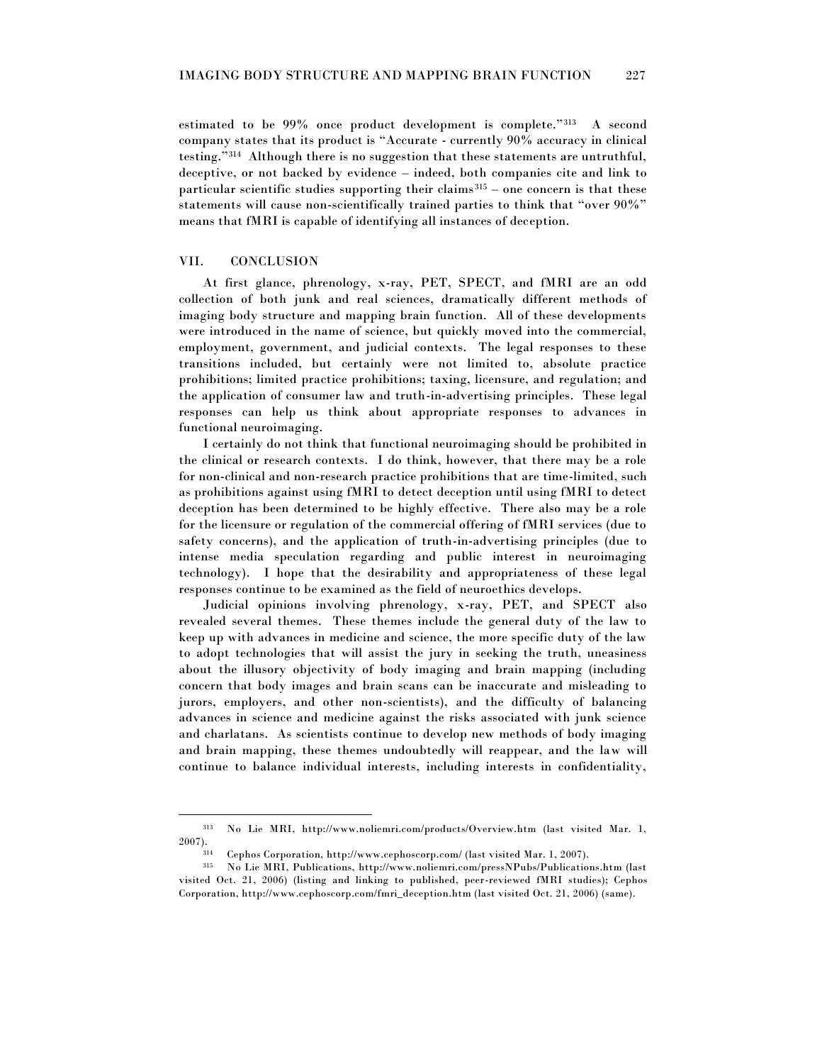estimated to be 99% once product development is complete."[313] A second company states that its product is "Accurate - currently 90% accuracy in clinical testing."[314] Although there is no suggestion that these statements are untruthful, deceptive, or not backed by evidence – indeed, both companies cite and link to particular scientific studies supporting their claims[315] – one concern is that these statements will cause non-scientifically trained parties to think that "over 90%" means that fMRI is capable of identifying all instances of deception.

## VII. CONCLUSION

At first glance, phrenology, x-ray, PET, SPECT, and fMRI are an odd collection of both junk and real sciences, dramatically different methods of imaging body structure and mapping brain function. All of these developments were introduced in the name of science, but quickly moved into the commercial, employment, government, and judicial contexts. The legal responses to these transitions included, but certainly were not limited to, absolute practice prohibitions; limited practice prohibitions; taxing, licensure, and regulation; and the application of consumer law and truth-in-advertising principles. These legal responses can help us think about appropriate responses to advances in functional neuroimaging.

I certainly do not think that functional neuroimaging should be prohibited in the clinical or research contexts. I do think, however, that there may be a role for non-clinical and non-research practice prohibitions that are time-limited, such as prohibitions against using fMRI to detect deception until using fMRI to detect deception has been determined to be highly effective. There also may be a role for the licensure or regulation of the commercial offering of fMRI services (due to safety concerns), and the application of truth-in-advertising principles (due to intense media speculation regarding and public interest in neuroimaging technology). I hope that the desirability and appropriateness of these legal responses continue to be examined as the field of neuroethics develops.

Judicial opinions involving phrenology, x-ray, PET, and SPECT also revealed several themes. These themes include the general duty of the law to keep up with advances in medicine and science, the more specific duty of the law to adopt technologies that will assist the jury in seeking the truth, uneasiness about the illusory objectivity of body imaging and brain mapping (including concern that body images and brain scans can be inaccurate and misleading to jurors, employers, and other non-scientists), and the difficulty of balancing advances in science and medicine against the risks associated with junk science and charlatans. As scientists continue to develop new methods of body imaging and brain mapping, these themes undoubtedly will reappear, and the law will continue to balance individual interests, including interests in confidentiality,

---

[313] No Lie MRI, http://www.noliemri.com/products/Overview.htm (last visited Mar. 1, 2007).

[314] Cephos Corporation, http://www.cephoscorp.com/ (last visited Mar. 1, 2007).

[315] No Lie MRI, Publications, http://www.noliemri.com/pressNPubs/Publications.htm (last visited Oct. 21, 2006) (listing and linking to published, peer-reviewed fMRI studies); Cephos Corporation, http://www.cephoscorp.com/fmri_deception.htm (last visited Oct. 21, 2006) (same).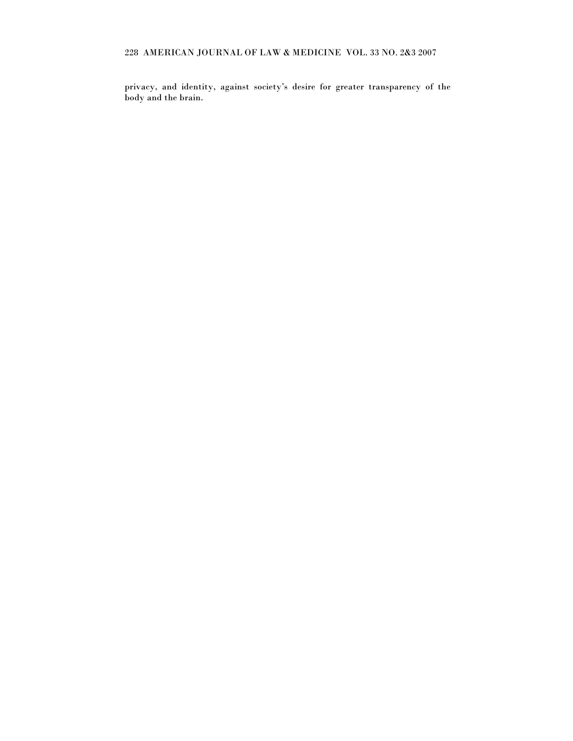privacy, and identity, against society's desire for greater transparency of the body and the brain.